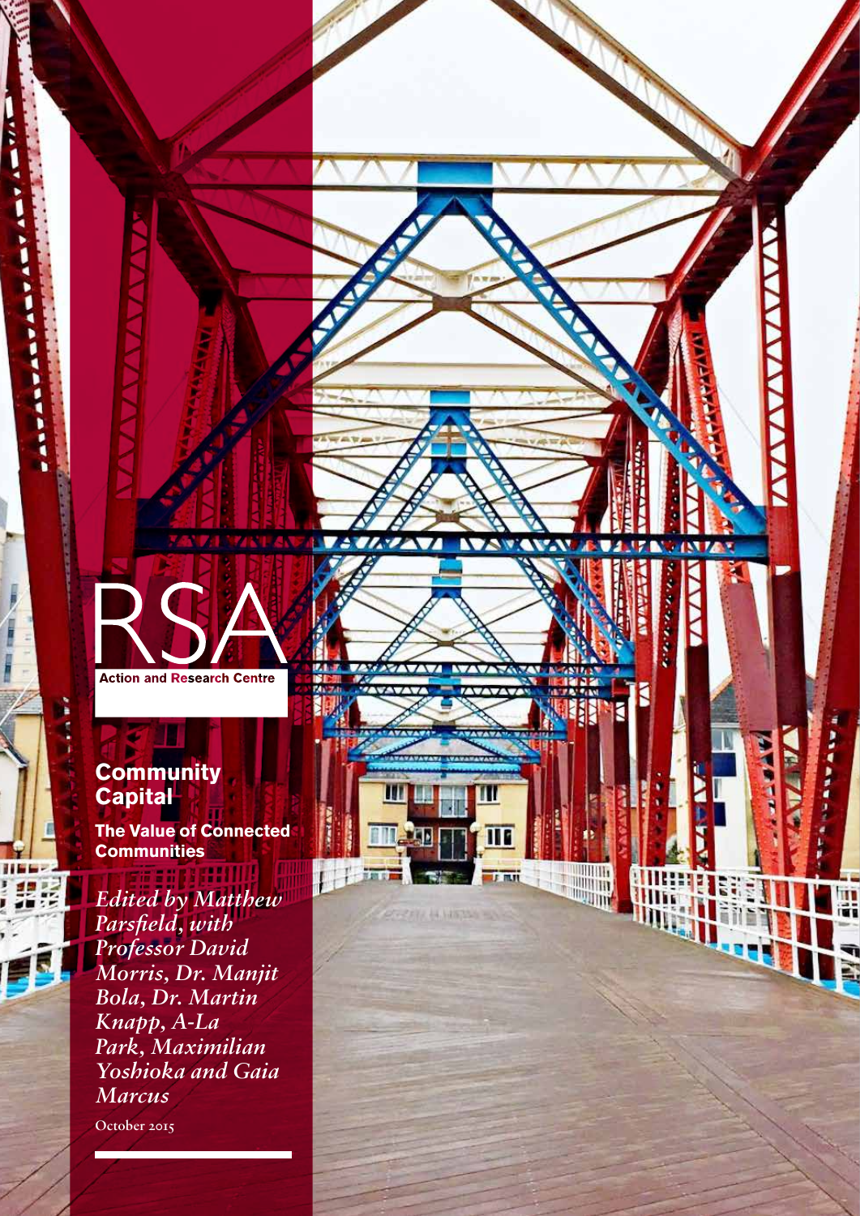RSA

Action and Research Centre

# Community Capital

## The Value of Connected Communities

*Edited by Matthew Parsfield, with Professor David Morris, Dr. Manjit Bola, Dr. Martin Knapp, A-La Park, Maximilian Yoshioka and Gaia Marcus*

October 2015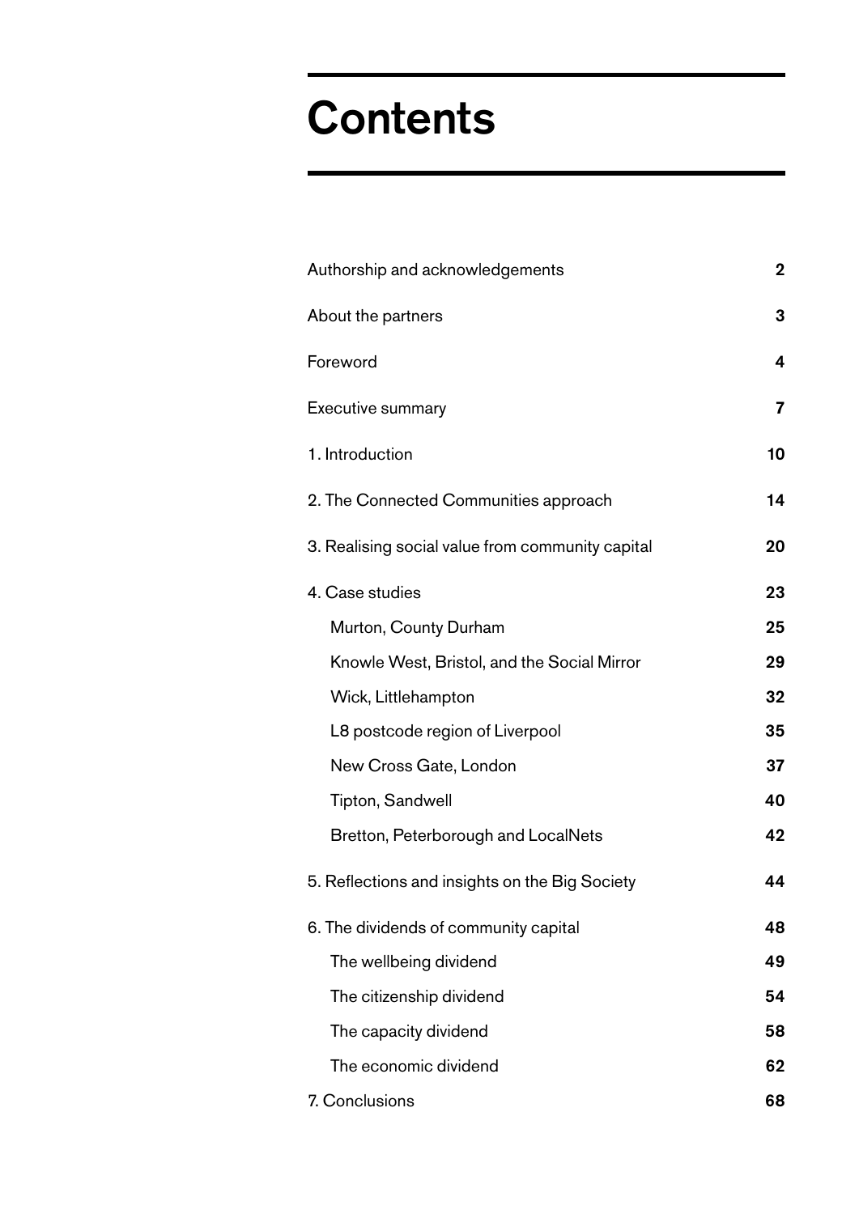# Contents

| | |
|---|---|
| Authorship and acknowledgements | **2** |
| About the partners | **3** |
| Foreword | **4** |
| Executive summary | **7** |
| 1. Introduction | **10** |
| 2. The Connected Communities approach | **14** |
| 3. Realising social value from community capital | **20** |
| 4. Case studies | **23** |
| Murton, County Durham | **25** |
| Knowle West, Bristol, and the Social Mirror | **29** |
| Wick, Littlehampton | **32** |
| L8 postcode region of Liverpool | **35** |
| New Cross Gate, London | **37** |
| Tipton, Sandwell | **40** |
| Bretton, Peterborough and LocalNets | **42** |
| 5. Reflections and insights on the Big Society | **44** |
| 6. The dividends of community capital | **48** |
| The wellbeing dividend | **49** |
| The citizenship dividend | **54** |
| The capacity dividend | **58** |
| The economic dividend | **62** |
| 7. Conclusions | **68** |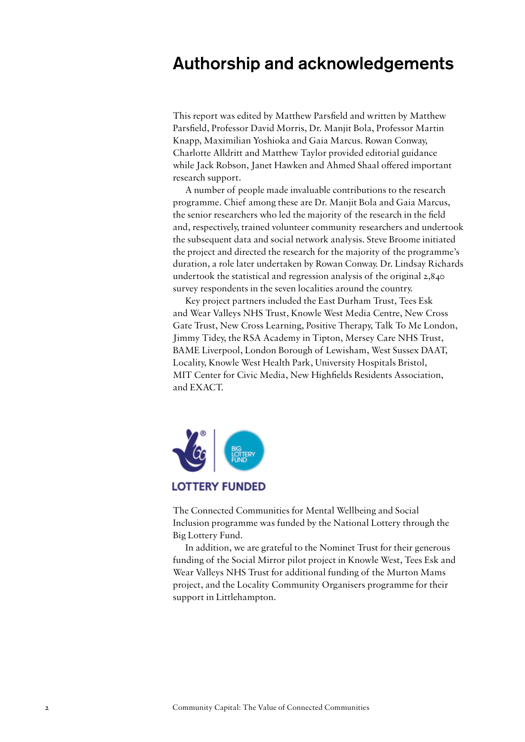# Authorship and acknowledgements

This report was edited by Matthew Parsfield and written by Matthew Parsfield, Professor David Morris, Dr. Manjit Bola, Professor Martin Knapp, Maximilian Yoshioka and Gaia Marcus. Rowan Conway, Charlotte Alldritt and Matthew Taylor provided editorial guidance while Jack Robson, Janet Hawken and Ahmed Shaal offered important research support.

A number of people made invaluable contributions to the research programme. Chief among these are Dr. Manjit Bola and Gaia Marcus, the senior researchers who led the majority of the research in the field and, respectively, trained volunteer community researchers and undertook the subsequent data and social network analysis. Steve Broome initiated the project and directed the research for the majority of the programme's duration, a role later undertaken by Rowan Conway. Dr. Lindsay Richards undertook the statistical and regression analysis of the original 2,840 survey respondents in the seven localities around the country.

Key project partners included the East Durham Trust, Tees Esk and Wear Valleys NHS Trust, Knowle West Media Centre, New Cross Gate Trust, New Cross Learning, Positive Therapy, Talk To Me London, Jimmy Tidey, the RSA Academy in Tipton, Mersey Care NHS Trust, BAME Liverpool, London Borough of Lewisham, West Sussex DAAT, Locality, Knowle West Health Park, University Hospitals Bristol, MIT Center for Civic Media, New Highfields Residents Association, and EXACT.

LOTTERY FUNDED

The Connected Communities for Mental Wellbeing and Social Inclusion programme was funded by the National Lottery through the Big Lottery Fund.

In addition, we are grateful to the Nominet Trust for their generous funding of the Social Mirror pilot project in Knowle West, Tees Esk and Wear Valleys NHS Trust for additional funding of the Murton Mams project, and the Locality Community Organisers programme for their support in Littlehampton.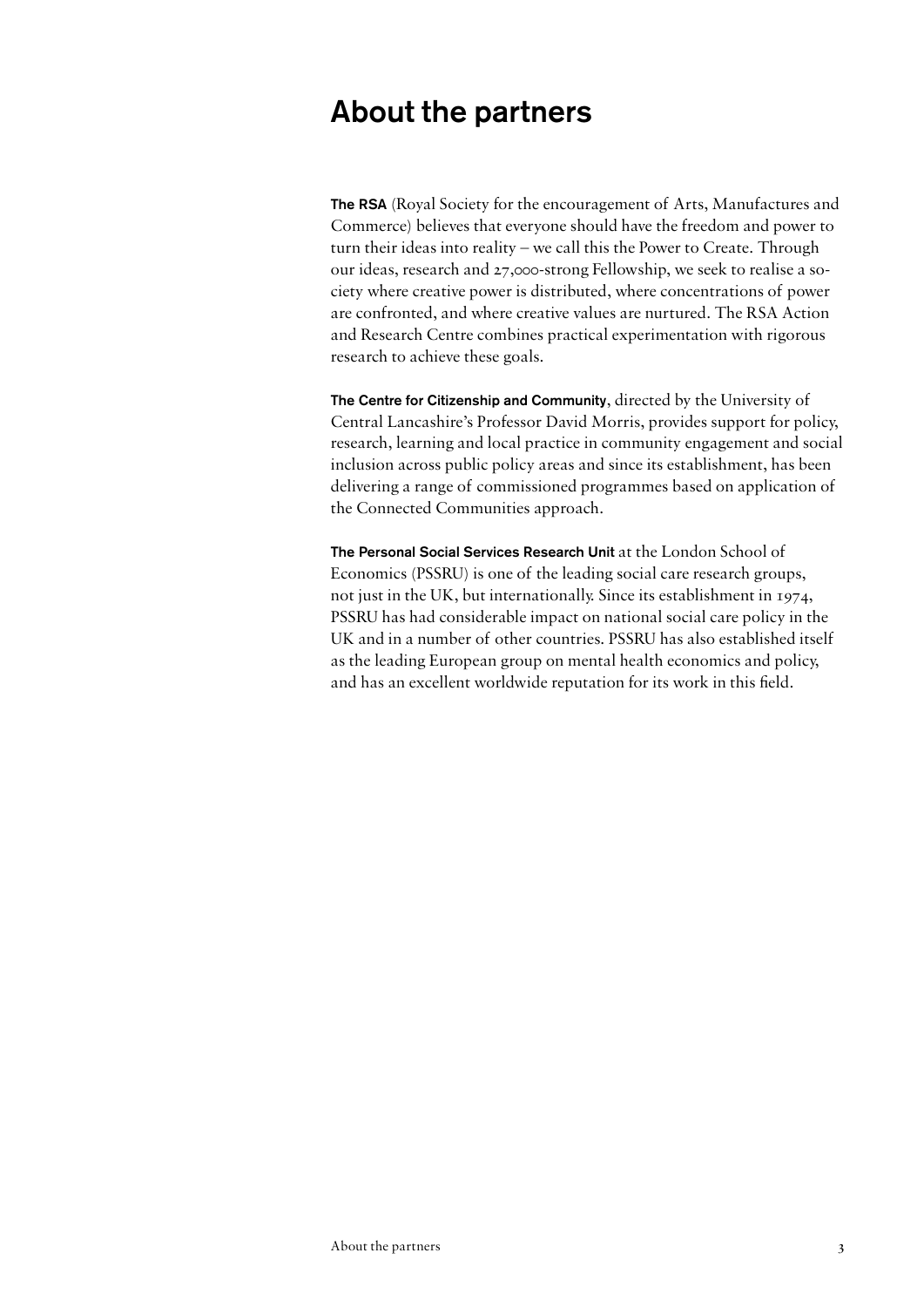# About the partners

**The RSA** (Royal Society for the encouragement of Arts, Manufactures and Commerce) believes that everyone should have the freedom and power to turn their ideas into reality – we call this the Power to Create. Through our ideas, research and 27,000-strong Fellowship, we seek to realise a society where creative power is distributed, where concentrations of power are confronted, and where creative values are nurtured. The RSA Action and Research Centre combines practical experimentation with rigorous research to achieve these goals.

**The Centre for Citizenship and Community**, directed by the University of Central Lancashire's Professor David Morris, provides support for policy, research, learning and local practice in community engagement and social inclusion across public policy areas and since its establishment, has been delivering a range of commissioned programmes based on application of the Connected Communities approach.

**The Personal Social Services Research Unit** at the London School of Economics (PSSRU) is one of the leading social care research groups, not just in the UK, but internationally. Since its establishment in 1974, PSSRU has had considerable impact on national social care policy in the UK and in a number of other countries. PSSRU has also established itself as the leading European group on mental health economics and policy, and has an excellent worldwide reputation for its work in this field.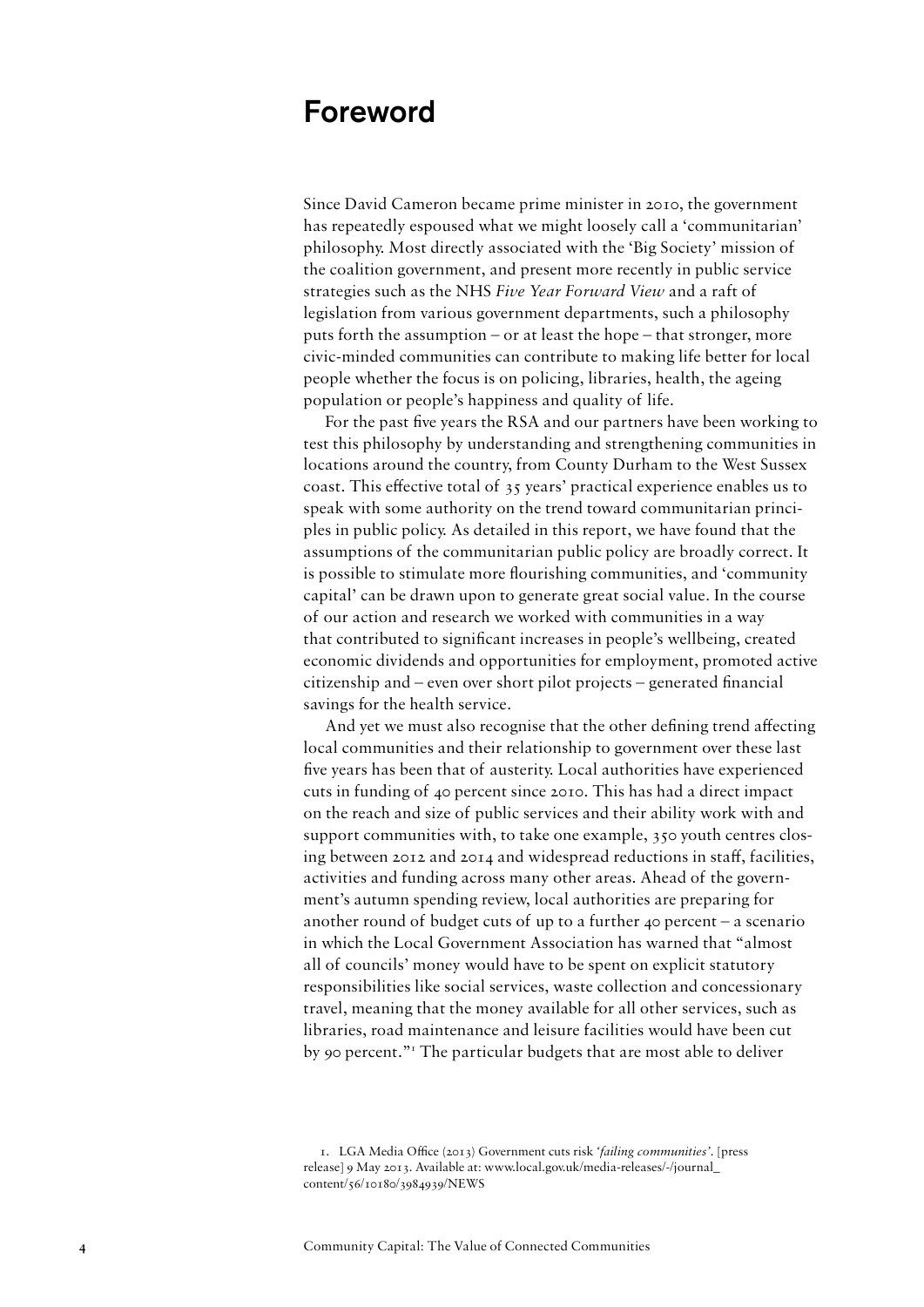# Foreword

Since David Cameron became prime minister in 2010, the government has repeatedly espoused what we might loosely call a 'communitarian' philosophy. Most directly associated with the 'Big Society' mission of the coalition government, and present more recently in public service strategies such as the NHS *Five Year Forward View* and a raft of legislation from various government departments, such a philosophy puts forth the assumption – or at least the hope – that stronger, more civic-minded communities can contribute to making life better for local people whether the focus is on policing, libraries, health, the ageing population or people's happiness and quality of life.

For the past five years the RSA and our partners have been working to test this philosophy by understanding and strengthening communities in locations around the country, from County Durham to the West Sussex coast. This effective total of 35 years' practical experience enables us to speak with some authority on the trend toward communitarian principles in public policy. As detailed in this report, we have found that the assumptions of the communitarian public policy are broadly correct. It is possible to stimulate more flourishing communities, and 'community capital' can be drawn upon to generate great social value. In the course of our action and research we worked with communities in a way that contributed to significant increases in people's wellbeing, created economic dividends and opportunities for employment, promoted active citizenship and – even over short pilot projects – generated financial savings for the health service.

And yet we must also recognise that the other defining trend affecting local communities and their relationship to government over these last five years has been that of austerity. Local authorities have experienced cuts in funding of 40 percent since 2010. This has had a direct impact on the reach and size of public services and their ability work with and support communities with, to take one example, 350 youth centres closing between 2012 and 2014 and widespread reductions in staff, facilities, activities and funding across many other areas. Ahead of the government's autumn spending review, local authorities are preparing for another round of budget cuts of up to a further 40 percent – a scenario in which the Local Government Association has warned that "almost all of councils' money would have to be spent on explicit statutory responsibilities like social services, waste collection and concessionary travel, meaning that the money available for all other services, such as libraries, road maintenance and leisure facilities would have been cut by 90 percent."[1] The particular budgets that are most able to deliver

1. LGA Media Office (2013) Government cuts risk *'failing communities'*. [press release] 9 May 2013. Available at: www.local.gov.uk/media-releases/-/journal_content/56/10180/3984939/NEWS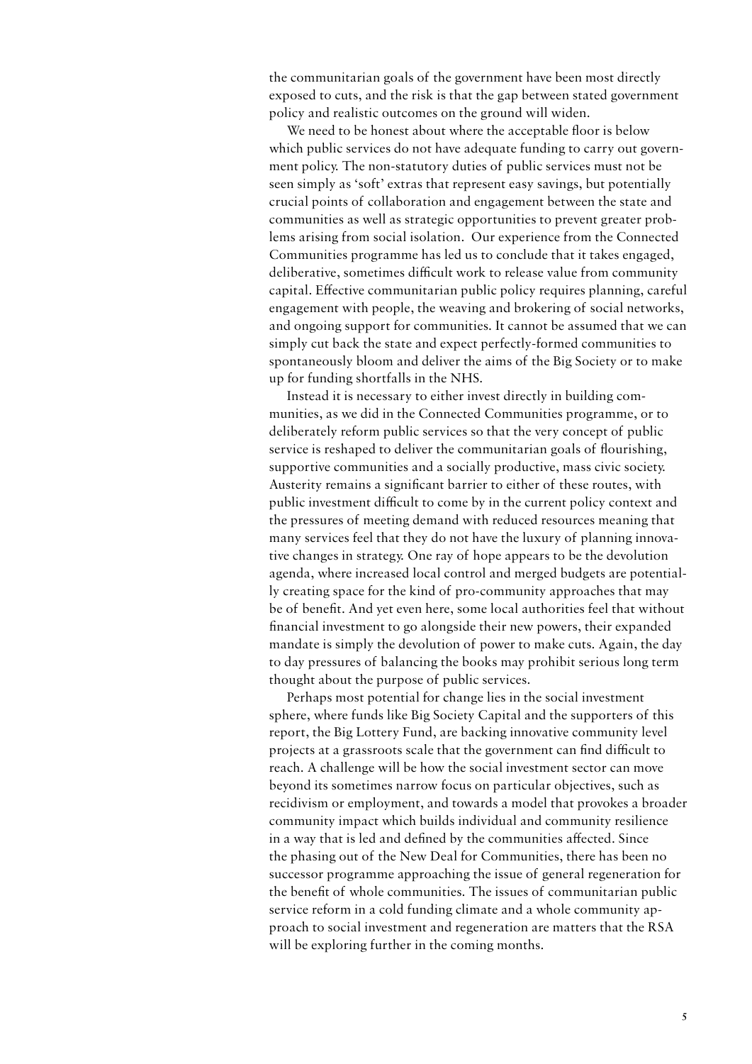the communitarian goals of the government have been most directly exposed to cuts, and the risk is that the gap between stated government policy and realistic outcomes on the ground will widen.

We need to be honest about where the acceptable floor is below which public services do not have adequate funding to carry out government policy. The non-statutory duties of public services must not be seen simply as 'soft' extras that represent easy savings, but potentially crucial points of collaboration and engagement between the state and communities as well as strategic opportunities to prevent greater problems arising from social isolation. Our experience from the Connected Communities programme has led us to conclude that it takes engaged, deliberative, sometimes difficult work to release value from community capital. Effective communitarian public policy requires planning, careful engagement with people, the weaving and brokering of social networks, and ongoing support for communities. It cannot be assumed that we can simply cut back the state and expect perfectly-formed communities to spontaneously bloom and deliver the aims of the Big Society or to make up for funding shortfalls in the NHS.

Instead it is necessary to either invest directly in building communities, as we did in the Connected Communities programme, or to deliberately reform public services so that the very concept of public service is reshaped to deliver the communitarian goals of flourishing, supportive communities and a socially productive, mass civic society. Austerity remains a significant barrier to either of these routes, with public investment difficult to come by in the current policy context and the pressures of meeting demand with reduced resources meaning that many services feel that they do not have the luxury of planning innovative changes in strategy. One ray of hope appears to be the devolution agenda, where increased local control and merged budgets are potentially creating space for the kind of pro-community approaches that may be of benefit. And yet even here, some local authorities feel that without financial investment to go alongside their new powers, their expanded mandate is simply the devolution of power to make cuts. Again, the day to day pressures of balancing the books may prohibit serious long term thought about the purpose of public services.

Perhaps most potential for change lies in the social investment sphere, where funds like Big Society Capital and the supporters of this report, the Big Lottery Fund, are backing innovative community level projects at a grassroots scale that the government can find difficult to reach. A challenge will be how the social investment sector can move beyond its sometimes narrow focus on particular objectives, such as recidivism or employment, and towards a model that provokes a broader community impact which builds individual and community resilience in a way that is led and defined by the communities affected. Since the phasing out of the New Deal for Communities, there has been no successor programme approaching the issue of general regeneration for the benefit of whole communities. The issues of communitarian public service reform in a cold funding climate and a whole community approach to social investment and regeneration are matters that the RSA will be exploring further in the coming months.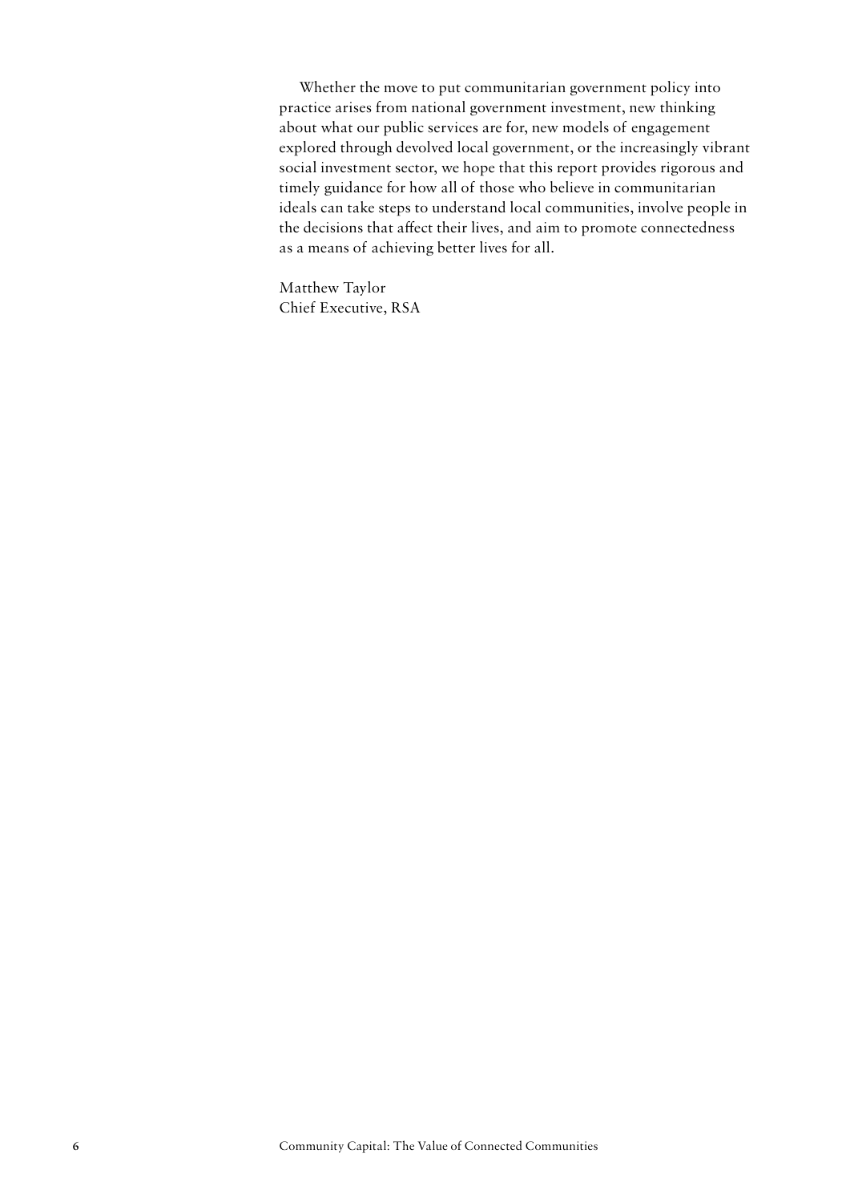Whether the move to put communitarian government policy into practice arises from national government investment, new thinking about what our public services are for, new models of engagement explored through devolved local government, or the increasingly vibrant social investment sector, we hope that this report provides rigorous and timely guidance for how all of those who believe in communitarian ideals can take steps to understand local communities, involve people in the decisions that affect their lives, and aim to promote connectedness as a means of achieving better lives for all.

Matthew Taylor
Chief Executive, RSA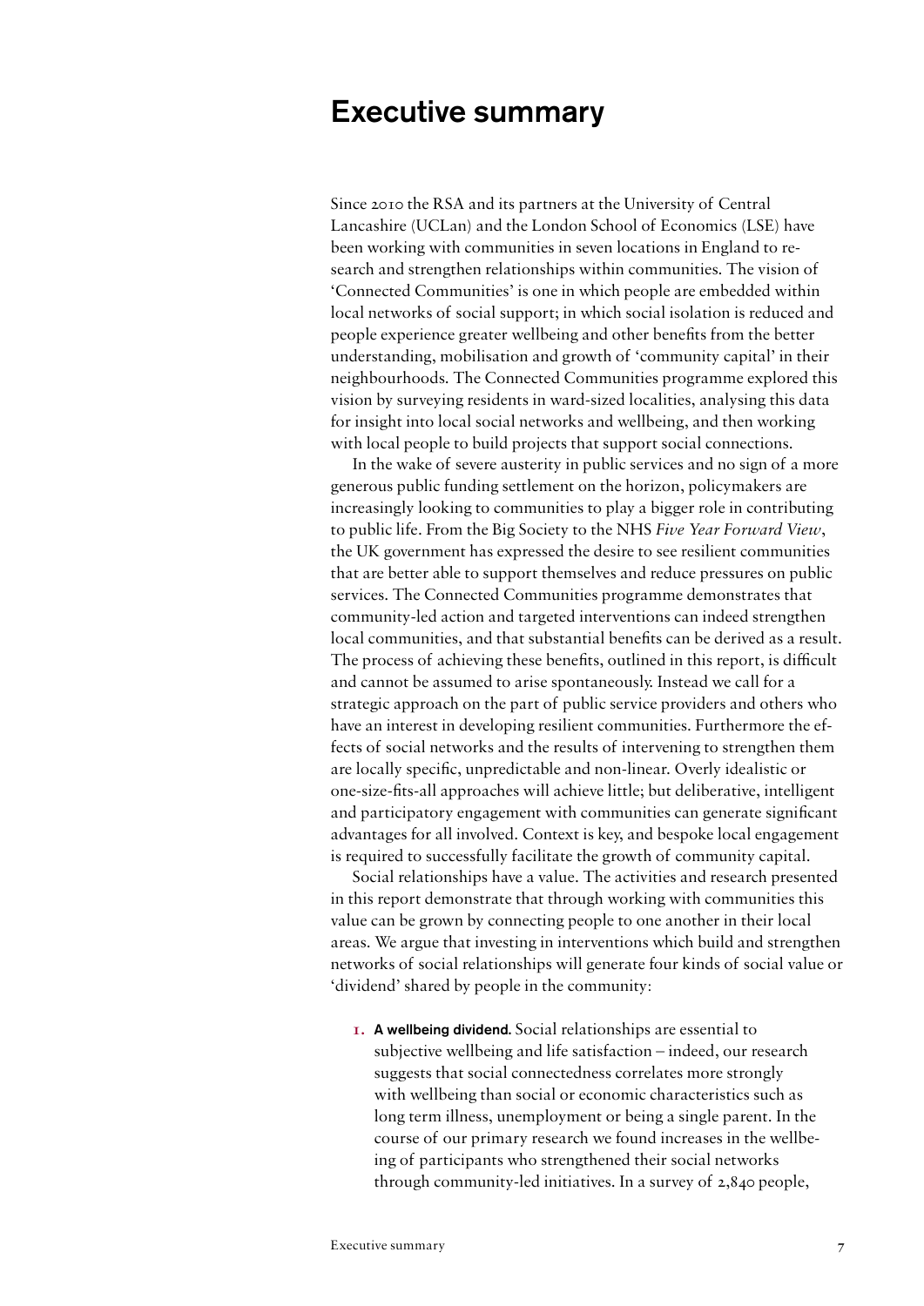# Executive summary

Since 2010 the RSA and its partners at the University of Central Lancashire (UCLan) and the London School of Economics (LSE) have been working with communities in seven locations in England to research and strengthen relationships within communities. The vision of 'Connected Communities' is one in which people are embedded within local networks of social support; in which social isolation is reduced and people experience greater wellbeing and other benefits from the better understanding, mobilisation and growth of 'community capital' in their neighbourhoods. The Connected Communities programme explored this vision by surveying residents in ward-sized localities, analysing this data for insight into local social networks and wellbeing, and then working with local people to build projects that support social connections.

In the wake of severe austerity in public services and no sign of a more generous public funding settlement on the horizon, policymakers are increasingly looking to communities to play a bigger role in contributing to public life. From the Big Society to the NHS *Five Year Forward View*, the UK government has expressed the desire to see resilient communities that are better able to support themselves and reduce pressures on public services. The Connected Communities programme demonstrates that community-led action and targeted interventions can indeed strengthen local communities, and that substantial benefits can be derived as a result. The process of achieving these benefits, outlined in this report, is difficult and cannot be assumed to arise spontaneously. Instead we call for a strategic approach on the part of public service providers and others who have an interest in developing resilient communities. Furthermore the effects of social networks and the results of intervening to strengthen them are locally specific, unpredictable and non-linear. Overly idealistic or one-size-fits-all approaches will achieve little; but deliberative, intelligent and participatory engagement with communities can generate significant advantages for all involved. Context is key, and bespoke local engagement is required to successfully facilitate the growth of community capital.

Social relationships have a value. The activities and research presented in this report demonstrate that through working with communities this value can be grown by connecting people to one another in their local areas. We argue that investing in interventions which build and strengthen networks of social relationships will generate four kinds of social value or 'dividend' shared by people in the community:

1. **A wellbeing dividend.** Social relationships are essential to subjective wellbeing and life satisfaction – indeed, our research suggests that social connectedness correlates more strongly with wellbeing than social or economic characteristics such as long term illness, unemployment or being a single parent. In the course of our primary research we found increases in the wellbeing of participants who strengthened their social networks through community-led initiatives. In a survey of 2,840 people,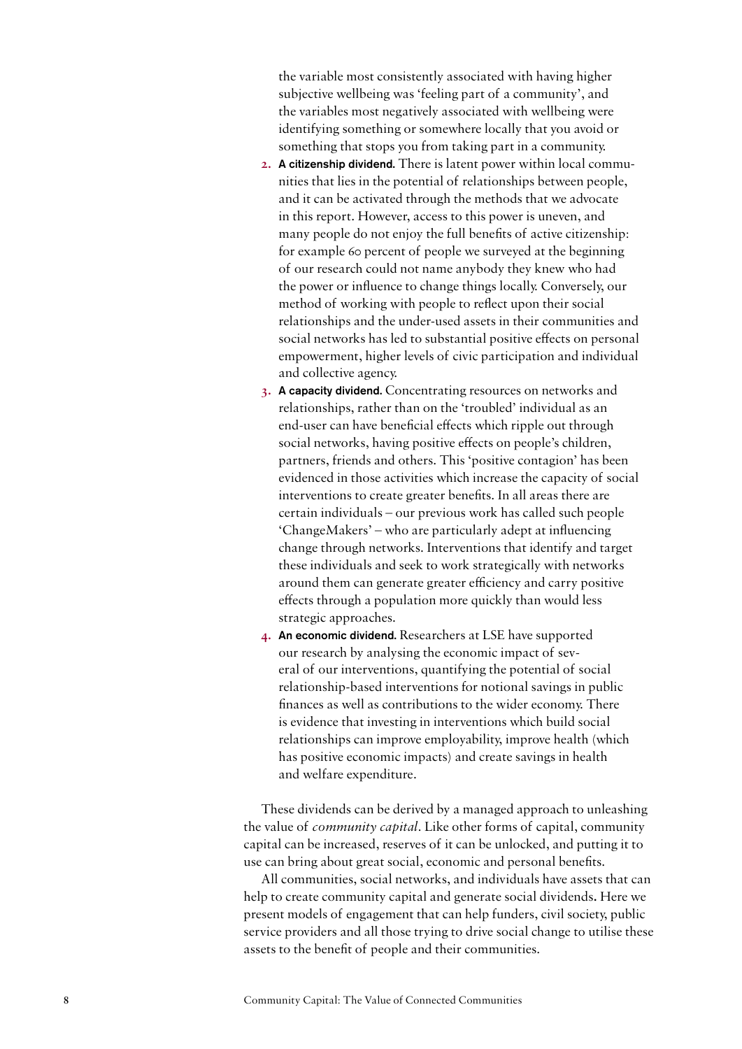the variable most consistently associated with having higher subjective wellbeing was 'feeling part of a community', and the variables most negatively associated with wellbeing were identifying something or somewhere locally that you avoid or something that stops you from taking part in a community.

2. **A citizenship dividend.** There is latent power within local communities that lies in the potential of relationships between people, and it can be activated through the methods that we advocate in this report. However, access to this power is uneven, and many people do not enjoy the full benefits of active citizenship: for example 60 percent of people we surveyed at the beginning of our research could not name anybody they knew who had the power or influence to change things locally. Conversely, our method of working with people to reflect upon their social relationships and the under-used assets in their communities and social networks has led to substantial positive effects on personal empowerment, higher levels of civic participation and individual and collective agency.
3. **A capacity dividend.** Concentrating resources on networks and relationships, rather than on the 'troubled' individual as an end-user can have beneficial effects which ripple out through social networks, having positive effects on people's children, partners, friends and others. This 'positive contagion' has been evidenced in those activities which increase the capacity of social interventions to create greater benefits. In all areas there are certain individuals – our previous work has called such people 'ChangeMakers' – who are particularly adept at influencing change through networks. Interventions that identify and target these individuals and seek to work strategically with networks around them can generate greater efficiency and carry positive effects through a population more quickly than would less strategic approaches.
4. **An economic dividend.** Researchers at LSE have supported our research by analysing the economic impact of several of our interventions, quantifying the potential of social relationship-based interventions for notional savings in public finances as well as contributions to the wider economy. There is evidence that investing in interventions which build social relationships can improve employability, improve health (which has positive economic impacts) and create savings in health and welfare expenditure.

These dividends can be derived by a managed approach to unleashing the value of *community capital*. Like other forms of capital, community capital can be increased, reserves of it can be unlocked, and putting it to use can bring about great social, economic and personal benefits.

All communities, social networks, and individuals have assets that can help to create community capital and generate social dividends. Here we present models of engagement that can help funders, civil society, public service providers and all those trying to drive social change to utilise these assets to the benefit of people and their communities.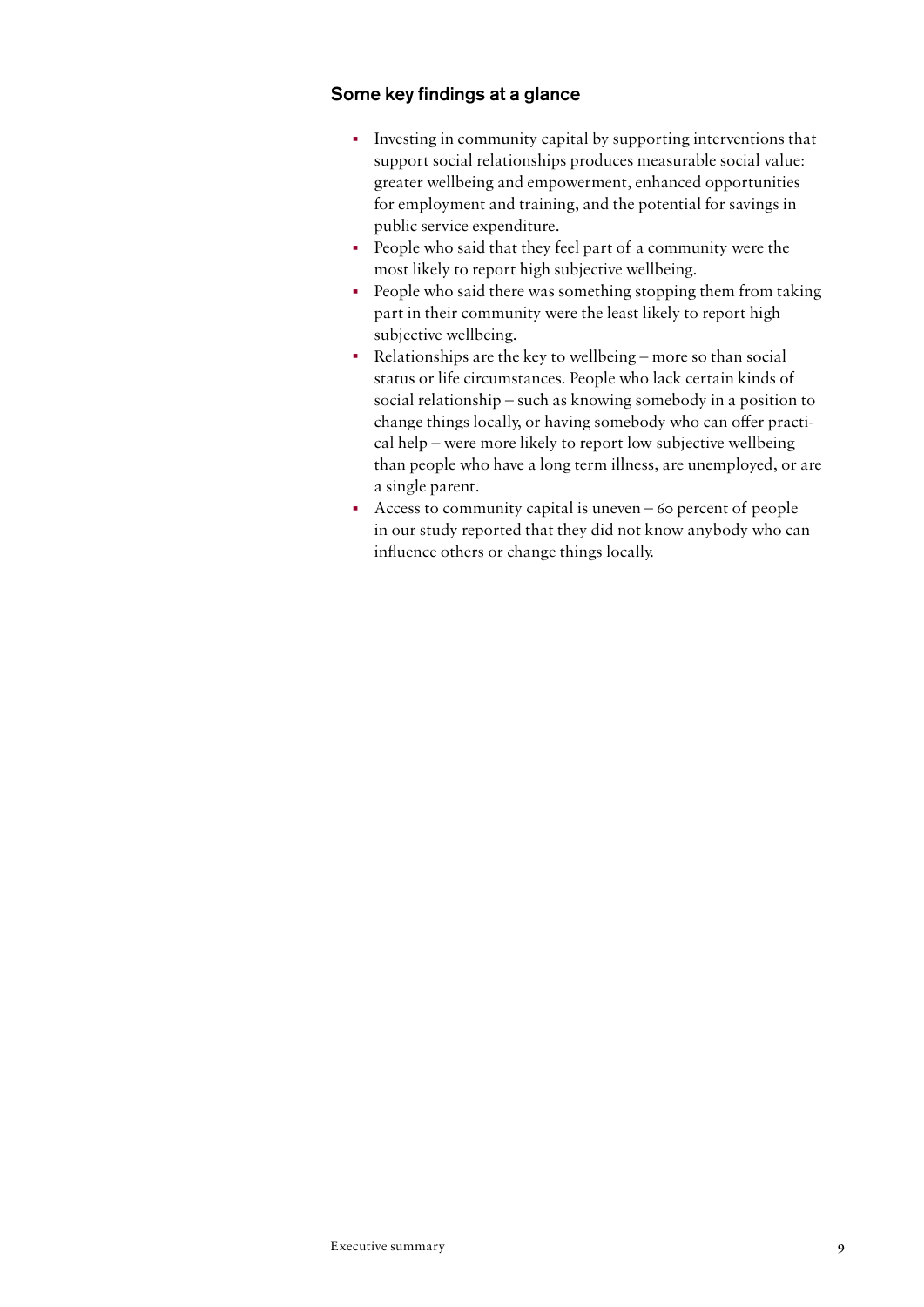### Some key findings at a glance

- Investing in community capital by supporting interventions that support social relationships produces measurable social value: greater wellbeing and empowerment, enhanced opportunities for employment and training, and the potential for savings in public service expenditure.
- People who said that they feel part of a community were the most likely to report high subjective wellbeing.
- People who said there was something stopping them from taking part in their community were the least likely to report high subjective wellbeing.
- Relationships are the key to wellbeing – more so than social status or life circumstances. People who lack certain kinds of social relationship – such as knowing somebody in a position to change things locally, or having somebody who can offer practical help – were more likely to report low subjective wellbeing than people who have a long term illness, are unemployed, or are a single parent.
- Access to community capital is uneven – 60 percent of people in our study reported that they did not know anybody who can influence others or change things locally.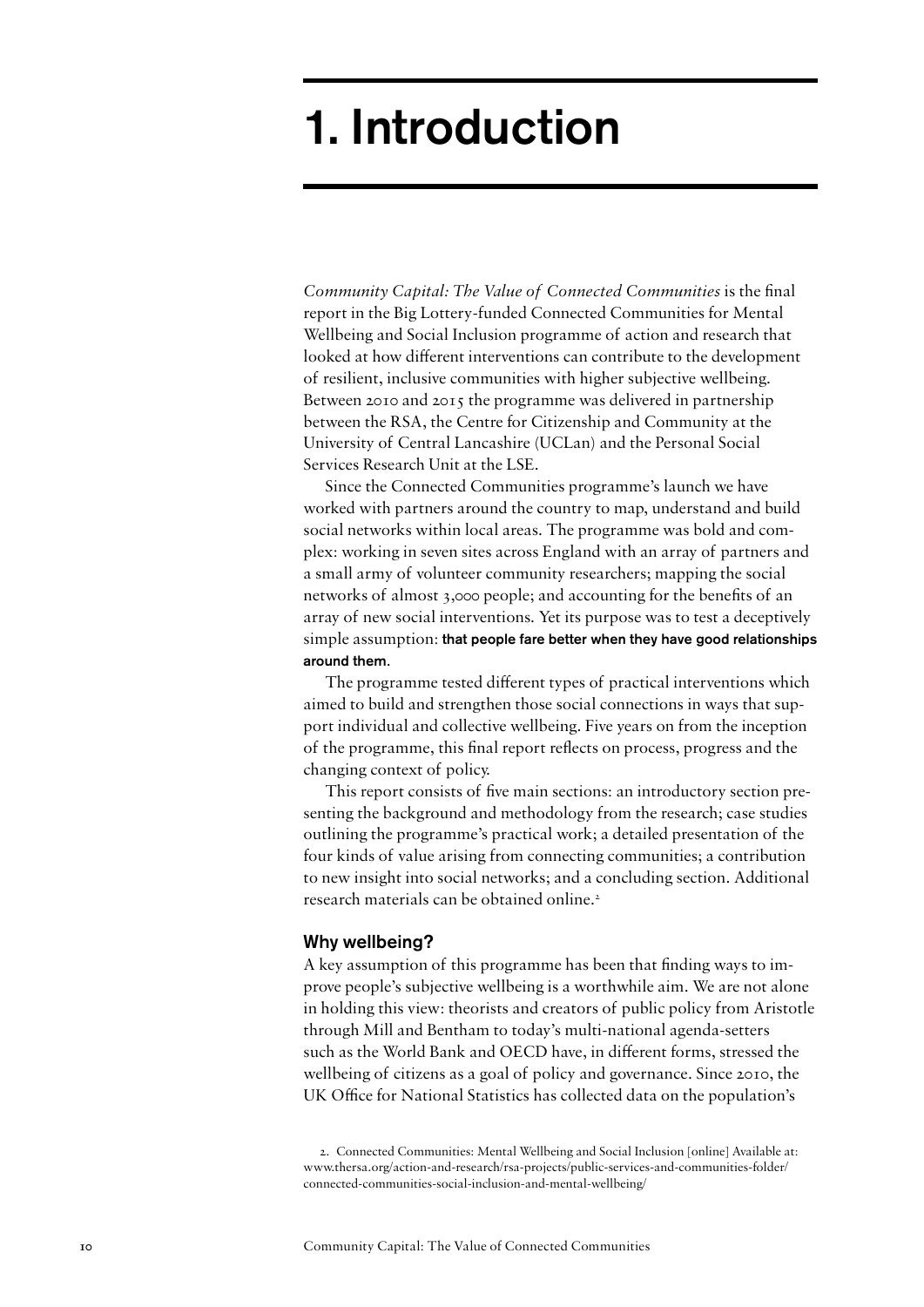# 1. Introduction

*Community Capital: The Value of Connected Communities* is the final report in the Big Lottery-funded Connected Communities for Mental Wellbeing and Social Inclusion programme of action and research that looked at how different interventions can contribute to the development of resilient, inclusive communities with higher subjective wellbeing. Between 2010 and 2015 the programme was delivered in partnership between the RSA, the Centre for Citizenship and Community at the University of Central Lancashire (UCLan) and the Personal Social Services Research Unit at the LSE.

Since the Connected Communities programme's launch we have worked with partners around the country to map, understand and build social networks within local areas. The programme was bold and complex: working in seven sites across England with an array of partners and a small army of volunteer community researchers; mapping the social networks of almost 3,000 people; and accounting for the benefits of an array of new social interventions. Yet its purpose was to test a deceptively simple assumption: **that people fare better when they have good relationships around them.**

The programme tested different types of practical interventions which aimed to build and strengthen those social connections in ways that support individual and collective wellbeing. Five years on from the inception of the programme, this final report reflects on process, progress and the changing context of policy.

This report consists of five main sections: an introductory section presenting the background and methodology from the research; case studies outlining the programme's practical work; a detailed presentation of the four kinds of value arising from connecting communities; a contribution to new insight into social networks; and a concluding section. Additional research materials can be obtained online.[2]

### Why wellbeing?

A key assumption of this programme has been that finding ways to improve people's subjective wellbeing is a worthwhile aim. We are not alone in holding this view: theorists and creators of public policy from Aristotle through Mill and Bentham to today's multi-national agenda-setters such as the World Bank and OECD have, in different forms, stressed the wellbeing of citizens as a goal of policy and governance. Since 2010, the UK Office for National Statistics has collected data on the population's

2. Connected Communities: Mental Wellbeing and Social Inclusion [online] Available at: www.thersa.org/action-and-research/rsa-projects/public-services-and-communities-folder/connected-communities-social-inclusion-and-mental-wellbeing/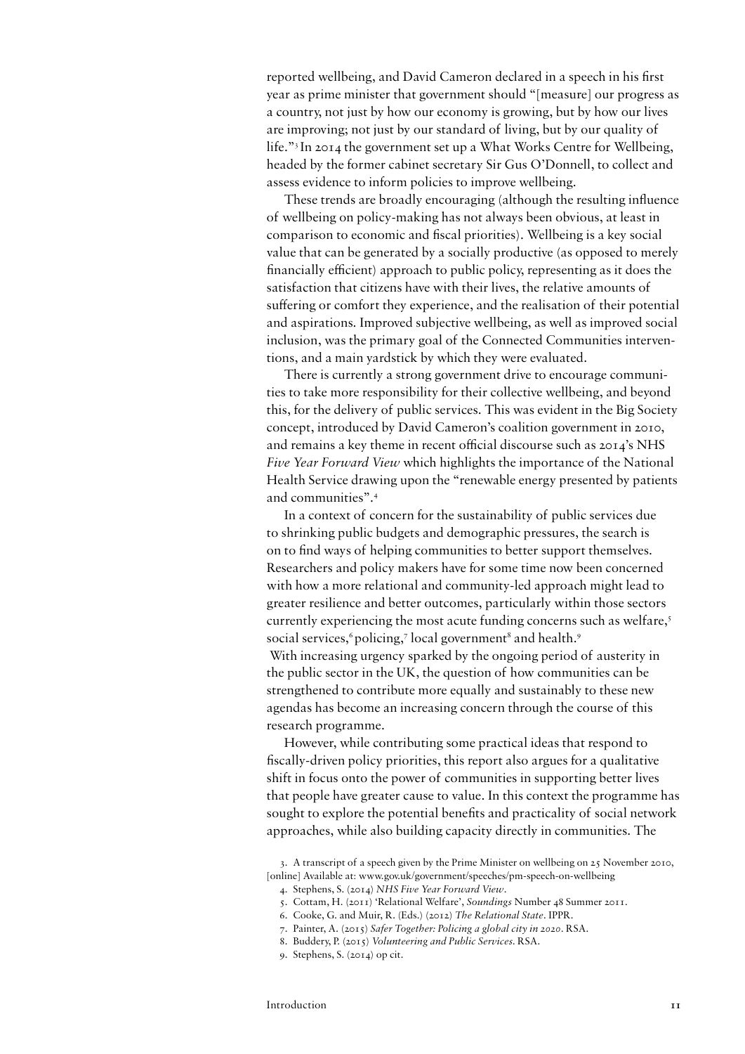reported wellbeing, and David Cameron declared in a speech in his first year as prime minister that government should "[measure] our progress as a country, not just by how our economy is growing, but by how our lives are improving; not just by our standard of living, but by our quality of life."[3] In 2014 the government set up a What Works Centre for Wellbeing, headed by the former cabinet secretary Sir Gus O'Donnell, to collect and assess evidence to inform policies to improve wellbeing.

These trends are broadly encouraging (although the resulting influence of wellbeing on policy-making has not always been obvious, at least in comparison to economic and fiscal priorities). Wellbeing is a key social value that can be generated by a socially productive (as opposed to merely financially efficient) approach to public policy, representing as it does the satisfaction that citizens have with their lives, the relative amounts of suffering or comfort they experience, and the realisation of their potential and aspirations. Improved subjective wellbeing, as well as improved social inclusion, was the primary goal of the Connected Communities interventions, and a main yardstick by which they were evaluated.

There is currently a strong government drive to encourage communities to take more responsibility for their collective wellbeing, and beyond this, for the delivery of public services. This was evident in the Big Society concept, introduced by David Cameron's coalition government in 2010, and remains a key theme in recent official discourse such as 2014's NHS *Five Year Forward View* which highlights the importance of the National Health Service drawing upon the "renewable energy presented by patients and communities".[4]

In a context of concern for the sustainability of public services due to shrinking public budgets and demographic pressures, the search is on to find ways of helping communities to better support themselves. Researchers and policy makers have for some time now been concerned with how a more relational and community-led approach might lead to greater resilience and better outcomes, particularly within those sectors currently experiencing the most acute funding concerns such as welfare,[5] social services,[6] policing,[7] local government[8] and health.[9] With increasing urgency sparked by the ongoing period of austerity in the public sector in the UK, the question of how communities can be strengthened to contribute more equally and sustainably to these new agendas has become an increasing concern through the course of this research programme.

However, while contributing some practical ideas that respond to fiscally-driven policy priorities, this report also argues for a qualitative shift in focus onto the power of communities in supporting better lives that people have greater cause to value. In this context the programme has sought to explore the potential benefits and practicality of social network approaches, while also building capacity directly in communities. The

3. A transcript of a speech given by the Prime Minister on wellbeing on 25 November 2010, [online] Available at: www.gov.uk/government/speeches/pm-speech-on-wellbeing
4. Stephens, S. (2014) *NHS Five Year Forward View*.
5. Cottam, H. (2011) 'Relational Welfare', *Soundings* Number 48 Summer 2011.
6. Cooke, G. and Muir, R. (Eds.) (2012) *The Relational State*. IPPR.
7. Painter, A. (2015) *Safer Together: Policing a global city in 2020*. RSA.
8. Buddery, P. (2015) *Volunteering and Public Services*. RSA.
9. Stephens, S. (2014) op cit.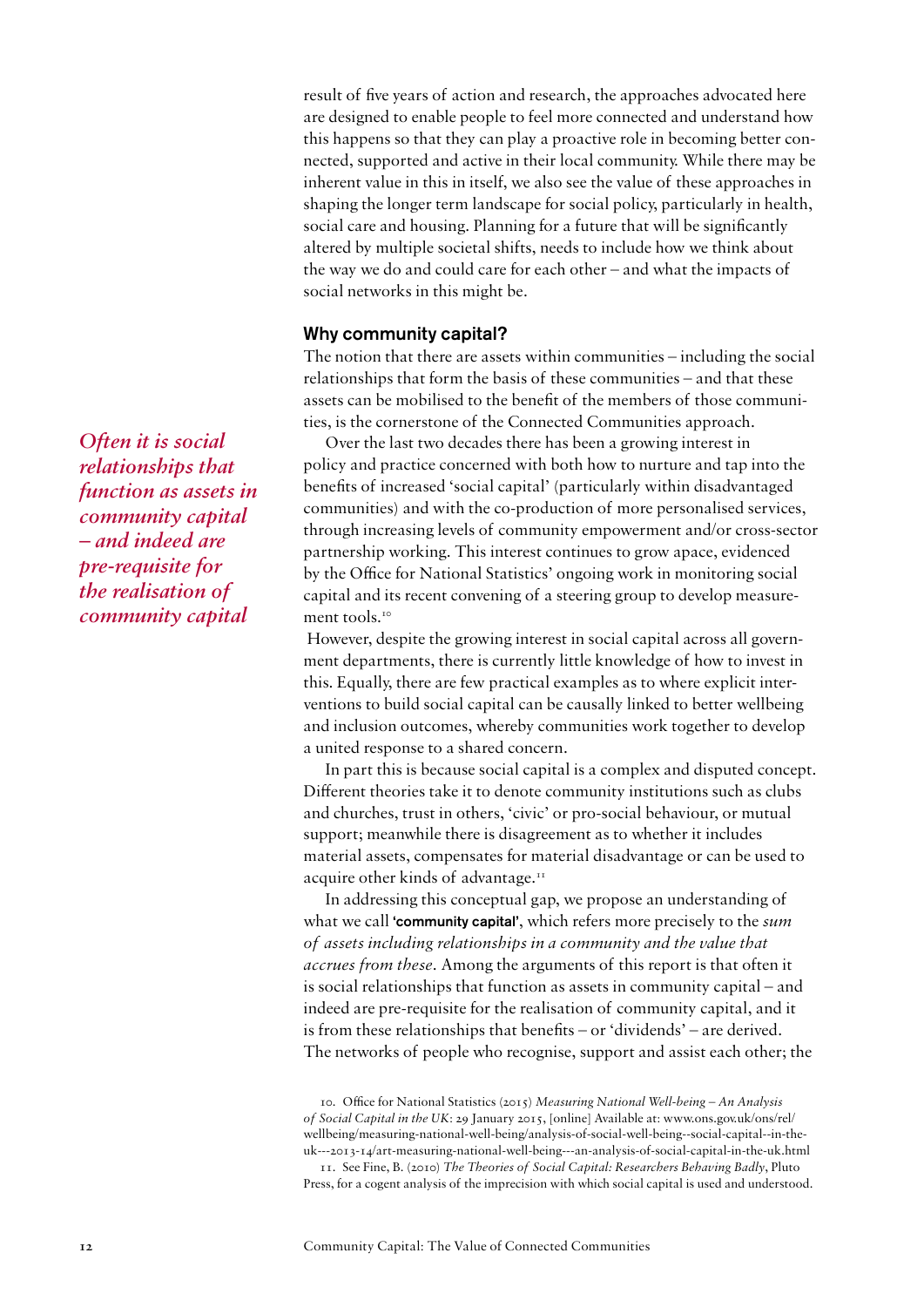result of five years of action and research, the approaches advocated here are designed to enable people to feel more connected and understand how this happens so that they can play a proactive role in becoming better connected, supported and active in their local community. While there may be inherent value in this in itself, we also see the value of these approaches in shaping the longer term landscape for social policy, particularly in health, social care and housing. Planning for a future that will be significantly altered by multiple societal shifts, needs to include how we think about the way we do and could care for each other – and what the impacts of social networks in this might be.

## Why community capital?

The notion that there are assets within communities – including the social relationships that form the basis of these communities – and that these assets can be mobilised to the benefit of the members of those communities, is the cornerstone of the Connected Communities approach.

*Often it is social relationships that function as assets in community capital – and indeed are pre-requisite for the realisation of community capital*

Over the last two decades there has been a growing interest in policy and practice concerned with both how to nurture and tap into the benefits of increased 'social capital' (particularly within disadvantaged communities) and with the co-production of more personalised services, through increasing levels of community empowerment and/or cross-sector partnership working. This interest continues to grow apace, evidenced by the Office for National Statistics' ongoing work in monitoring social capital and its recent convening of a steering group to develop measurement tools.[10]

However, despite the growing interest in social capital across all government departments, there is currently little knowledge of how to invest in this. Equally, there are few practical examples as to where explicit interventions to build social capital can be causally linked to better wellbeing and inclusion outcomes, whereby communities work together to develop a united response to a shared concern.

In part this is because social capital is a complex and disputed concept. Different theories take it to denote community institutions such as clubs and churches, trust in others, 'civic' or pro-social behaviour, or mutual support; meanwhile there is disagreement as to whether it includes material assets, compensates for material disadvantage or can be used to acquire other kinds of advantage.[11]

In addressing this conceptual gap, we propose an understanding of what we call **'community capital'**, which refers more precisely to the *sum of assets including relationships in a community and the value that accrues from these*. Among the arguments of this report is that often it is social relationships that function as assets in community capital – and indeed are pre-requisite for the realisation of community capital, and it is from these relationships that benefits – or 'dividends' – are derived. The networks of people who recognise, support and assist each other; the

10. Office for National Statistics (2015) *Measuring National Well-being – An Analysis of Social Capital in the UK*: 29 January 2015, [online] Available at: www.ons.gov.uk/ons/rel/wellbeing/measuring-national-well-being/analysis-of-social-well-being--social-capital--in-the-uk---2013-14/art-measuring-national-well-being---an-analysis-of-social-capital-in-the-uk.html

11. See Fine, B. (2010) *The Theories of Social Capital: Researchers Behaving Badly*, Pluto Press, for a cogent analysis of the imprecision with which social capital is used and understood.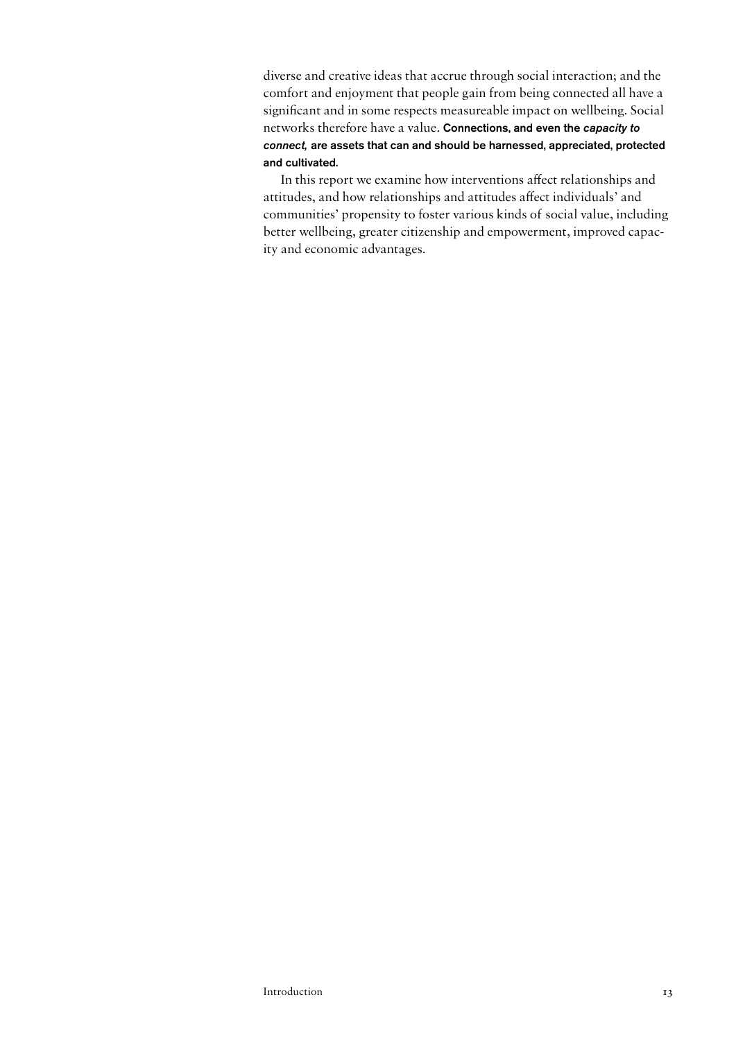diverse and creative ideas that accrue through social interaction; and the comfort and enjoyment that people gain from being connected all have a significant and in some respects measureable impact on wellbeing. Social networks therefore have a value. **Connections, and even the *capacity to connect,* are assets that can and should be harnessed, appreciated, protected and cultivated.**

In this report we examine how interventions affect relationships and attitudes, and how relationships and attitudes affect individuals' and communities' propensity to foster various kinds of social value, including better wellbeing, greater citizenship and empowerment, improved capacity and economic advantages.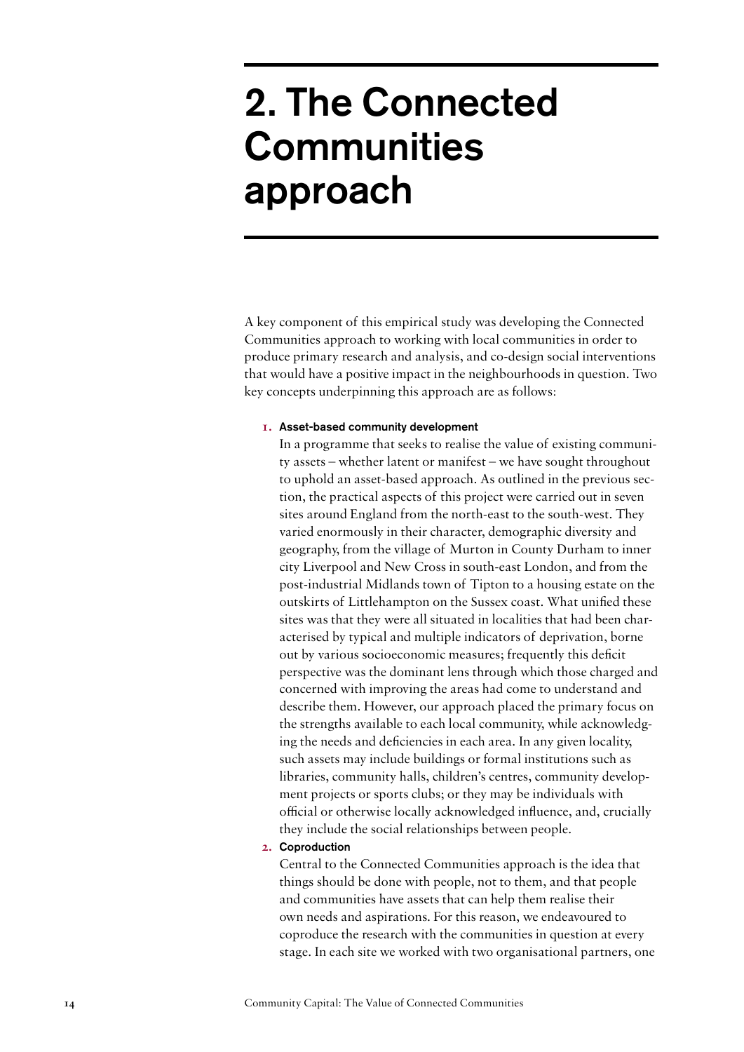# 2. The Connected Communities approach

A key component of this empirical study was developing the Connected Communities approach to working with local communities in order to produce primary research and analysis, and co-design social interventions that would have a positive impact in the neighbourhoods in question. Two key concepts underpinning this approach are as follows:

1. **Asset-based community development**

   In a programme that seeks to realise the value of existing community assets – whether latent or manifest – we have sought throughout to uphold an asset-based approach. As outlined in the previous section, the practical aspects of this project were carried out in seven sites around England from the north-east to the south-west. They varied enormously in their character, demographic diversity and geography, from the village of Murton in County Durham to inner city Liverpool and New Cross in south-east London, and from the post-industrial Midlands town of Tipton to a housing estate on the outskirts of Littlehampton on the Sussex coast. What unified these sites was that they were all situated in localities that had been characterised by typical and multiple indicators of deprivation, borne out by various socioeconomic measures; frequently this deficit perspective was the dominant lens through which those charged and concerned with improving the areas had come to understand and describe them. However, our approach placed the primary focus on the strengths available to each local community, while acknowledging the needs and deficiencies in each area. In any given locality, such assets may include buildings or formal institutions such as libraries, community halls, children's centres, community development projects or sports clubs; or they may be individuals with official or otherwise locally acknowledged influence, and, crucially they include the social relationships between people.

2. **Coproduction**

   Central to the Connected Communities approach is the idea that things should be done with people, not to them, and that people and communities have assets that can help them realise their own needs and aspirations. For this reason, we endeavoured to coproduce the research with the communities in question at every stage. In each site we worked with two organisational partners, one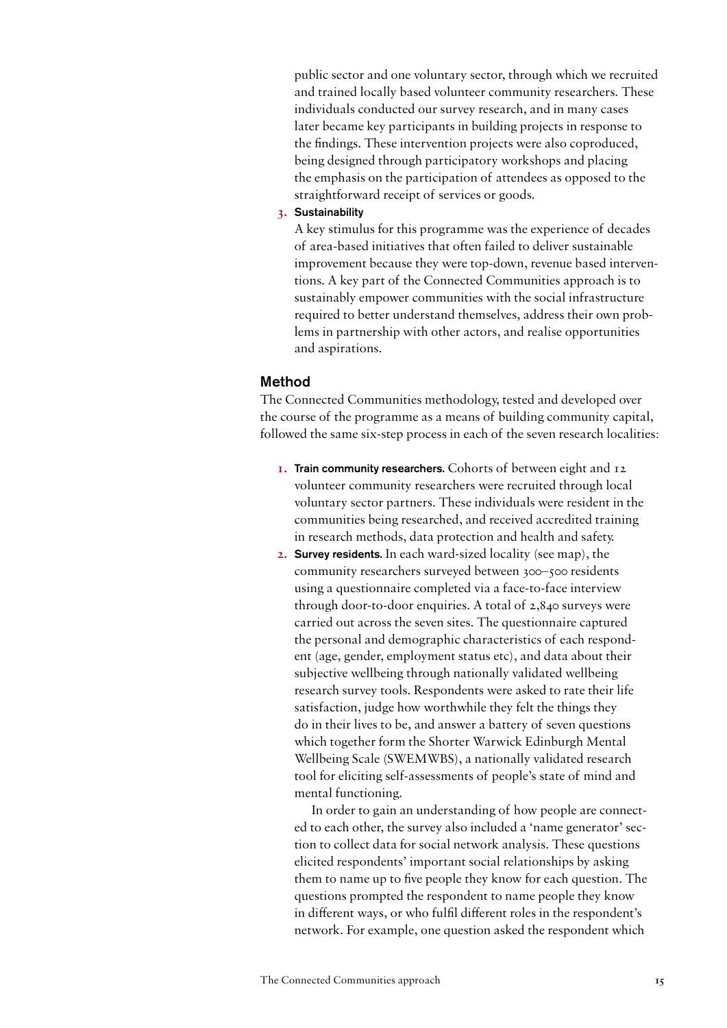public sector and one voluntary sector, through which we recruited and trained locally based volunteer community researchers. These individuals conducted our survey research, and in many cases later became key participants in building projects in response to the findings. These intervention projects were also coproduced, being designed through participatory workshops and placing the emphasis on the participation of attendees as opposed to the straightforward receipt of services or goods.

3. **Sustainability**
   
   A key stimulus for this programme was the experience of decades of area-based initiatives that often failed to deliver sustainable improvement because they were top-down, revenue based interventions. A key part of the Connected Communities approach is to sustainably empower communities with the social infrastructure required to better understand themselves, address their own problems in partnership with other actors, and realise opportunities and aspirations.

## Method

The Connected Communities methodology, tested and developed over the course of the programme as a means of building community capital, followed the same six-step process in each of the seven research localities:

1. **Train community researchers.** Cohorts of between eight and 12 volunteer community researchers were recruited through local voluntary sector partners. These individuals were resident in the communities being researched, and received accredited training in research methods, data protection and health and safety.
2. **Survey residents.** In each ward-sized locality (see map), the community researchers surveyed between 300–500 residents using a questionnaire completed via a face-to-face interview through door-to-door enquiries. A total of 2,840 surveys were carried out across the seven sites. The questionnaire captured the personal and demographic characteristics of each respondent (age, gender, employment status etc), and data about their subjective wellbeing through nationally validated wellbeing research survey tools. Respondents were asked to rate their life satisfaction, judge how worthwhile they felt the things they do in their lives to be, and answer a battery of seven questions which together form the Shorter Warwick Edinburgh Mental Wellbeing Scale (SWEMWBS), a nationally validated research tool for eliciting self-assessments of people's state of mind and mental functioning.

   In order to gain an understanding of how people are connected to each other, the survey also included a 'name generator' section to collect data for social network analysis. These questions elicited respondents' important social relationships by asking them to name up to five people they know for each question. The questions prompted the respondent to name people they know in different ways, or who fulfil different roles in the respondent's network. For example, one question asked the respondent which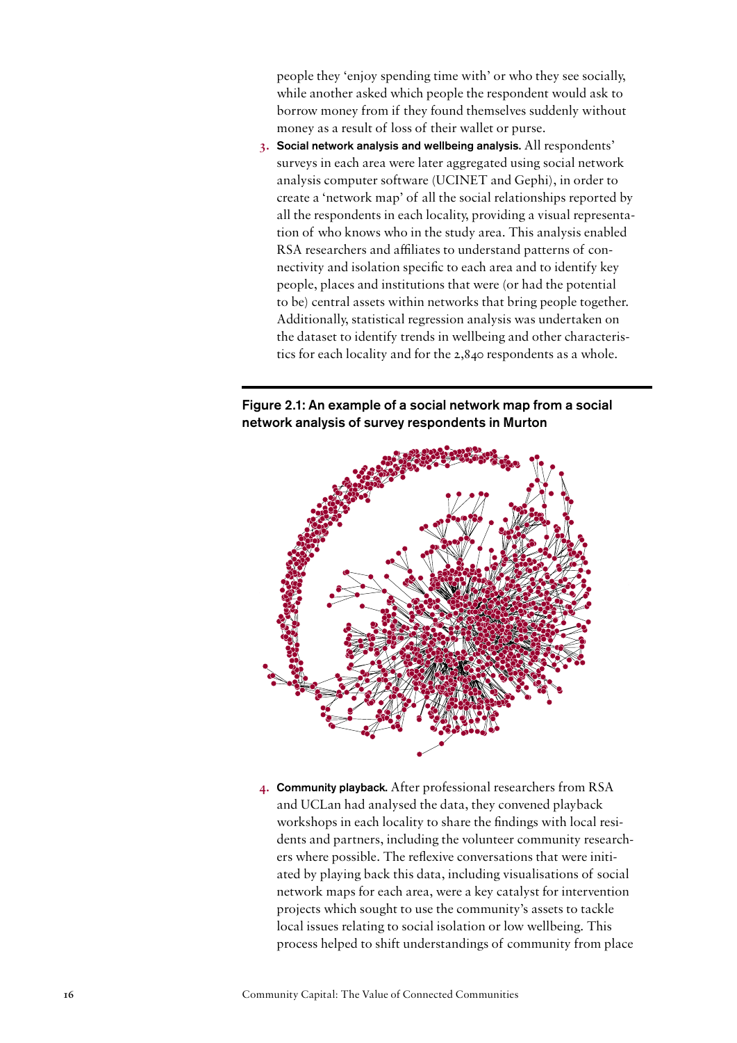people they 'enjoy spending time with' or who they see socially, while another asked which people the respondent would ask to borrow money from if they found themselves suddenly without money as a result of loss of their wallet or purse.

3. **Social network analysis and wellbeing analysis.** All respondents' surveys in each area were later aggregated using social network analysis computer software (UCINET and Gephi), in order to create a 'network map' of all the social relationships reported by all the respondents in each locality, providing a visual representation of who knows who in the study area. This analysis enabled RSA researchers and affiliates to understand patterns of connectivity and isolation specific to each area and to identify key people, places and institutions that were (or had the potential to be) central assets within networks that bring people together. Additionally, statistical regression analysis was undertaken on the dataset to identify trends in wellbeing and other characteristics for each locality and for the 2,840 respondents as a whole.

**Figure 2.1: An example of a social network map from a social network analysis of survey respondents in Murton**

4. **Community playback.** After professional researchers from RSA and UCLan had analysed the data, they convened playback workshops in each locality to share the findings with local residents and partners, including the volunteer community researchers where possible. The reflexive conversations that were initiated by playing back this data, including visualisations of social network maps for each area, were a key catalyst for intervention projects which sought to use the community's assets to tackle local issues relating to social isolation or low wellbeing. This process helped to shift understandings of community from place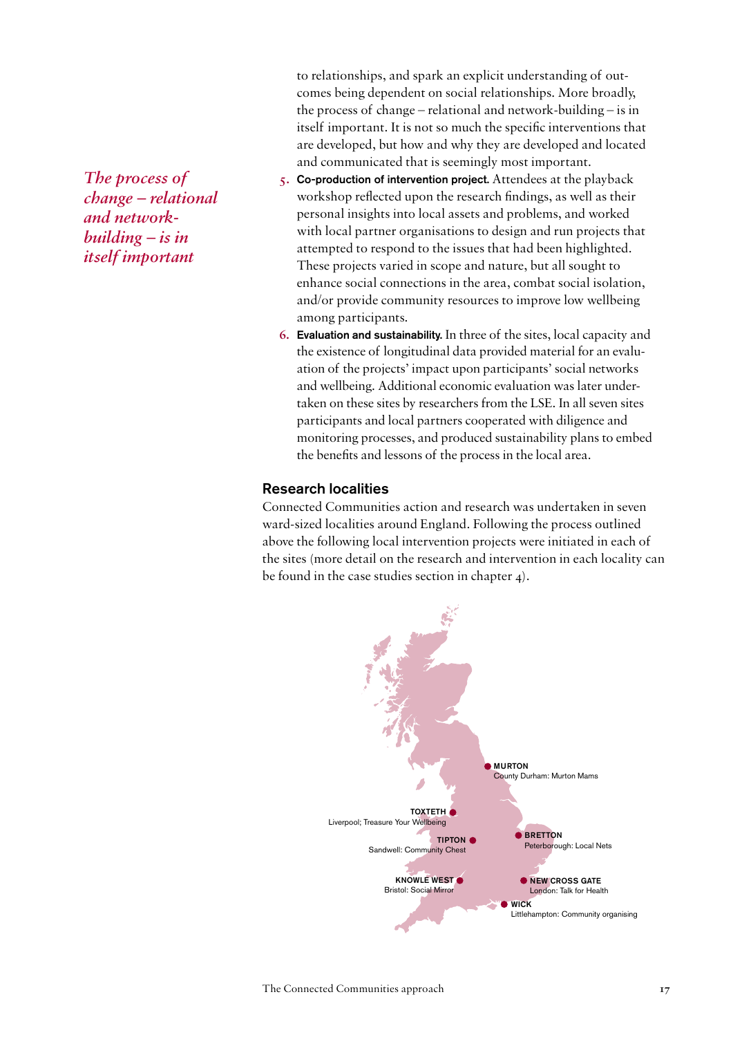to relationships, and spark an explicit understanding of outcomes being dependent on social relationships. More broadly, the process of change – relational and network-building – is in itself important. It is not so much the specific interventions that are developed, but how and why they are developed and located and communicated that is seemingly most important.

*The process of change – relational and network-building – is in itself important*

5. **Co-production of intervention project.** Attendees at the playback workshop reflected upon the research findings, as well as their personal insights into local assets and problems, and worked with local partner organisations to design and run projects that attempted to respond to the issues that had been highlighted. These projects varied in scope and nature, but all sought to enhance social connections in the area, combat social isolation, and/or provide community resources to improve low wellbeing among participants.
6. **Evaluation and sustainability.** In three of the sites, local capacity and the existence of longitudinal data provided material for an evaluation of the projects' impact upon participants' social networks and wellbeing. Additional economic evaluation was later undertaken on these sites by researchers from the LSE. In all seven sites participants and local partners cooperated with diligence and monitoring processes, and produced sustainability plans to embed the benefits and lessons of the process in the local area.

## Research localities

Connected Communities action and research was undertaken in seven ward-sized localities around England. Following the process outlined above the following local intervention projects were initiated in each of the sites (more detail on the research and intervention in each locality can be found in the case studies section in chapter 4).

**MURTON**
County Durham: Murton Mams

**TOXTETH**
Liverpool; Treasure Your Wellbeing

**TIPTON**
Sandwell: Community Chest

**BRETTON**
Peterborough: Local Nets

**KNOWLE WEST**
Bristol: Social Mirror

**NEW CROSS GATE**
London: Talk for Health

**WICK**
Littlehampton: Community organising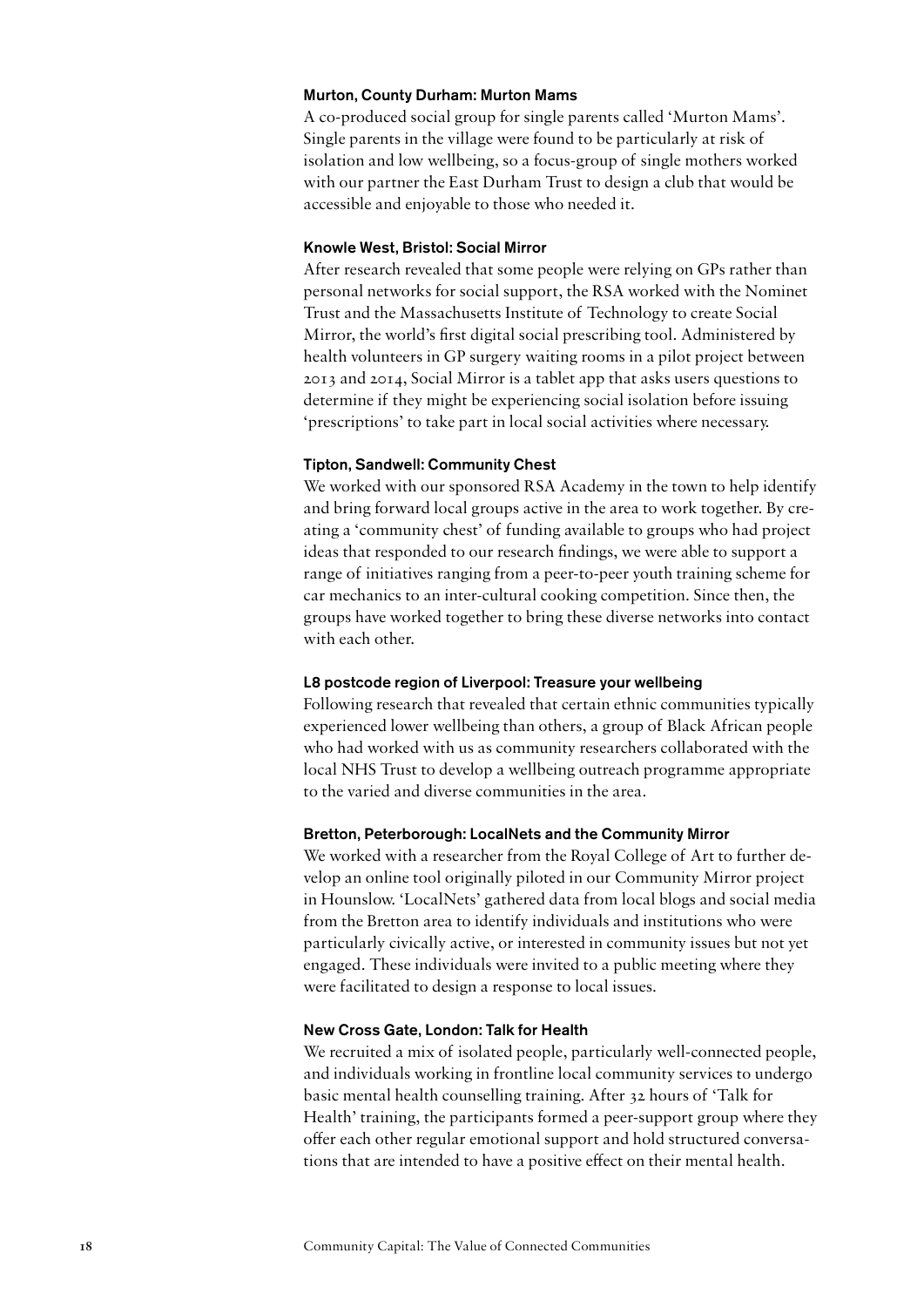### Murton, County Durham: Murton Mams

A co-produced social group for single parents called 'Murton Mams'. Single parents in the village were found to be particularly at risk of isolation and low wellbeing, so a focus-group of single mothers worked with our partner the East Durham Trust to design a club that would be accessible and enjoyable to those who needed it.

### Knowle West, Bristol: Social Mirror

After research revealed that some people were relying on GPs rather than personal networks for social support, the RSA worked with the Nominet Trust and the Massachusetts Institute of Technology to create Social Mirror, the world's first digital social prescribing tool. Administered by health volunteers in GP surgery waiting rooms in a pilot project between 2013 and 2014, Social Mirror is a tablet app that asks users questions to determine if they might be experiencing social isolation before issuing 'prescriptions' to take part in local social activities where necessary.

### Tipton, Sandwell: Community Chest

We worked with our sponsored RSA Academy in the town to help identify and bring forward local groups active in the area to work together. By creating a 'community chest' of funding available to groups who had project ideas that responded to our research findings, we were able to support a range of initiatives ranging from a peer-to-peer youth training scheme for car mechanics to an inter-cultural cooking competition. Since then, the groups have worked together to bring these diverse networks into contact with each other.

### L8 postcode region of Liverpool: Treasure your wellbeing

Following research that revealed that certain ethnic communities typically experienced lower wellbeing than others, a group of Black African people who had worked with us as community researchers collaborated with the local NHS Trust to develop a wellbeing outreach programme appropriate to the varied and diverse communities in the area.

### Bretton, Peterborough: LocalNets and the Community Mirror

We worked with a researcher from the Royal College of Art to further develop an online tool originally piloted in our Community Mirror project in Hounslow. 'LocalNets' gathered data from local blogs and social media from the Bretton area to identify individuals and institutions who were particularly civically active, or interested in community issues but not yet engaged. These individuals were invited to a public meeting where they were facilitated to design a response to local issues.

### New Cross Gate, London: Talk for Health

We recruited a mix of isolated people, particularly well-connected people, and individuals working in frontline local community services to undergo basic mental health counselling training. After 32 hours of 'Talk for Health' training, the participants formed a peer-support group where they offer each other regular emotional support and hold structured conversations that are intended to have a positive effect on their mental health.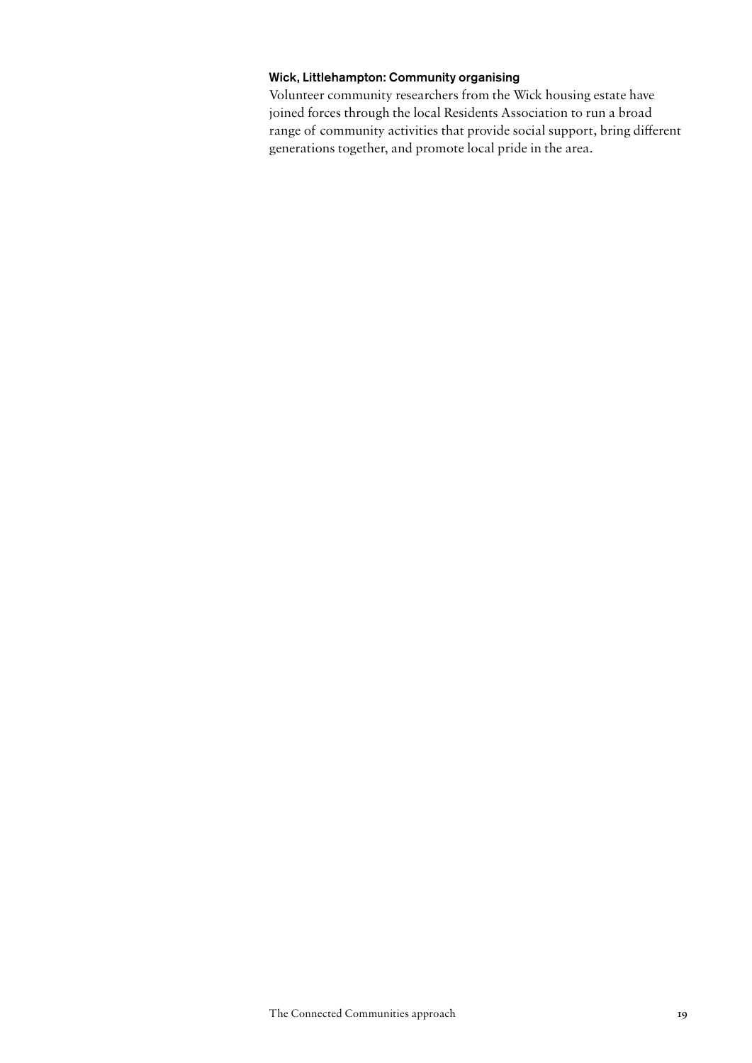### Wick, Littlehampton: Community organising

Volunteer community researchers from the Wick housing estate have joined forces through the local Residents Association to run a broad range of community activities that provide social support, bring different generations together, and promote local pride in the area.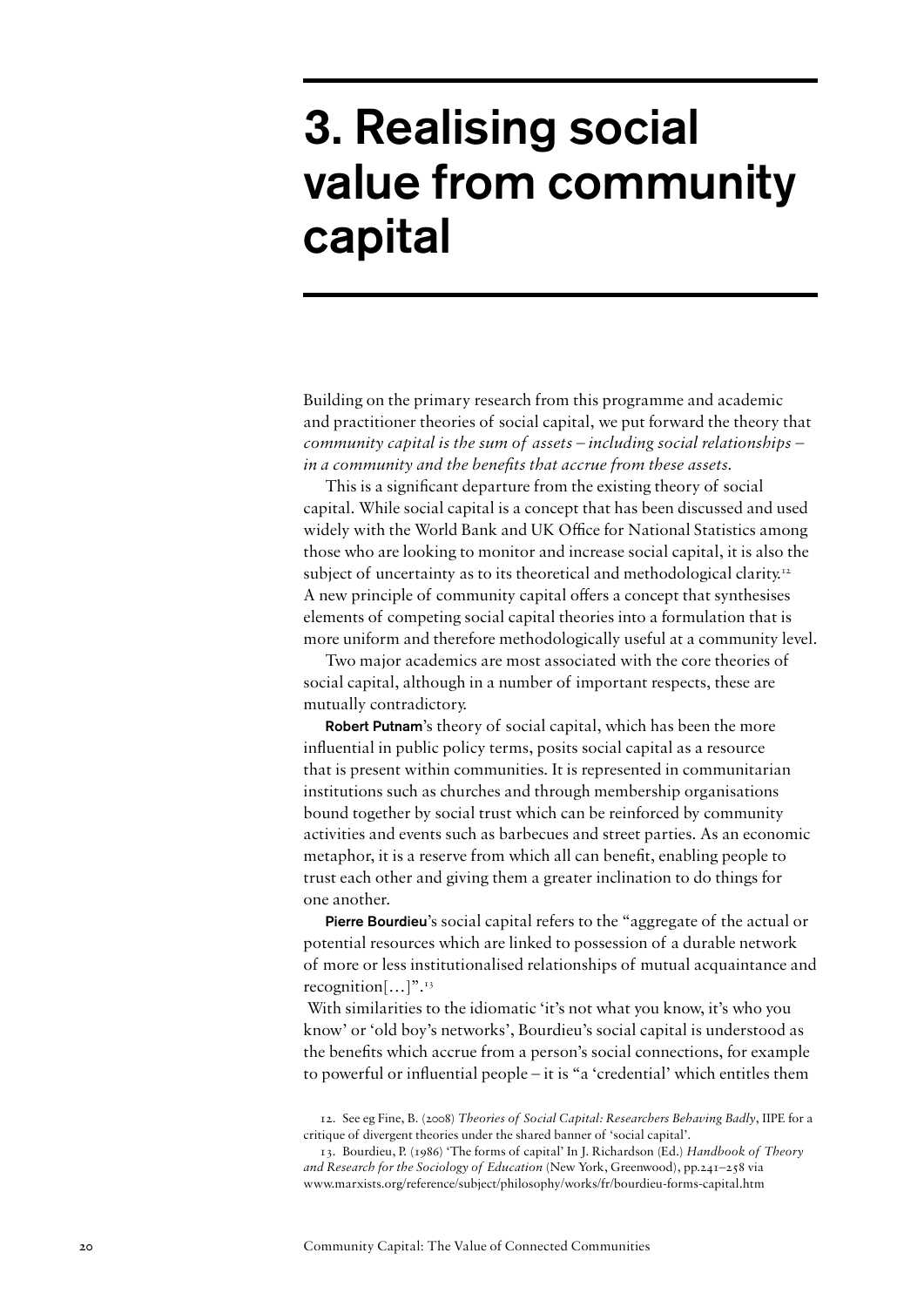# 3. Realising social value from community capital

Building on the primary research from this programme and academic and practitioner theories of social capital, we put forward the theory that *community capital is the sum of assets – including social relationships – in a community and the benefits that accrue from these assets.*

This is a significant departure from the existing theory of social capital. While social capital is a concept that has been discussed and used widely with the World Bank and UK Office for National Statistics among those who are looking to monitor and increase social capital, it is also the subject of uncertainty as to its theoretical and methodological clarity.[12] A new principle of community capital offers a concept that synthesises elements of competing social capital theories into a formulation that is more uniform and therefore methodologically useful at a community level.

Two major academics are most associated with the core theories of social capital, although in a number of important respects, these are mutually contradictory.

**Robert Putnam**'s theory of social capital, which has been the more influential in public policy terms, posits social capital as a resource that is present within communities. It is represented in communitarian institutions such as churches and through membership organisations bound together by social trust which can be reinforced by community activities and events such as barbecues and street parties. As an economic metaphor, it is a reserve from which all can benefit, enabling people to trust each other and giving them a greater inclination to do things for one another.

**Pierre Bourdieu**'s social capital refers to the "aggregate of the actual or potential resources which are linked to possession of a durable network of more or less institutionalised relationships of mutual acquaintance and recognition[…]".[13]

With similarities to the idiomatic 'it's not what you know, it's who you know' or 'old boy's networks', Bourdieu's social capital is understood as the benefits which accrue from a person's social connections, for example to powerful or influential people – it is "a 'credential' which entitles them

12. See eg Fine, B. (2008) *Theories of Social Capital: Researchers Behaving Badly*, IIPE for a critique of divergent theories under the shared banner of 'social capital'.

13. Bourdieu, P. (1986) 'The forms of capital' In J. Richardson (Ed.) *Handbook of Theory and Research for the Sociology of Education* (New York, Greenwood), pp.241–258 via www.marxists.org/reference/subject/philosophy/works/fr/bourdieu-forms-capital.htm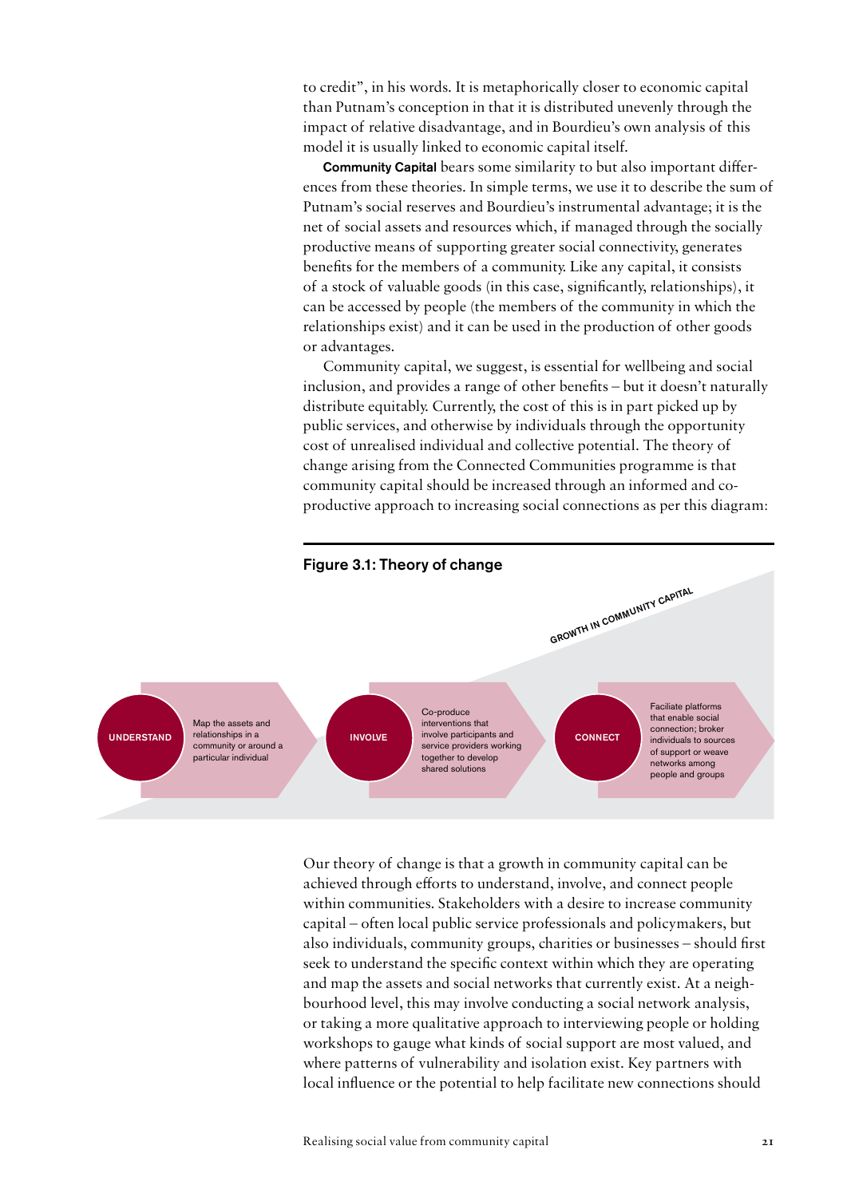to credit", in his words. It is metaphorically closer to economic capital than Putnam's conception in that it is distributed unevenly through the impact of relative disadvantage, and in Bourdieu's own analysis of this model it is usually linked to economic capital itself.

**Community Capital** bears some similarity to but also important differences from these theories. In simple terms, we use it to describe the sum of Putnam's social reserves and Bourdieu's instrumental advantage; it is the net of social assets and resources which, if managed through the socially productive means of supporting greater social connectivity, generates benefits for the members of a community. Like any capital, it consists of a stock of valuable goods (in this case, significantly, relationships), it can be accessed by people (the members of the community in which the relationships exist) and it can be used in the production of other goods or advantages.

Community capital, we suggest, is essential for wellbeing and social inclusion, and provides a range of other benefits – but it doesn't naturally distribute equitably. Currently, the cost of this is in part picked up by public services, and otherwise by individuals through the opportunity cost of unrealised individual and collective potential. The theory of change arising from the Connected Communities programme is that community capital should be increased through an informed and co-productive approach to increasing social connections as per this diagram:

**Figure 3.1: Theory of change**

GROWTH IN COMMUNITY CAPITAL

- **UNDERSTAND** – Map the assets and relationships in a community or around a particular individual
- **INVOLVE** – Co-produce interventions that involve participants and service providers working together to develop shared solutions
- **CONNECT** – Faciliate platforms that enable social connection; broker individuals to sources of support or weave networks among people and groups

Our theory of change is that a growth in community capital can be achieved through efforts to understand, involve, and connect people within communities. Stakeholders with a desire to increase community capital – often local public service professionals and policymakers, but also individuals, community groups, charities or businesses – should first seek to understand the specific context within which they are operating and map the assets and social networks that currently exist. At a neighbourhood level, this may involve conducting a social network analysis, or taking a more qualitative approach to interviewing people or holding workshops to gauge what kinds of social support are most valued, and where patterns of vulnerability and isolation exist. Key partners with local influence or the potential to help facilitate new connections should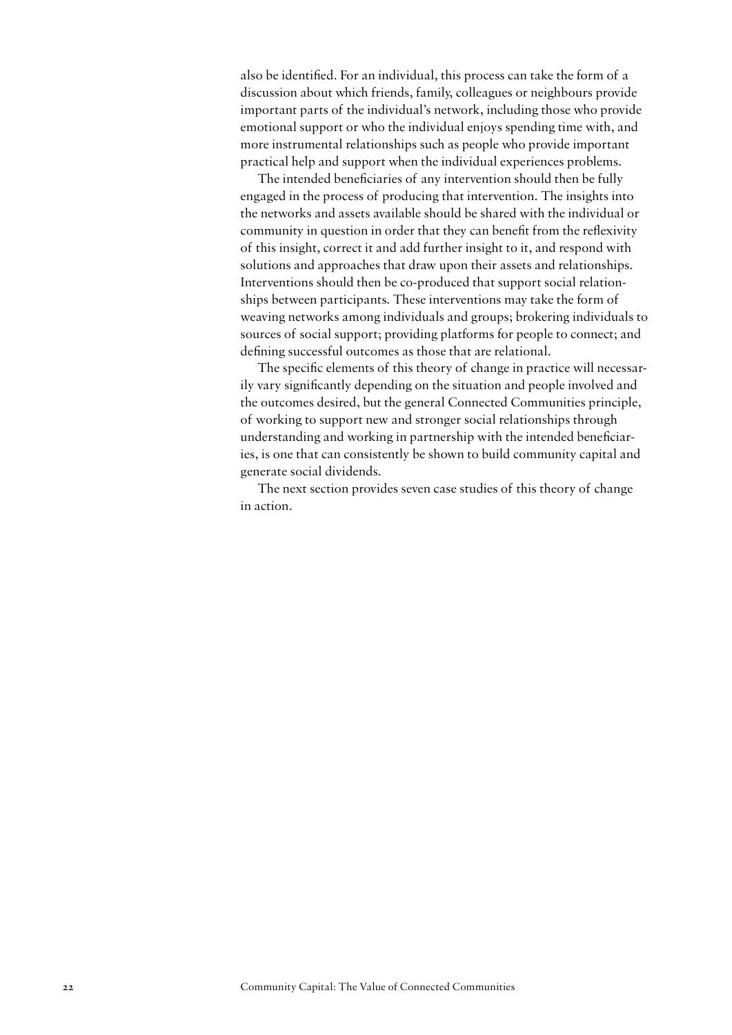also be identified. For an individual, this process can take the form of a discussion about which friends, family, colleagues or neighbours provide important parts of the individual's network, including those who provide emotional support or who the individual enjoys spending time with, and more instrumental relationships such as people who provide important practical help and support when the individual experiences problems.

The intended beneficiaries of any intervention should then be fully engaged in the process of producing that intervention. The insights into the networks and assets available should be shared with the individual or community in question in order that they can benefit from the reflexivity of this insight, correct it and add further insight to it, and respond with solutions and approaches that draw upon their assets and relationships. Interventions should then be co-produced that support social relationships between participants. These interventions may take the form of weaving networks among individuals and groups; brokering individuals to sources of social support; providing platforms for people to connect; and defining successful outcomes as those that are relational.

The specific elements of this theory of change in practice will necessarily vary significantly depending on the situation and people involved and the outcomes desired, but the general Connected Communities principle, of working to support new and stronger social relationships through understanding and working in partnership with the intended beneficiaries, is one that can consistently be shown to build community capital and generate social dividends.

The next section provides seven case studies of this theory of change in action.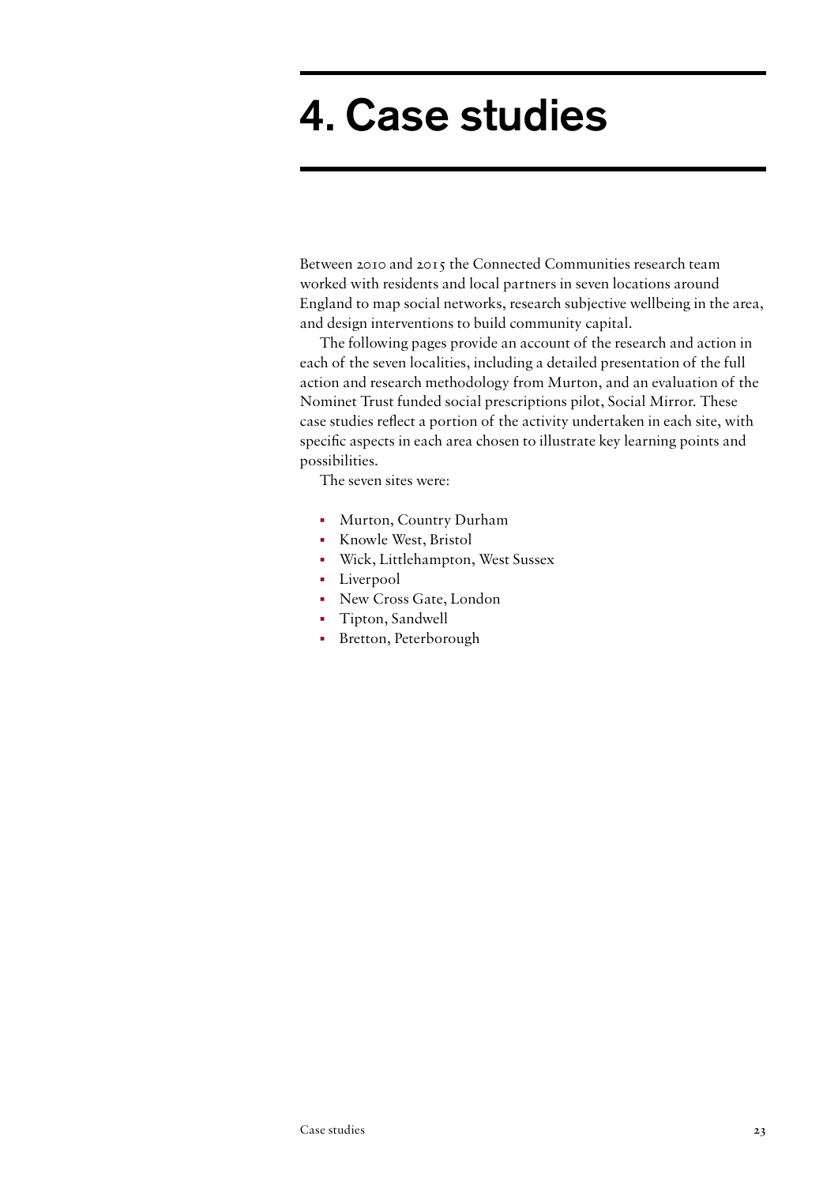# 4. Case studies

Between 2010 and 2015 the Connected Communities research team worked with residents and local partners in seven locations around England to map social networks, research subjective wellbeing in the area, and design interventions to build community capital.

The following pages provide an account of the research and action in each of the seven localities, including a detailed presentation of the full action and research methodology from Murton, and an evaluation of the Nominet Trust funded social prescriptions pilot, Social Mirror. These case studies reflect a portion of the activity undertaken in each site, with specific aspects in each area chosen to illustrate key learning points and possibilities.

The seven sites were:

- Murton, Country Durham
- Knowle West, Bristol
- Wick, Littlehampton, West Sussex
- Liverpool
- New Cross Gate, London
- Tipton, Sandwell
- Bretton, Peterborough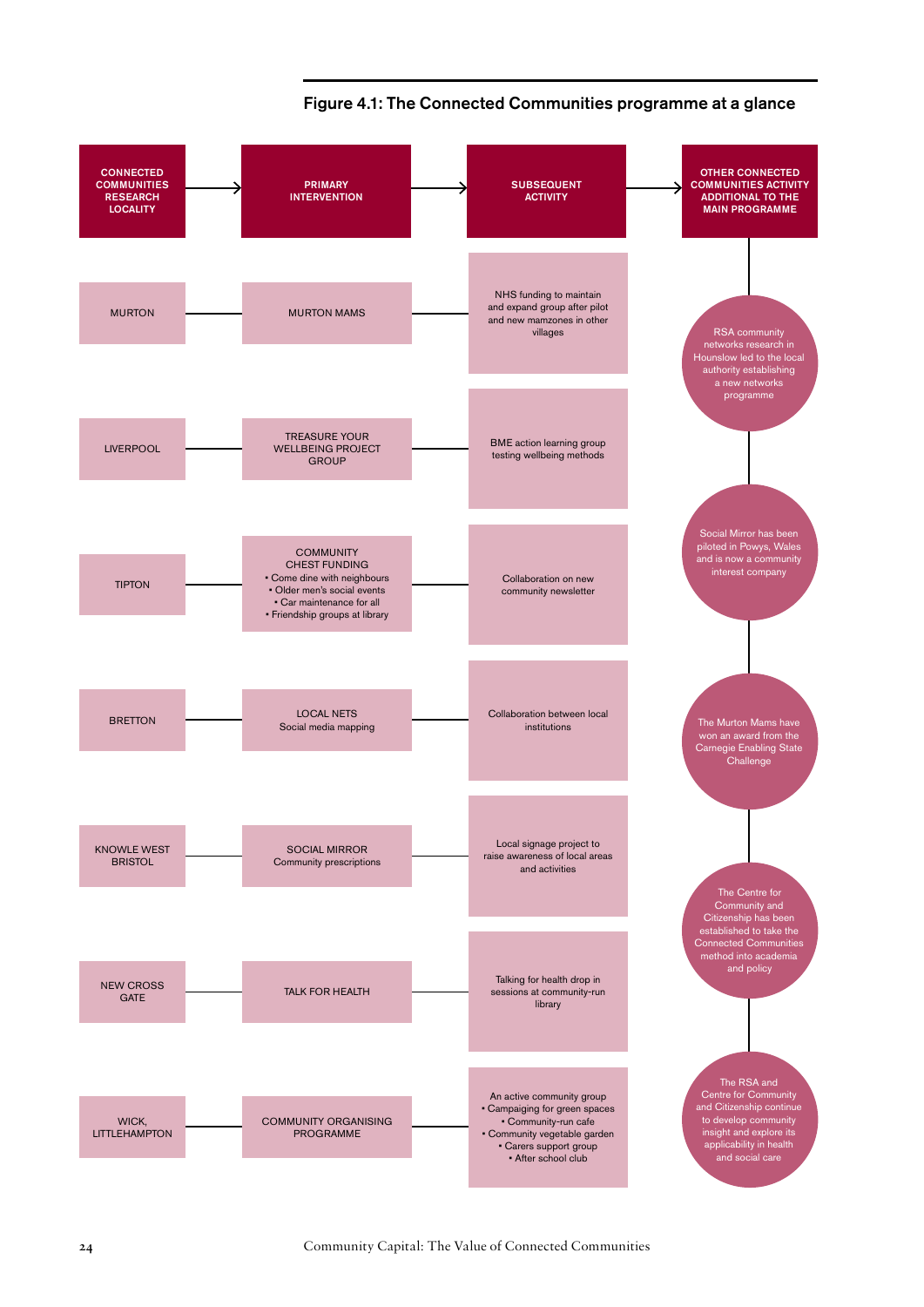## Figure 4.1: The Connected Communities programme at a glance

| Connected Communities research locality | Primary intervention | Subsequent activity |
| --- | --- | --- |
| MURTON | MURTON MAMS | NHS funding to maintain and expand group after pilot and new mamzones in other villages |
| LIVERPOOL | TREASURE YOUR WELLBEING PROJECT GROUP | BME action learning group testing wellbeing methods |
| TIPTON | COMMUNITY CHEST FUNDING • Come dine with neighbours • Older men's social events • Car maintenance for all • Friendship groups at library | Collaboration on new community newsletter |
| BRETTON | LOCAL NETS Social media mapping | Collaboration between local institutions |
| KNOWLE WEST BRISTOL | SOCIAL MIRROR Community prescriptions | Local signage project to raise awareness of local areas and activities |
| NEW CROSS GATE | TALK FOR HEALTH | Talking for health drop in sessions at community-run library |
| WICK, LITTLEHAMPTON | COMMUNITY ORGANISING PROGRAMME | An active community group • Campaigning for green spaces • Community-run cafe • Community vegetable garden • Carers support group • After school club |

**Other Connected Communities activity additional to the main programme**

- RSA community networks research in Hounslow led to the local authority establishing a new networks programme
- Social Mirror has been piloted in Powys, Wales and is now a community interest company
- The Murton Mams have won an award from the Carnegie Enabling State Challenge
- The Centre for Community and Citizenship has been established to take the Connected Communities method into academia and policy
- The RSA and Centre for Community and Citizenship continue to develop community insight and explore its applicability in health and social care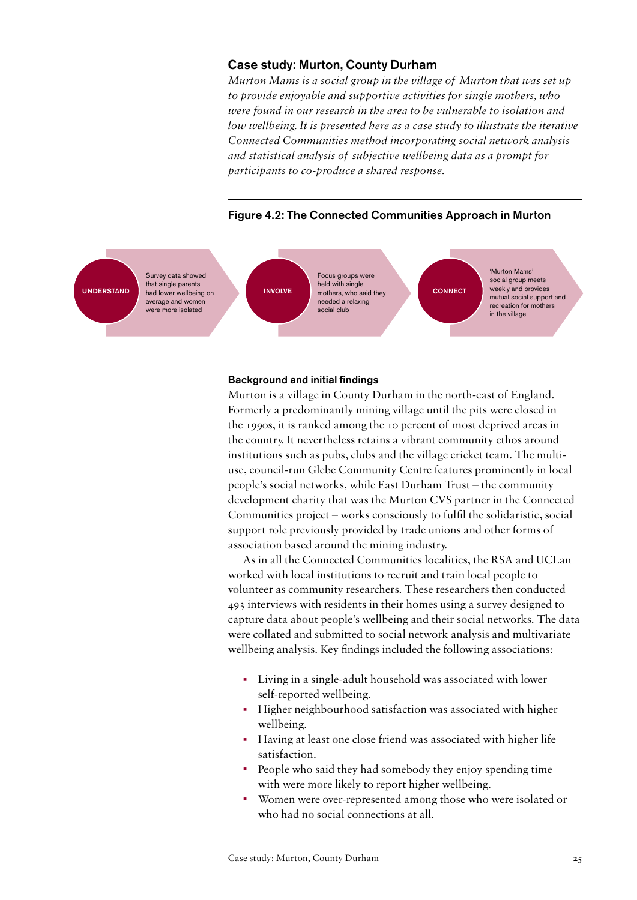### Case study: Murton, County Durham

*Murton Mams is a social group in the village of Murton that was set up to provide enjoyable and supportive activities for single mothers, who were found in our research in the area to be vulnerable to isolation and low wellbeing. It is presented here as a case study to illustrate the iterative Connected Communities method incorporating social network analysis and statistical analysis of subjective wellbeing data as a prompt for participants to co-produce a shared response.*

#### Figure 4.2: The Connected Communities Approach in Murton

**UNDERSTAND** — Survey data showed that single parents had lower wellbeing on average and women were more isolated

**INVOLVE** — Focus groups were held with single mothers, who said they needed a relaxing social club

**CONNECT** — 'Murton Mams' social group meets weekly and provides mutual social support and recreation for mothers in the village

#### Background and initial findings

Murton is a village in County Durham in the north-east of England. Formerly a predominantly mining village until the pits were closed in the 1990s, it is ranked among the 10 percent of most deprived areas in the country. It nevertheless retains a vibrant community ethos around institutions such as pubs, clubs and the village cricket team. The multi-use, council-run Glebe Community Centre features prominently in local people's social networks, while East Durham Trust – the community development charity that was the Murton CVS partner in the Connected Communities project – works consciously to fulfil the solidaristic, social support role previously provided by trade unions and other forms of association based around the mining industry.

As in all the Connected Communities localities, the RSA and UCLan worked with local institutions to recruit and train local people to volunteer as community researchers. These researchers then conducted 493 interviews with residents in their homes using a survey designed to capture data about people's wellbeing and their social networks. The data were collated and submitted to social network analysis and multivariate wellbeing analysis. Key findings included the following associations:

- Living in a single-adult household was associated with lower self-reported wellbeing.
- Higher neighbourhood satisfaction was associated with higher wellbeing.
- Having at least one close friend was associated with higher life satisfaction.
- People who said they had somebody they enjoy spending time with were more likely to report higher wellbeing.
- Women were over-represented among those who were isolated or who had no social connections at all.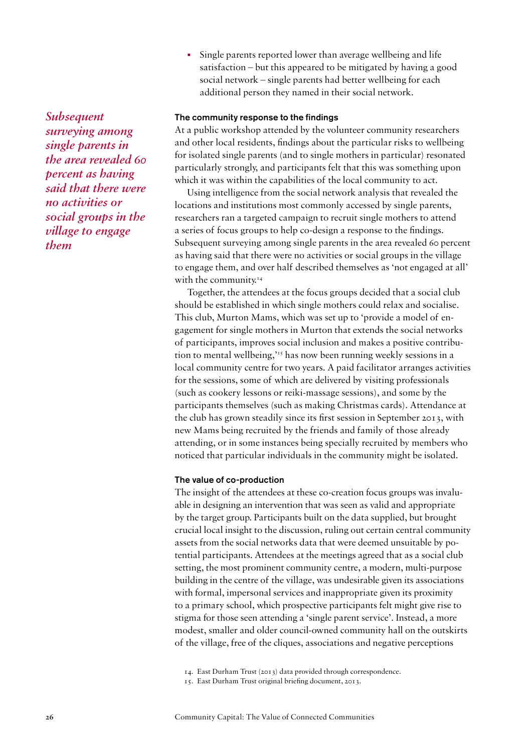- Single parents reported lower than average wellbeing and life satisfaction – but this appeared to be mitigated by having a good social network – single parents had better wellbeing for each additional person they named in their social network.

*Subsequent surveying among single parents in the area revealed 60 percent as having said that there were no activities or social groups in the village to engage them*

### The community response to the findings

At a public workshop attended by the volunteer community researchers and other local residents, findings about the particular risks to wellbeing for isolated single parents (and to single mothers in particular) resonated particularly strongly, and participants felt that this was something upon which it was within the capabilities of the local community to act.

Using intelligence from the social network analysis that revealed the locations and institutions most commonly accessed by single parents, researchers ran a targeted campaign to recruit single mothers to attend a series of focus groups to help co-design a response to the findings. Subsequent surveying among single parents in the area revealed 60 percent as having said that there were no activities or social groups in the village to engage them, and over half described themselves as 'not engaged at all' with the community.[14]

Together, the attendees at the focus groups decided that a social club should be established in which single mothers could relax and socialise. This club, Murton Mams, which was set up to 'provide a model of engagement for single mothers in Murton that extends the social networks of participants, improves social inclusion and makes a positive contribution to mental wellbeing,'[15] has now been running weekly sessions in a local community centre for two years. A paid facilitator arranges activities for the sessions, some of which are delivered by visiting professionals (such as cookery lessons or reiki-massage sessions), and some by the participants themselves (such as making Christmas cards). Attendance at the club has grown steadily since its first session in September 2013, with new Mams being recruited by the friends and family of those already attending, or in some instances being specially recruited by members who noticed that particular individuals in the community might be isolated.

### The value of co-production

The insight of the attendees at these co-creation focus groups was invaluable in designing an intervention that was seen as valid and appropriate by the target group. Participants built on the data supplied, but brought crucial local insight to the discussion, ruling out certain central community assets from the social networks data that were deemed unsuitable by potential participants. Attendees at the meetings agreed that as a social club setting, the most prominent community centre, a modern, multi-purpose building in the centre of the village, was undesirable given its associations with formal, impersonal services and inappropriate given its proximity to a primary school, which prospective participants felt might give rise to stigma for those seen attending a 'single parent service'. Instead, a more modest, smaller and older council-owned community hall on the outskirts of the village, free of the cliques, associations and negative perceptions

14. East Durham Trust (2013) data provided through correspondence.
15. East Durham Trust original briefing document, 2013.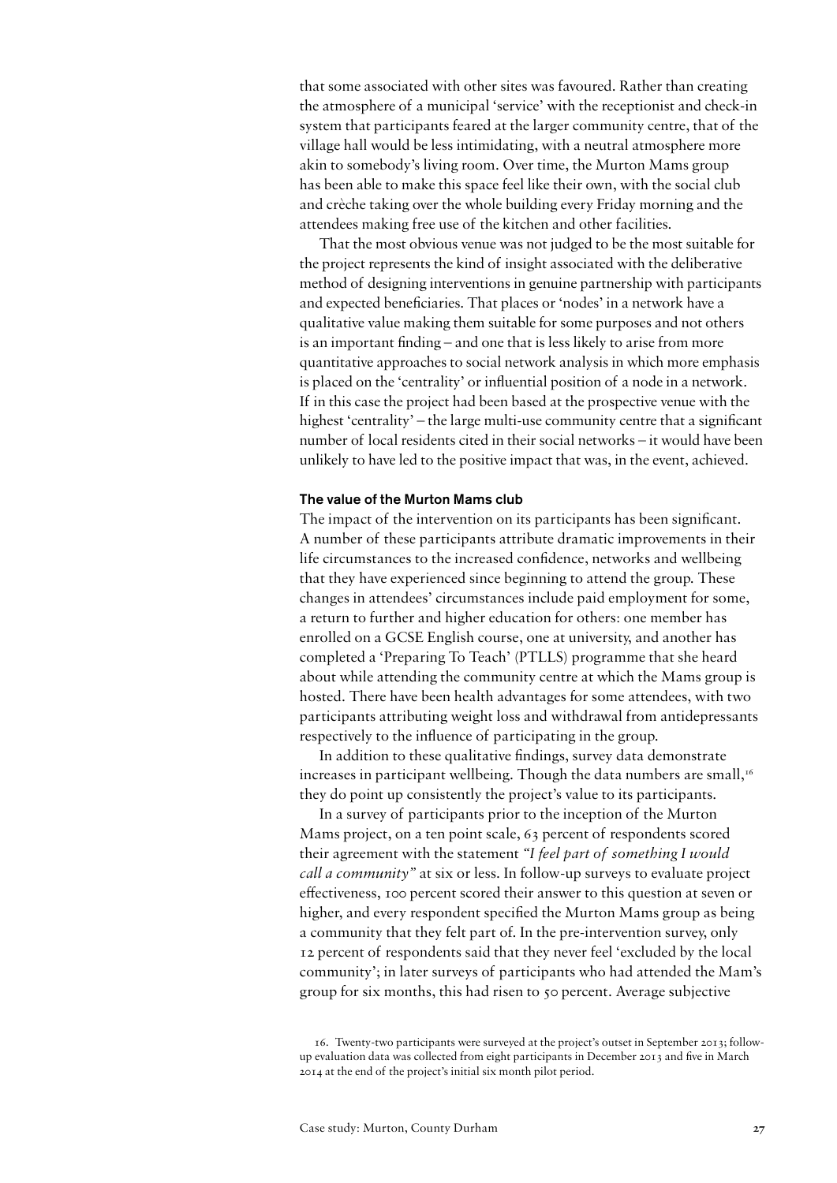that some associated with other sites was favoured. Rather than creating the atmosphere of a municipal 'service' with the receptionist and check-in system that participants feared at the larger community centre, that of the village hall would be less intimidating, with a neutral atmosphere more akin to somebody's living room. Over time, the Murton Mams group has been able to make this space feel like their own, with the social club and crèche taking over the whole building every Friday morning and the attendees making free use of the kitchen and other facilities.

That the most obvious venue was not judged to be the most suitable for the project represents the kind of insight associated with the deliberative method of designing interventions in genuine partnership with participants and expected beneficiaries. That places or 'nodes' in a network have a qualitative value making them suitable for some purposes and not others is an important finding – and one that is less likely to arise from more quantitative approaches to social network analysis in which more emphasis is placed on the 'centrality' or influential position of a node in a network. If in this case the project had been based at the prospective venue with the highest 'centrality' – the large multi-use community centre that a significant number of local residents cited in their social networks – it would have been unlikely to have led to the positive impact that was, in the event, achieved.

### The value of the Murton Mams club

The impact of the intervention on its participants has been significant. A number of these participants attribute dramatic improvements in their life circumstances to the increased confidence, networks and wellbeing that they have experienced since beginning to attend the group. These changes in attendees' circumstances include paid employment for some, a return to further and higher education for others: one member has enrolled on a GCSE English course, one at university, and another has completed a 'Preparing To Teach' (PTLLS) programme that she heard about while attending the community centre at which the Mams group is hosted. There have been health advantages for some attendees, with two participants attributing weight loss and withdrawal from antidepressants respectively to the influence of participating in the group.

In addition to these qualitative findings, survey data demonstrate increases in participant wellbeing. Though the data numbers are small,[16] they do point up consistently the project's value to its participants.

In a survey of participants prior to the inception of the Murton Mams project, on a ten point scale, 63 percent of respondents scored their agreement with the statement *"I feel part of something I would call a community"* at six or less. In follow-up surveys to evaluate project effectiveness, 100 percent scored their answer to this question at seven or higher, and every respondent specified the Murton Mams group as being a community that they felt part of. In the pre-intervention survey, only 12 percent of respondents said that they never feel 'excluded by the local community'; in later surveys of participants who had attended the Mam's group for six months, this had risen to 50 percent. Average subjective

16. Twenty-two participants were surveyed at the project's outset in September 2013; follow-up evaluation data was collected from eight participants in December 2013 and five in March 2014 at the end of the project's initial six month pilot period.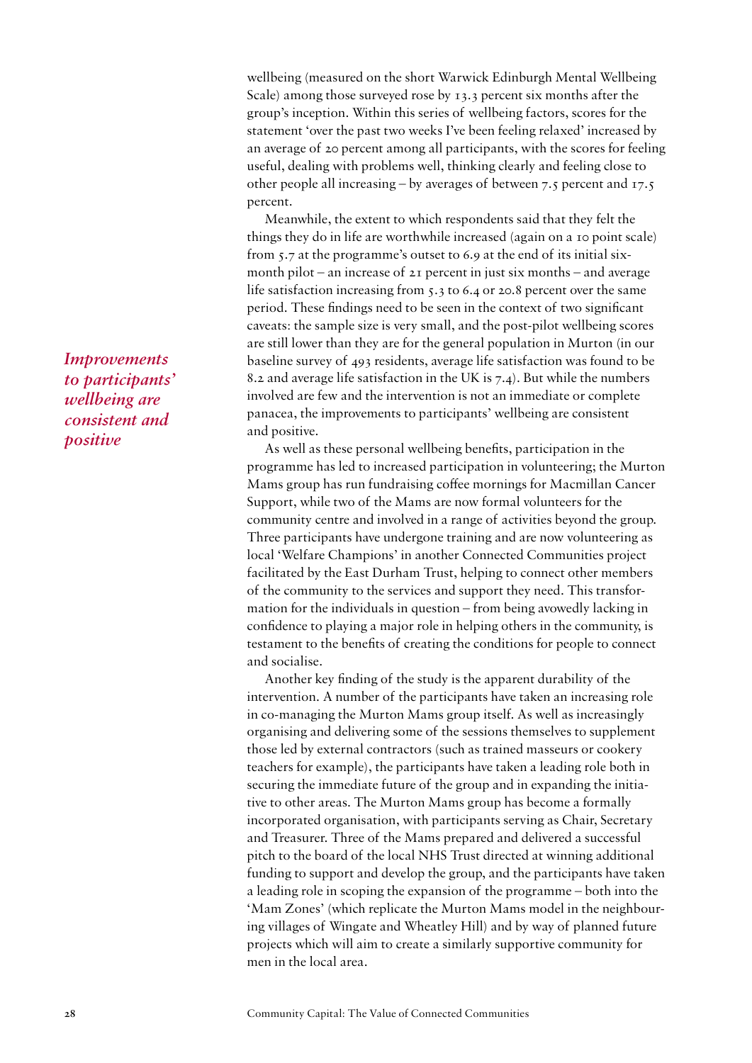wellbeing (measured on the short Warwick Edinburgh Mental Wellbeing Scale) among those surveyed rose by 13.3 percent six months after the group's inception. Within this series of wellbeing factors, scores for the statement 'over the past two weeks I've been feeling relaxed' increased by an average of 20 percent among all participants, with the scores for feeling useful, dealing with problems well, thinking clearly and feeling close to other people all increasing – by averages of between 7.5 percent and 17.5 percent.

Meanwhile, the extent to which respondents said that they felt the things they do in life are worthwhile increased (again on a 10 point scale) from 5.7 at the programme's outset to 6.9 at the end of its initial six-month pilot – an increase of 21 percent in just six months – and average life satisfaction increasing from 5.3 to 6.4 or 20.8 percent over the same period. These findings need to be seen in the context of two significant caveats: the sample size is very small, and the post-pilot wellbeing scores are still lower than they are for the general population in Murton (in our baseline survey of 493 residents, average life satisfaction was found to be 8.2 and average life satisfaction in the UK is 7.4). But while the numbers involved are few and the intervention is not an immediate or complete panacea, the improvements to participants' wellbeing are consistent and positive.

*Improvements to participants' wellbeing are consistent and positive*

As well as these personal wellbeing benefits, participation in the programme has led to increased participation in volunteering; the Murton Mams group has run fundraising coffee mornings for Macmillan Cancer Support, while two of the Mams are now formal volunteers for the community centre and involved in a range of activities beyond the group. Three participants have undergone training and are now volunteering as local 'Welfare Champions' in another Connected Communities project facilitated by the East Durham Trust, helping to connect other members of the community to the services and support they need. This transformation for the individuals in question – from being avowedly lacking in confidence to playing a major role in helping others in the community, is testament to the benefits of creating the conditions for people to connect and socialise.

Another key finding of the study is the apparent durability of the intervention. A number of the participants have taken an increasing role in co-managing the Murton Mams group itself. As well as increasingly organising and delivering some of the sessions themselves to supplement those led by external contractors (such as trained masseurs or cookery teachers for example), the participants have taken a leading role both in securing the immediate future of the group and in expanding the initiative to other areas. The Murton Mams group has become a formally incorporated organisation, with participants serving as Chair, Secretary and Treasurer. Three of the Mams prepared and delivered a successful pitch to the board of the local NHS Trust directed at winning additional funding to support and develop the group, and the participants have taken a leading role in scoping the expansion of the programme – both into the 'Mam Zones' (which replicate the Murton Mams model in the neighbouring villages of Wingate and Wheatley Hill) and by way of planned future projects which will aim to create a similarly supportive community for men in the local area.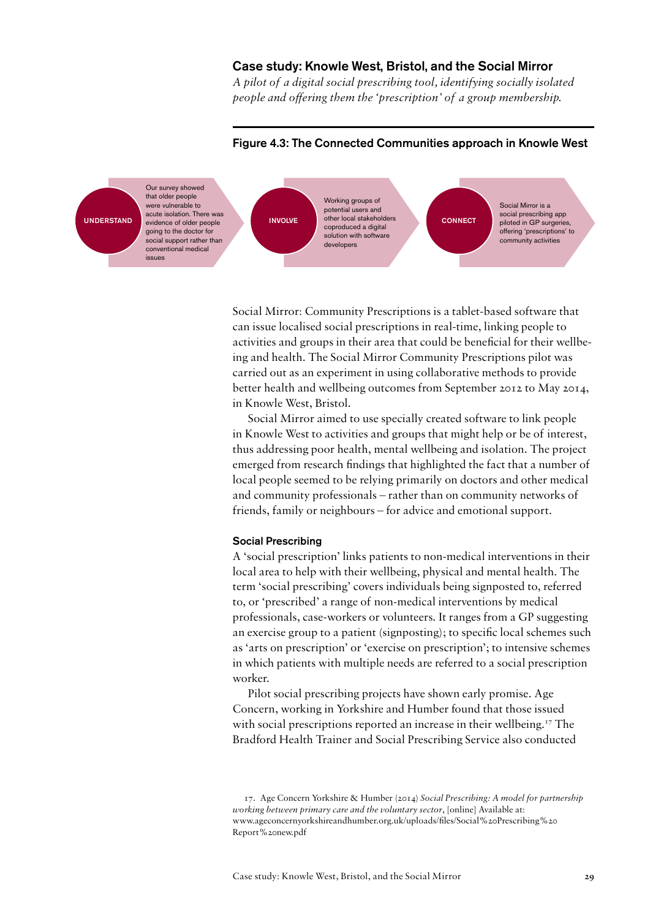## Case study: Knowle West, Bristol, and the Social Mirror

*A pilot of a digital social prescribing tool, identifying socially isolated people and offering them the 'prescription' of a group membership.*

### Figure 4.3: The Connected Communities approach in Knowle West

**UNDERSTAND** — Our survey showed that older people were vulnerable to acute isolation. There was evidence of older people going to the doctor for social support rather than conventional medical issues

**INVOLVE** — Working groups of potential users and other local stakeholders coproduced a digital solution with software developers

**CONNECT** — Social Mirror is a social prescribing app piloted in GP surgeries, offering 'prescriptions' to community activities

Social Mirror: Community Prescriptions is a tablet-based software that can issue localised social prescriptions in real-time, linking people to activities and groups in their area that could be beneficial for their wellbeing and health. The Social Mirror Community Prescriptions pilot was carried out as an experiment in using collaborative methods to provide better health and wellbeing outcomes from September 2012 to May 2014, in Knowle West, Bristol.

Social Mirror aimed to use specially created software to link people in Knowle West to activities and groups that might help or be of interest, thus addressing poor health, mental wellbeing and isolation. The project emerged from research findings that highlighted the fact that a number of local people seemed to be relying primarily on doctors and other medical and community professionals – rather than on community networks of friends, family or neighbours – for advice and emotional support.

### Social Prescribing

A 'social prescription' links patients to non-medical interventions in their local area to help with their wellbeing, physical and mental health. The term 'social prescribing' covers individuals being signposted to, referred to, or 'prescribed' a range of non-medical interventions by medical professionals, case-workers or volunteers. It ranges from a GP suggesting an exercise group to a patient (signposting); to specific local schemes such as 'arts on prescription' or 'exercise on prescription'; to intensive schemes in which patients with multiple needs are referred to a social prescription worker.

Pilot social prescribing projects have shown early promise. Age Concern, working in Yorkshire and Humber found that those issued with social prescriptions reported an increase in their wellbeing.[17] The Bradford Health Trainer and Social Prescribing Service also conducted

17. Age Concern Yorkshire & Humber (2014) *Social Prescribing: A model for partnership working between primary care and the voluntary sector*, [online] Available at: www.ageconcernyorkshireandhumber.org.uk/uploads/files/Social%20Prescribing%20Report%20new.pdf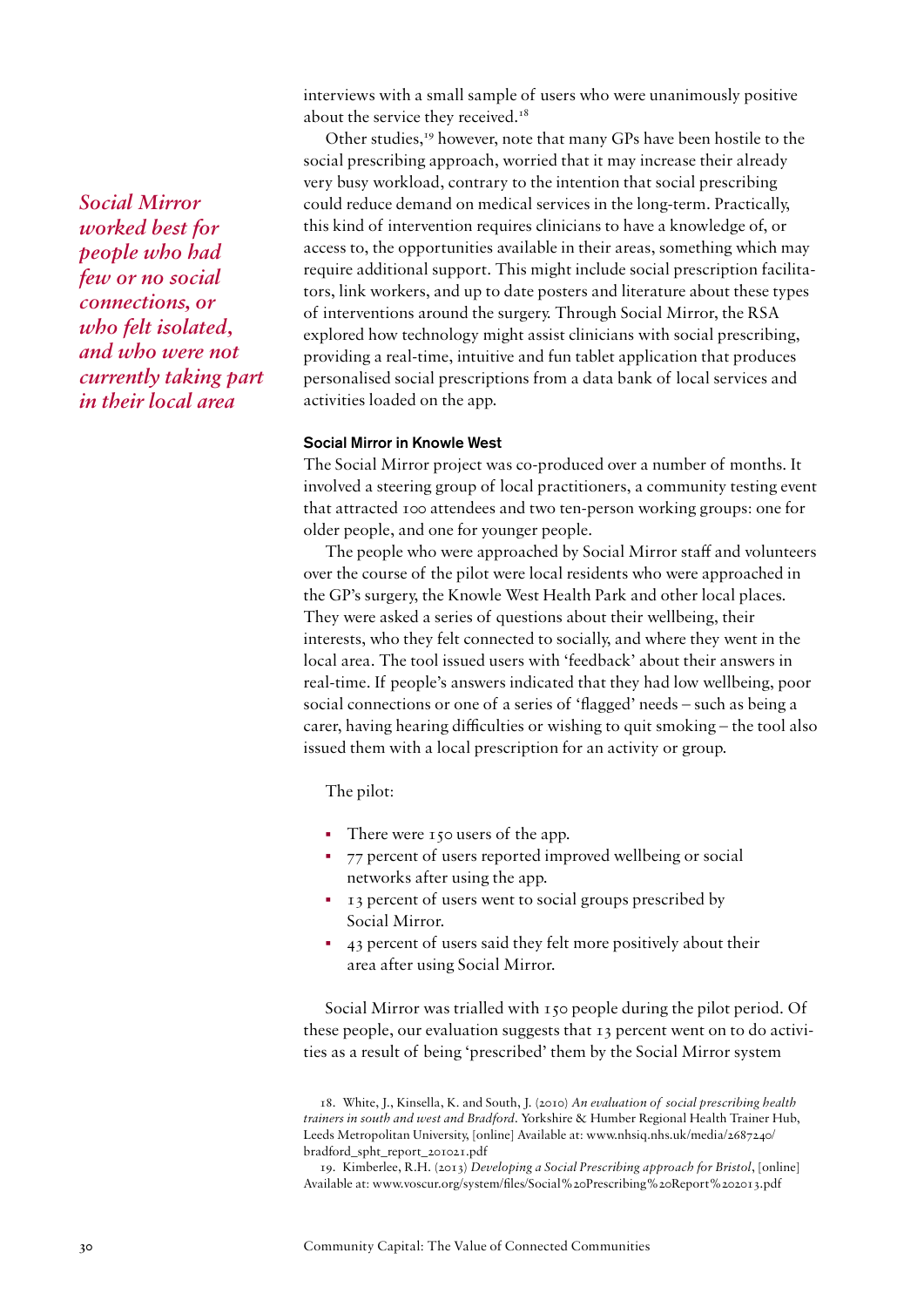interviews with a small sample of users who were unanimously positive about the service they received.[18]

Other studies,[19] however, note that many GPs have been hostile to the social prescribing approach, worried that it may increase their already very busy workload, contrary to the intention that social prescribing could reduce demand on medical services in the long-term. Practically, this kind of intervention requires clinicians to have a knowledge of, or access to, the opportunities available in their areas, something which may require additional support. This might include social prescription facilitators, link workers, and up to date posters and literature about these types of interventions around the surgery. Through Social Mirror, the RSA explored how technology might assist clinicians with social prescribing, providing a real-time, intuitive and fun tablet application that produces personalised social prescriptions from a data bank of local services and activities loaded on the app.

*Social Mirror worked best for people who had few or no social connections, or who felt isolated, and who were not currently taking part in their local area*

### Social Mirror in Knowle West

The Social Mirror project was co-produced over a number of months. It involved a steering group of local practitioners, a community testing event that attracted 100 attendees and two ten-person working groups: one for older people, and one for younger people.

The people who were approached by Social Mirror staff and volunteers over the course of the pilot were local residents who were approached in the GP's surgery, the Knowle West Health Park and other local places. They were asked a series of questions about their wellbeing, their interests, who they felt connected to socially, and where they went in the local area. The tool issued users with 'feedback' about their answers in real-time. If people's answers indicated that they had low wellbeing, poor social connections or one of a series of 'flagged' needs – such as being a carer, having hearing difficulties or wishing to quit smoking – the tool also issued them with a local prescription for an activity or group.

The pilot:

- There were 150 users of the app.
- 77 percent of users reported improved wellbeing or social networks after using the app.
- 13 percent of users went to social groups prescribed by Social Mirror.
- 43 percent of users said they felt more positively about their area after using Social Mirror.

Social Mirror was trialled with 150 people during the pilot period. Of these people, our evaluation suggests that 13 percent went on to do activities as a result of being 'prescribed' them by the Social Mirror system

18. White, J., Kinsella, K. and South, J. (2010) *An evaluation of social prescribing health trainers in south and west and Bradford*. Yorkshire & Humber Regional Health Trainer Hub, Leeds Metropolitan University, [online] Available at: www.nhsiq.nhs.uk/media/2687240/bradford_spht_report_201021.pdf

19. Kimberlee, R.H. (2013) *Developing a Social Prescribing approach for Bristol*, [online] Available at: www.voscur.org/system/files/Social%20Prescribing%20Report%202013.pdf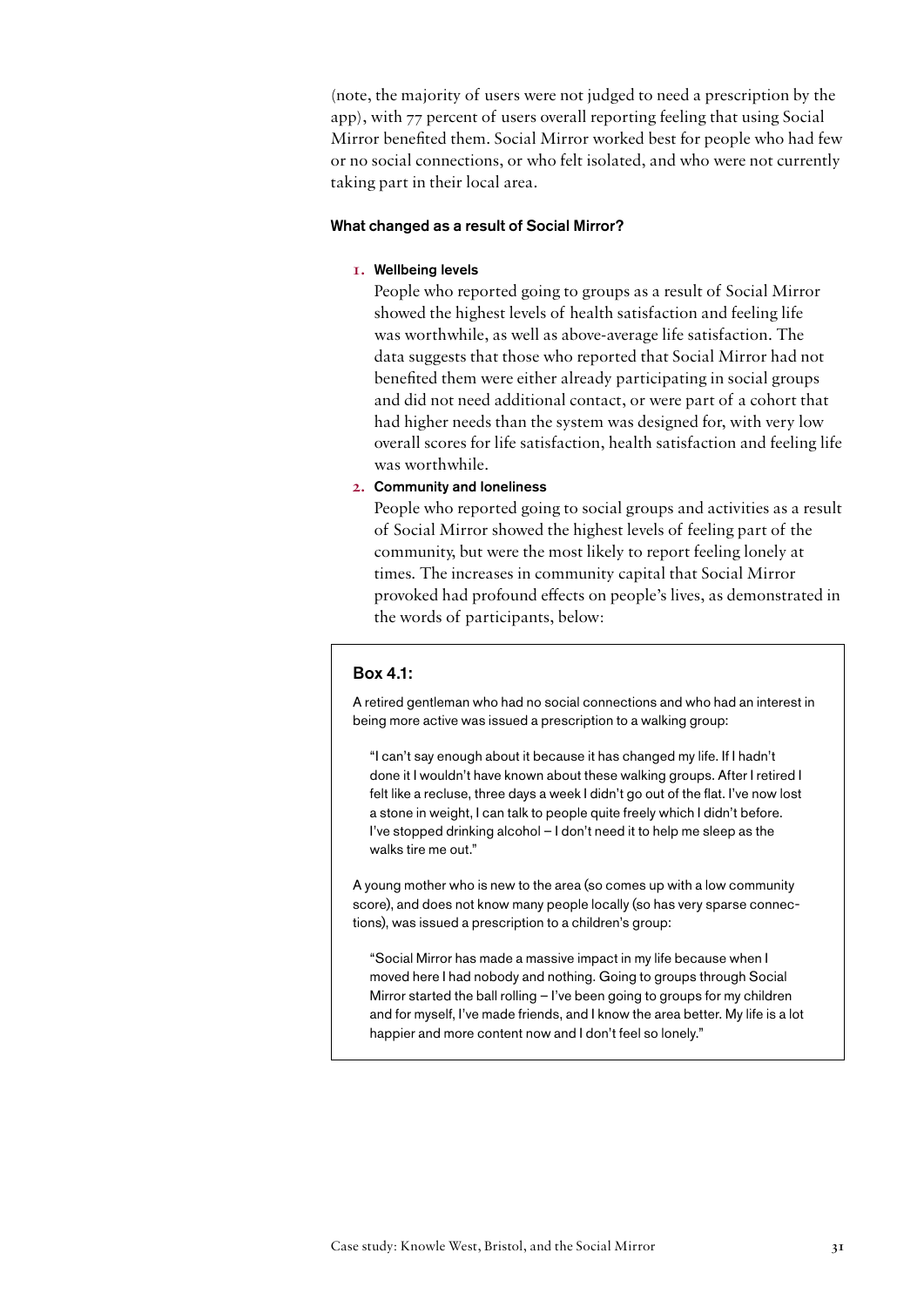(note, the majority of users were not judged to need a prescription by the app), with 77 percent of users overall reporting feeling that using Social Mirror benefited them. Social Mirror worked best for people who had few or no social connections, or who felt isolated, and who were not currently taking part in their local area.

### What changed as a result of Social Mirror?

1. **Wellbeing levels**

   People who reported going to groups as a result of Social Mirror showed the highest levels of health satisfaction and feeling life was worthwhile, as well as above-average life satisfaction. The data suggests that those who reported that Social Mirror had not benefited them were either already participating in social groups and did not need additional contact, or were part of a cohort that had higher needs than the system was designed for, with very low overall scores for life satisfaction, health satisfaction and feeling life was worthwhile.

2. **Community and loneliness**

   People who reported going to social groups and activities as a result of Social Mirror showed the highest levels of feeling part of the community, but were the most likely to report feeling lonely at times. The increases in community capital that Social Mirror provoked had profound effects on people's lives, as demonstrated in the words of participants, below:

#### Box 4.1:

A retired gentleman who had no social connections and who had an interest in being more active was issued a prescription to a walking group:

> "I can't say enough about it because it has changed my life. If I hadn't done it I wouldn't have known about these walking groups. After I retired I felt like a recluse, three days a week I didn't go out of the flat. I've now lost a stone in weight, I can talk to people quite freely which I didn't before. I've stopped drinking alcohol – I don't need it to help me sleep as the walks tire me out."

A young mother who is new to the area (so comes up with a low community score), and does not know many people locally (so has very sparse connections), was issued a prescription to a children's group:

> "Social Mirror has made a massive impact in my life because when I moved here I had nobody and nothing. Going to groups through Social Mirror started the ball rolling – I've been going to groups for my children and for myself, I've made friends, and I know the area better. My life is a lot happier and more content now and I don't feel so lonely."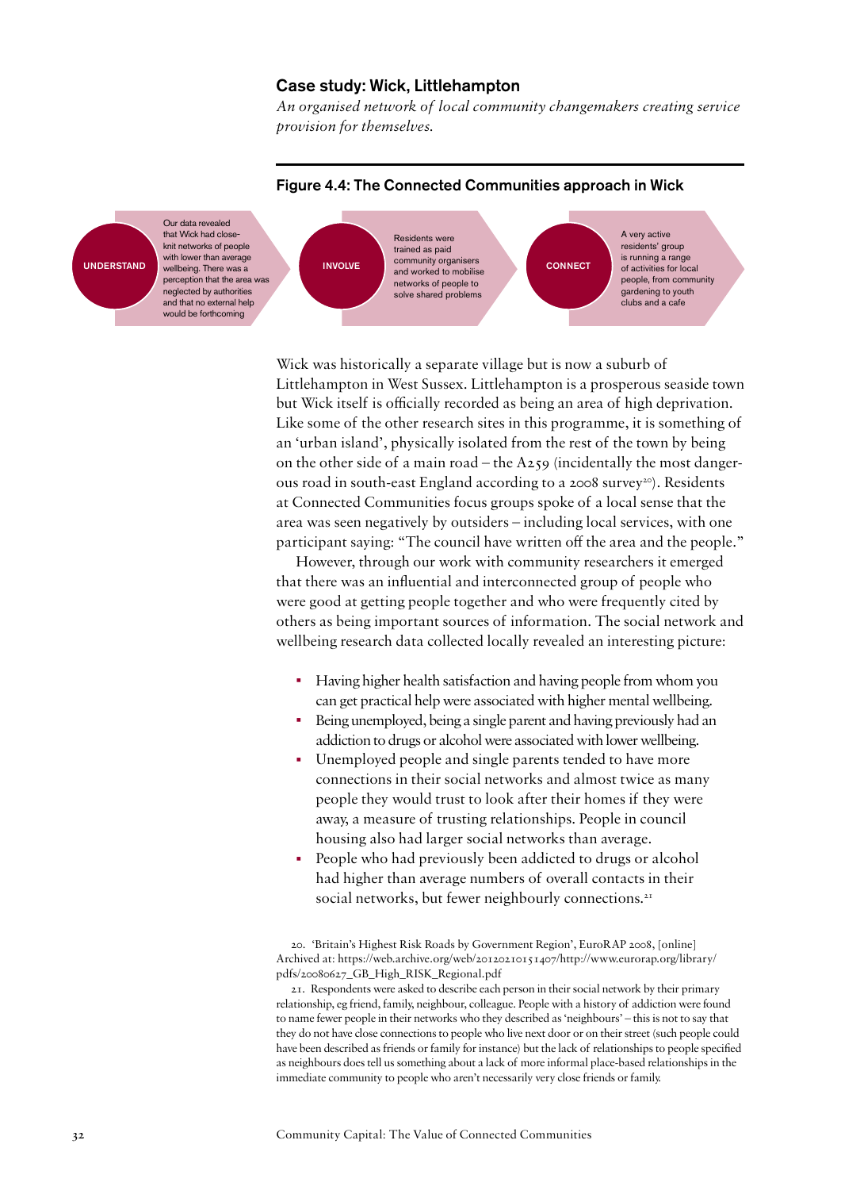### Case study: Wick, Littlehampton

*An organised network of local community changemakers creating service provision for themselves.*

**Figure 4.4: The Connected Communities approach in Wick**

**UNDERSTAND** — Our data revealed that Wick had close-knit networks of people with lower than average wellbeing. There was a perception that the area was neglected by authorities and that no external help would be forthcoming

**INVOLVE** — Residents were trained as paid community organisers and worked to mobilise networks of people to solve shared problems

**CONNECT** — A very active residents' group is running a range of activities for local people, from community gardening to youth clubs and a cafe

Wick was historically a separate village but is now a suburb of Littlehampton in West Sussex. Littlehampton is a prosperous seaside town but Wick itself is officially recorded as being an area of high deprivation. Like some of the other research sites in this programme, it is something of an 'urban island', physically isolated from the rest of the town by being on the other side of a main road – the A259 (incidentally the most dangerous road in south-east England according to a 2008 survey[20]). Residents at Connected Communities focus groups spoke of a local sense that the area was seen negatively by outsiders – including local services, with one participant saying: "The council have written off the area and the people."

However, through our work with community researchers it emerged that there was an influential and interconnected group of people who were good at getting people together and who were frequently cited by others as being important sources of information. The social network and wellbeing research data collected locally revealed an interesting picture:

- Having higher health satisfaction and having people from whom you can get practical help were associated with higher mental wellbeing.
- Being unemployed, being a single parent and having previously had an addiction to drugs or alcohol were associated with lower wellbeing.
- Unemployed people and single parents tended to have more connections in their social networks and almost twice as many people they would trust to look after their homes if they were away, a measure of trusting relationships. People in council housing also had larger social networks than average.
- People who had previously been addicted to drugs or alcohol had higher than average numbers of overall contacts in their social networks, but fewer neighbourly connections.[21]

20. 'Britain's Highest Risk Roads by Government Region', EuroRAP 2008, [online] Archived at: https://web.archive.org/web/20120210151407/http://www.eurorap.org/library/pdfs/20080627_GB_High_RISK_Regional.pdf

21. Respondents were asked to describe each person in their social network by their primary relationship, eg friend, family, neighbour, colleague. People with a history of addiction were found to name fewer people in their networks who they described as 'neighbours' – this is not to say that they do not have close connections to people who live next door or on their street (such people could have been described as friends or family for instance) but the lack of relationships to people specified as neighbours does tell us something about a lack of more informal place-based relationships in the immediate community to people who aren't necessarily very close friends or family.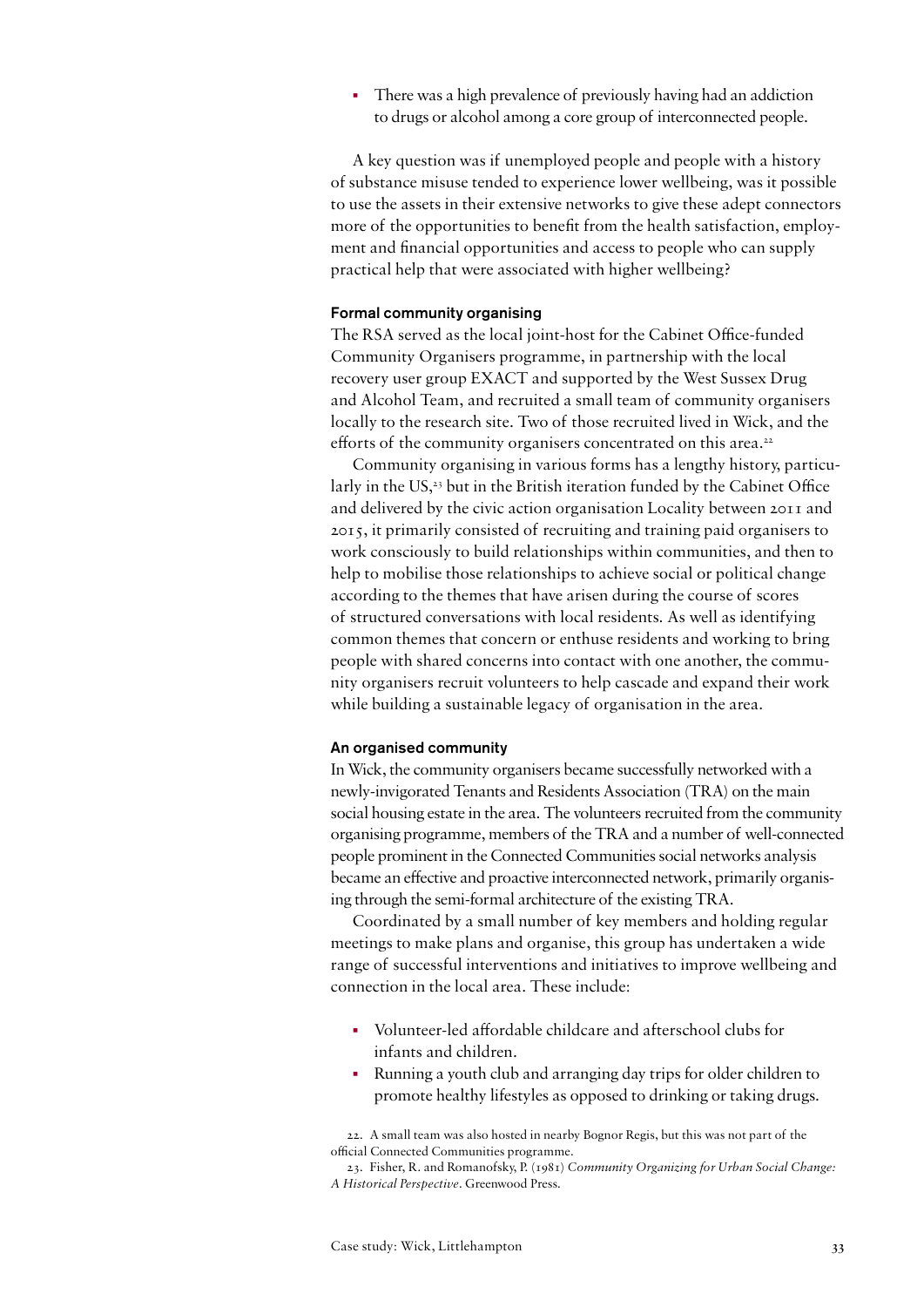- There was a high prevalence of previously having had an addiction to drugs or alcohol among a core group of interconnected people.

A key question was if unemployed people and people with a history of substance misuse tended to experience lower wellbeing, was it possible to use the assets in their extensive networks to give these adept connectors more of the opportunities to benefit from the health satisfaction, employment and financial opportunities and access to people who can supply practical help that were associated with higher wellbeing?

### Formal community organising

The RSA served as the local joint-host for the Cabinet Office-funded Community Organisers programme, in partnership with the local recovery user group EXACT and supported by the West Sussex Drug and Alcohol Team, and recruited a small team of community organisers locally to the research site. Two of those recruited lived in Wick, and the efforts of the community organisers concentrated on this area.[22]

Community organising in various forms has a lengthy history, particularly in the US,[23] but in the British iteration funded by the Cabinet Office and delivered by the civic action organisation Locality between 2011 and 2015, it primarily consisted of recruiting and training paid organisers to work consciously to build relationships within communities, and then to help to mobilise those relationships to achieve social or political change according to the themes that have arisen during the course of scores of structured conversations with local residents. As well as identifying common themes that concern or enthuse residents and working to bring people with shared concerns into contact with one another, the community organisers recruit volunteers to help cascade and expand their work while building a sustainable legacy of organisation in the area.

### An organised community

In Wick, the community organisers became successfully networked with a newly-invigorated Tenants and Residents Association (TRA) on the main social housing estate in the area. The volunteers recruited from the community organising programme, members of the TRA and a number of well-connected people prominent in the Connected Communities social networks analysis became an effective and proactive interconnected network, primarily organising through the semi-formal architecture of the existing TRA.

Coordinated by a small number of key members and holding regular meetings to make plans and organise, this group has undertaken a wide range of successful interventions and initiatives to improve wellbeing and connection in the local area. These include:

- Volunteer-led affordable childcare and afterschool clubs for infants and children.
- Running a youth club and arranging day trips for older children to promote healthy lifestyles as opposed to drinking or taking drugs.

22. A small team was also hosted in nearby Bognor Regis, but this was not part of the official Connected Communities programme.

23. Fisher, R. and Romanofsky, P. (1981) *Community Organizing for Urban Social Change: A Historical Perspective*. Greenwood Press.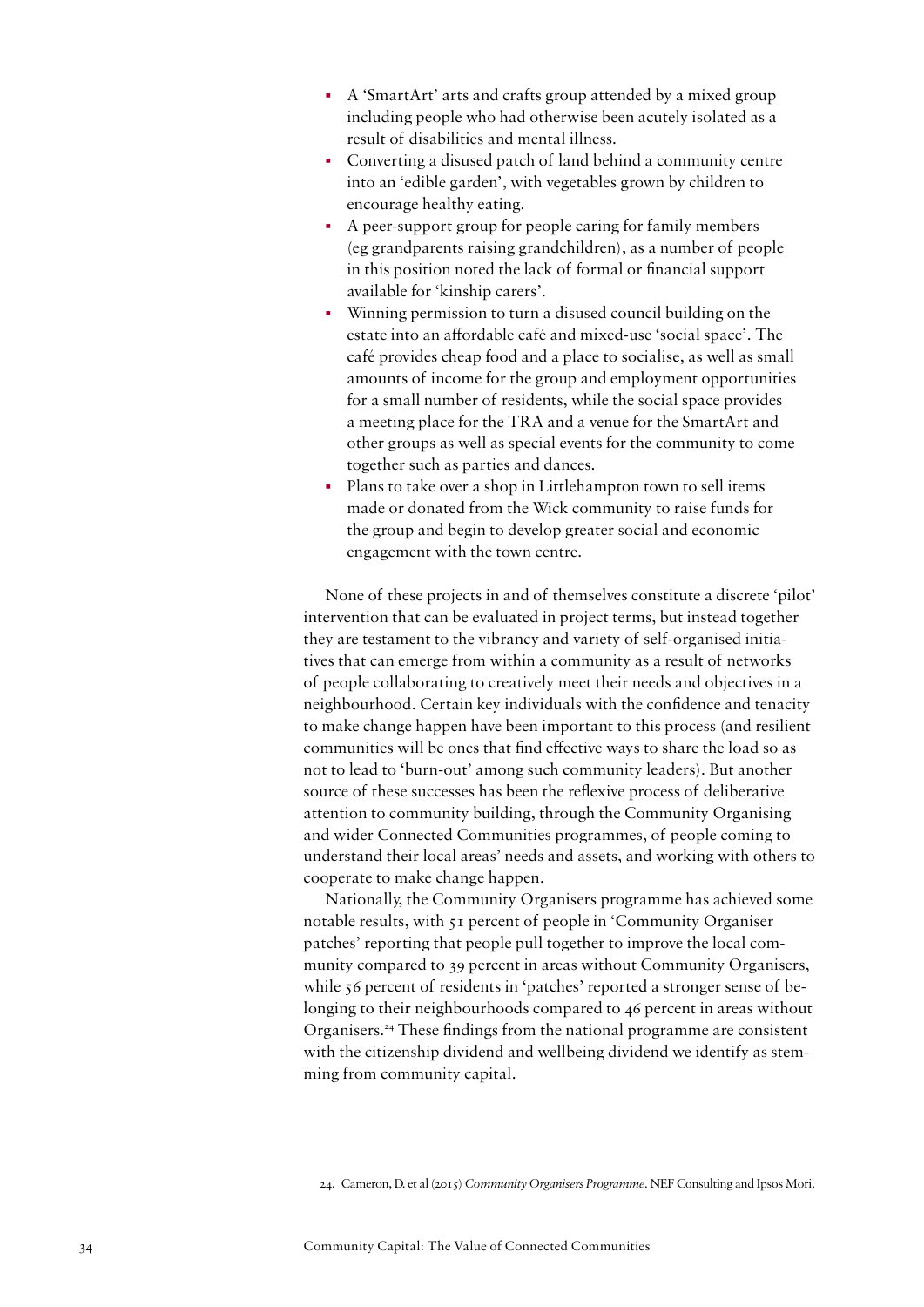- A 'SmartArt' arts and crafts group attended by a mixed group including people who had otherwise been acutely isolated as a result of disabilities and mental illness.
- Converting a disused patch of land behind a community centre into an 'edible garden', with vegetables grown by children to encourage healthy eating.
- A peer-support group for people caring for family members (eg grandparents raising grandchildren), as a number of people in this position noted the lack of formal or financial support available for 'kinship carers'.
- Winning permission to turn a disused council building on the estate into an affordable café and mixed-use 'social space'. The café provides cheap food and a place to socialise, as well as small amounts of income for the group and employment opportunities for a small number of residents, while the social space provides a meeting place for the TRA and a venue for the SmartArt and other groups as well as special events for the community to come together such as parties and dances.
- Plans to take over a shop in Littlehampton town to sell items made or donated from the Wick community to raise funds for the group and begin to develop greater social and economic engagement with the town centre.

None of these projects in and of themselves constitute a discrete 'pilot' intervention that can be evaluated in project terms, but instead together they are testament to the vibrancy and variety of self-organised initiatives that can emerge from within a community as a result of networks of people collaborating to creatively meet their needs and objectives in a neighbourhood. Certain key individuals with the confidence and tenacity to make change happen have been important to this process (and resilient communities will be ones that find effective ways to share the load so as not to lead to 'burn-out' among such community leaders). But another source of these successes has been the reflexive process of deliberative attention to community building, through the Community Organising and wider Connected Communities programmes, of people coming to understand their local areas' needs and assets, and working with others to cooperate to make change happen.

Nationally, the Community Organisers programme has achieved some notable results, with 51 percent of people in 'Community Organiser patches' reporting that people pull together to improve the local community compared to 39 percent in areas without Community Organisers, while 56 percent of residents in 'patches' reported a stronger sense of belonging to their neighbourhoods compared to 46 percent in areas without Organisers.[24] These findings from the national programme are consistent with the citizenship dividend and wellbeing dividend we identify as stemming from community capital.

24. Cameron, D. et al (2015) *Community Organisers Programme*. NEF Consulting and Ipsos Mori.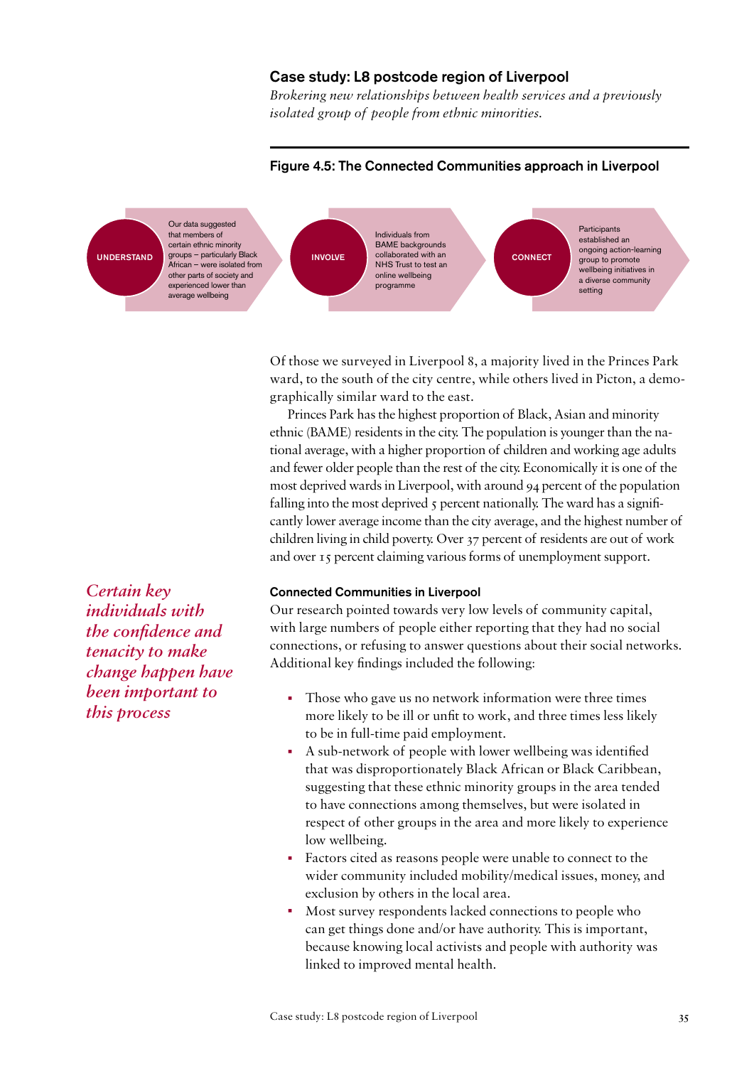## Case study: L8 postcode region of Liverpool

*Brokering new relationships between health services and a previously isolated group of people from ethnic minorities.*

### Figure 4.5: The Connected Communities approach in Liverpool

**UNDERSTAND** — Our data suggested that members of certain ethnic minority groups – particularly Black African – were isolated from other parts of society and experienced lower than average wellbeing

**INVOLVE** — Individuals from BAME backgrounds collaborated with an NHS Trust to test an online wellbeing programme

**CONNECT** — Participants established an ongoing action-learning group to promote wellbeing initiatives in a diverse community setting

Of those we surveyed in Liverpool 8, a majority lived in the Princes Park ward, to the south of the city centre, while others lived in Picton, a demographically similar ward to the east.

Princes Park has the highest proportion of Black, Asian and minority ethnic (BAME) residents in the city. The population is younger than the national average, with a higher proportion of children and working age adults and fewer older people than the rest of the city. Economically it is one of the most deprived wards in Liverpool, with around 94 percent of the population falling into the most deprived 5 percent nationally. The ward has a significantly lower average income than the city average, and the highest number of children living in child poverty. Over 37 percent of residents are out of work and over 15 percent claiming various forms of unemployment support.

*Certain key individuals with the confidence and tenacity to make change happen have been important to this process*

### Connected Communities in Liverpool

Our research pointed towards very low levels of community capital, with large numbers of people either reporting that they had no social connections, or refusing to answer questions about their social networks. Additional key findings included the following:

- Those who gave us no network information were three times more likely to be ill or unfit to work, and three times less likely to be in full-time paid employment.
- A sub-network of people with lower wellbeing was identified that was disproportionately Black African or Black Caribbean, suggesting that these ethnic minority groups in the area tended to have connections among themselves, but were isolated in respect of other groups in the area and more likely to experience low wellbeing.
- Factors cited as reasons people were unable to connect to the wider community included mobility/medical issues, money, and exclusion by others in the local area.
- Most survey respondents lacked connections to people who can get things done and/or have authority. This is important, because knowing local activists and people with authority was linked to improved mental health.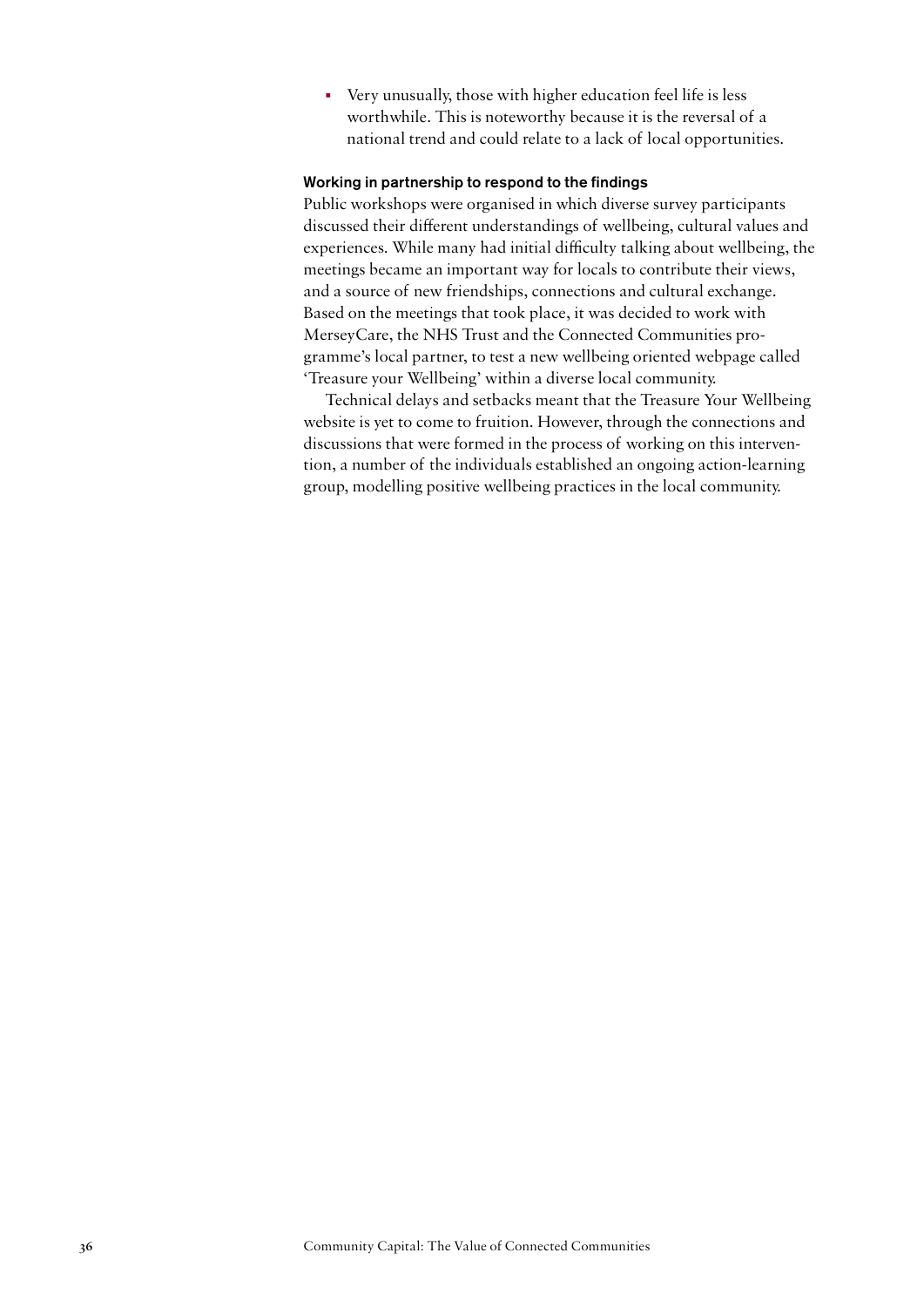- Very unusually, those with higher education feel life is less worthwhile. This is noteworthy because it is the reversal of a national trend and could relate to a lack of local opportunities.

### Working in partnership to respond to the findings

Public workshops were organised in which diverse survey participants discussed their different understandings of wellbeing, cultural values and experiences. While many had initial difficulty talking about wellbeing, the meetings became an important way for locals to contribute their views, and a source of new friendships, connections and cultural exchange. Based on the meetings that took place, it was decided to work with MerseyCare, the NHS Trust and the Connected Communities programme's local partner, to test a new wellbeing oriented webpage called 'Treasure your Wellbeing' within a diverse local community.

Technical delays and setbacks meant that the Treasure Your Wellbeing website is yet to come to fruition. However, through the connections and discussions that were formed in the process of working on this intervention, a number of the individuals established an ongoing action-learning group, modelling positive wellbeing practices in the local community.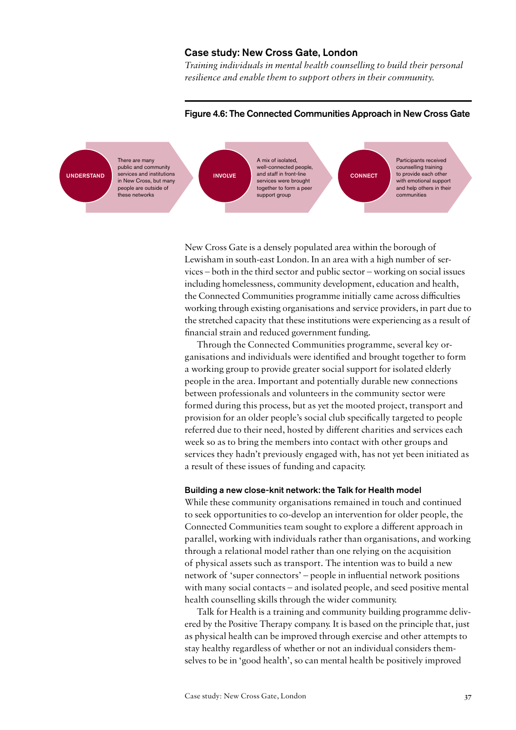## Case study: New Cross Gate, London

*Training individuals in mental health counselling to build their personal resilience and enable them to support others in their community.*

### Figure 4.6: The Connected Communities Approach in New Cross Gate

**UNDERSTAND** — There are many public and community services and institutions in New Cross, but many people are outside of these networks

**INVOLVE** — A mix of isolated, well-connected people, and staff in front-line services were brought together to form a peer support group

**CONNECT** — Participants received counselling training to provide each other with emotional support and help others in their communities

New Cross Gate is a densely populated area within the borough of Lewisham in south-east London. In an area with a high number of services – both in the third sector and public sector – working on social issues including homelessness, community development, education and health, the Connected Communities programme initially came across difficulties working through existing organisations and service providers, in part due to the stretched capacity that these institutions were experiencing as a result of financial strain and reduced government funding.

Through the Connected Communities programme, several key organisations and individuals were identified and brought together to form a working group to provide greater social support for isolated elderly people in the area. Important and potentially durable new connections between professionals and volunteers in the community sector were formed during this process, but as yet the mooted project, transport and provision for an older people's social club specifically targeted to people referred due to their need, hosted by different charities and services each week so as to bring the members into contact with other groups and services they hadn't previously engaged with, has not yet been initiated as a result of these issues of funding and capacity.

### Building a new close-knit network: the Talk for Health model

While these community organisations remained in touch and continued to seek opportunities to co-develop an intervention for older people, the Connected Communities team sought to explore a different approach in parallel, working with individuals rather than organisations, and working through a relational model rather than one relying on the acquisition of physical assets such as transport. The intention was to build a new network of 'super connectors' – people in influential network positions with many social contacts – and isolated people, and seed positive mental health counselling skills through the wider community.

Talk for Health is a training and community building programme delivered by the Positive Therapy company. It is based on the principle that, just as physical health can be improved through exercise and other attempts to stay healthy regardless of whether or not an individual considers themselves to be in 'good health', so can mental health be positively improved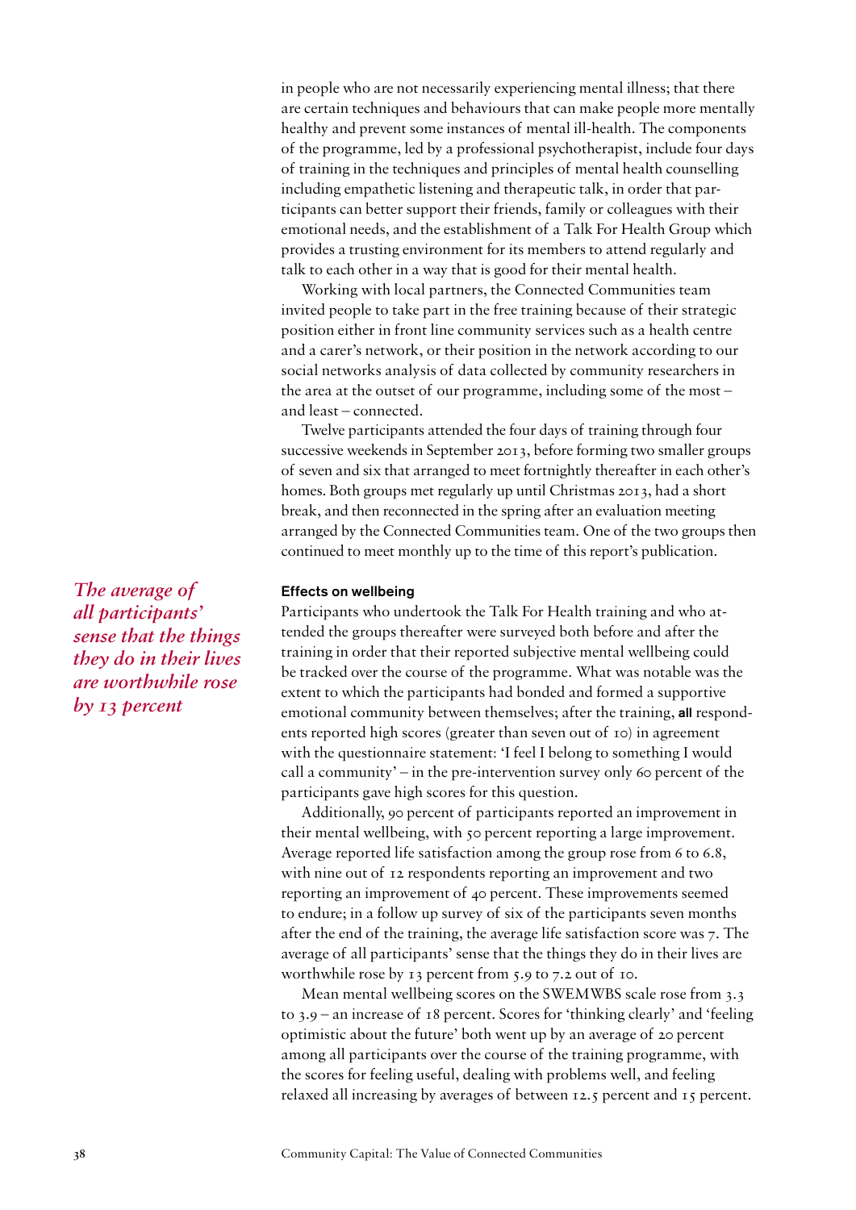in people who are not necessarily experiencing mental illness; that there are certain techniques and behaviours that can make people more mentally healthy and prevent some instances of mental ill-health. The components of the programme, led by a professional psychotherapist, include four days of training in the techniques and principles of mental health counselling including empathetic listening and therapeutic talk, in order that participants can better support their friends, family or colleagues with their emotional needs, and the establishment of a Talk For Health Group which provides a trusting environment for its members to attend regularly and talk to each other in a way that is good for their mental health.

Working with local partners, the Connected Communities team invited people to take part in the free training because of their strategic position either in front line community services such as a health centre and a carer's network, or their position in the network according to our social networks analysis of data collected by community researchers in the area at the outset of our programme, including some of the most – and least – connected.

Twelve participants attended the four days of training through four successive weekends in September 2013, before forming two smaller groups of seven and six that arranged to meet fortnightly thereafter in each other's homes. Both groups met regularly up until Christmas 2013, had a short break, and then reconnected in the spring after an evaluation meeting arranged by the Connected Communities team. One of the two groups then continued to meet monthly up to the time of this report's publication.

*The average of all participants' sense that the things they do in their lives are worthwhile rose by 13 percent*

### Effects on wellbeing

Participants who undertook the Talk For Health training and who attended the groups thereafter were surveyed both before and after the training in order that their reported subjective mental wellbeing could be tracked over the course of the programme. What was notable was the extent to which the participants had bonded and formed a supportive emotional community between themselves; after the training, **all** respondents reported high scores (greater than seven out of 10) in agreement with the questionnaire statement: 'I feel I belong to something I would call a community' – in the pre-intervention survey only 60 percent of the participants gave high scores for this question.

Additionally, 90 percent of participants reported an improvement in their mental wellbeing, with 50 percent reporting a large improvement. Average reported life satisfaction among the group rose from 6 to 6.8, with nine out of 12 respondents reporting an improvement and two reporting an improvement of 40 percent. These improvements seemed to endure; in a follow up survey of six of the participants seven months after the end of the training, the average life satisfaction score was 7. The average of all participants' sense that the things they do in their lives are worthwhile rose by 13 percent from 5.9 to 7.2 out of 10.

Mean mental wellbeing scores on the SWEMWBS scale rose from 3.3 to 3.9 – an increase of 18 percent. Scores for 'thinking clearly' and 'feeling optimistic about the future' both went up by an average of 20 percent among all participants over the course of the training programme, with the scores for feeling useful, dealing with problems well, and feeling relaxed all increasing by averages of between 12.5 percent and 15 percent.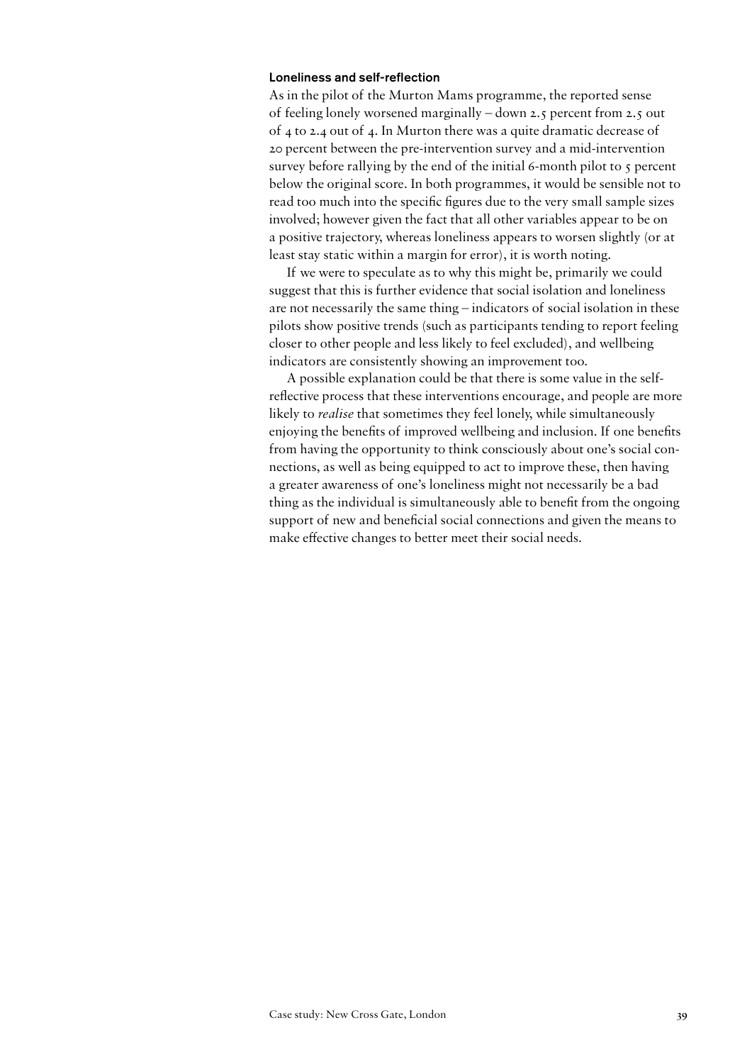### Loneliness and self-reflection

As in the pilot of the Murton Mams programme, the reported sense of feeling lonely worsened marginally – down 2.5 percent from 2.5 out of 4 to 2.4 out of 4. In Murton there was a quite dramatic decrease of 20 percent between the pre-intervention survey and a mid-intervention survey before rallying by the end of the initial 6-month pilot to 5 percent below the original score. In both programmes, it would be sensible not to read too much into the specific figures due to the very small sample sizes involved; however given the fact that all other variables appear to be on a positive trajectory, whereas loneliness appears to worsen slightly (or at least stay static within a margin for error), it is worth noting.

If we were to speculate as to why this might be, primarily we could suggest that this is further evidence that social isolation and loneliness are not necessarily the same thing – indicators of social isolation in these pilots show positive trends (such as participants tending to report feeling closer to other people and less likely to feel excluded), and wellbeing indicators are consistently showing an improvement too.

A possible explanation could be that there is some value in the self-reflective process that these interventions encourage, and people are more likely to *realise* that sometimes they feel lonely, while simultaneously enjoying the benefits of improved wellbeing and inclusion. If one benefits from having the opportunity to think consciously about one's social connections, as well as being equipped to act to improve these, then having a greater awareness of one's loneliness might not necessarily be a bad thing as the individual is simultaneously able to benefit from the ongoing support of new and beneficial social connections and given the means to make effective changes to better meet their social needs.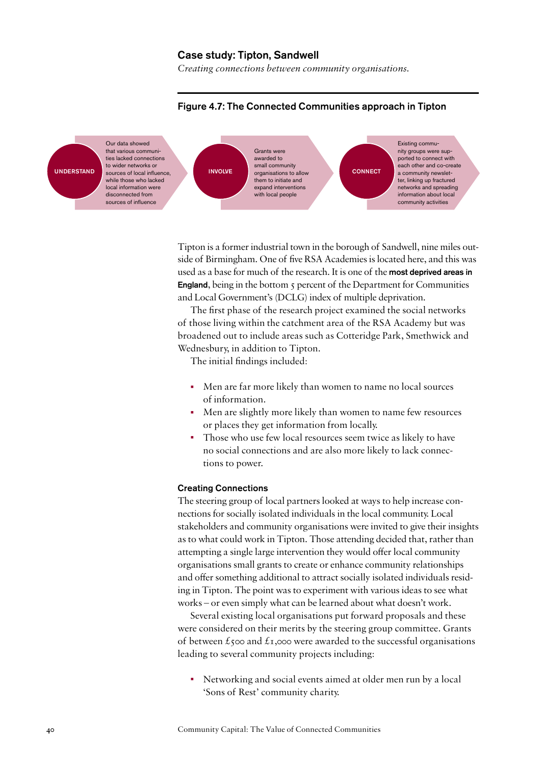## Case study: Tipton, Sandwell

*Creating connections between community organisations.*

### Figure 4.7: The Connected Communities approach in Tipton

**UNDERSTAND** — Our data showed that various communities lacked connections to wider networks or sources of local influence, while those who lacked local information were disconnected from sources of influence

**INVOLVE** — Grants were awarded to small community organisations to allow them to initiate and expand interventions with local people

**CONNECT** — Existing community groups were supported to connect with each other and co-create a community newsletter, linking up fractured networks and spreading information about local community activities

Tipton is a former industrial town in the borough of Sandwell, nine miles outside of Birmingham. One of five RSA Academies is located here, and this was used as a base for much of the research. It is one of the **most deprived areas in England**, being in the bottom 5 percent of the Department for Communities and Local Government's (DCLG) index of multiple deprivation.

The first phase of the research project examined the social networks of those living within the catchment area of the RSA Academy but was broadened out to include areas such as Cotteridge Park, Smethwick and Wednesbury, in addition to Tipton.

The initial findings included:

- Men are far more likely than women to name no local sources of information.
- Men are slightly more likely than women to name few resources or places they get information from locally.
- Those who use few local resources seem twice as likely to have no social connections and are also more likely to lack connections to power.

#### Creating Connections

The steering group of local partners looked at ways to help increase connections for socially isolated individuals in the local community. Local stakeholders and community organisations were invited to give their insights as to what could work in Tipton. Those attending decided that, rather than attempting a single large intervention they would offer local community organisations small grants to create or enhance community relationships and offer something additional to attract socially isolated individuals residing in Tipton. The point was to experiment with various ideas to see what works – or even simply what can be learned about what doesn't work.

Several existing local organisations put forward proposals and these were considered on their merits by the steering group committee. Grants of between £500 and £1,000 were awarded to the successful organisations leading to several community projects including:

- Networking and social events aimed at older men run by a local 'Sons of Rest' community charity.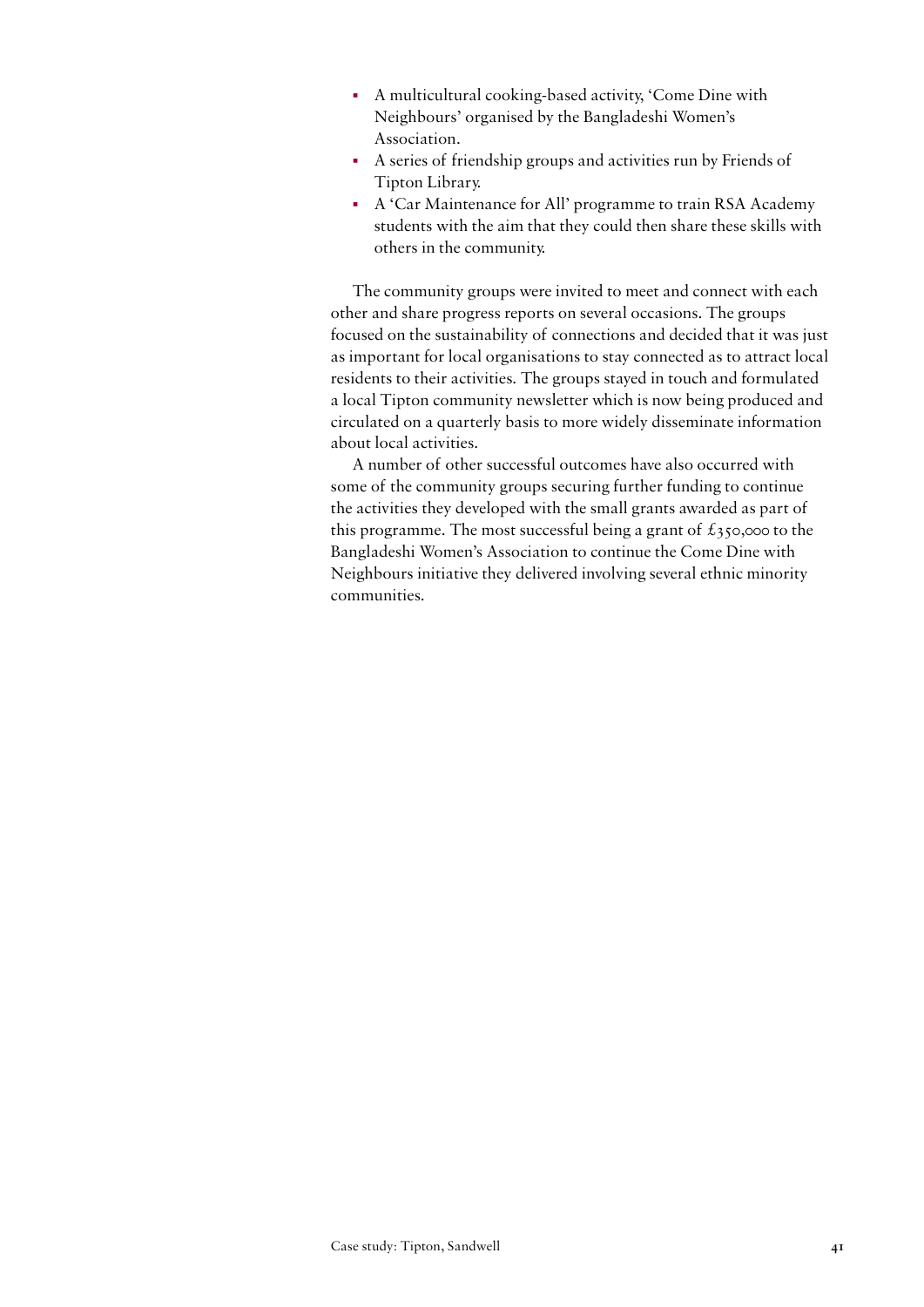- A multicultural cooking-based activity, 'Come Dine with Neighbours' organised by the Bangladeshi Women's Association.
- A series of friendship groups and activities run by Friends of Tipton Library.
- A 'Car Maintenance for All' programme to train RSA Academy students with the aim that they could then share these skills with others in the community.

The community groups were invited to meet and connect with each other and share progress reports on several occasions. The groups focused on the sustainability of connections and decided that it was just as important for local organisations to stay connected as to attract local residents to their activities. The groups stayed in touch and formulated a local Tipton community newsletter which is now being produced and circulated on a quarterly basis to more widely disseminate information about local activities.

A number of other successful outcomes have also occurred with some of the community groups securing further funding to continue the activities they developed with the small grants awarded as part of this programme. The most successful being a grant of £350,000 to the Bangladeshi Women's Association to continue the Come Dine with Neighbours initiative they delivered involving several ethnic minority communities.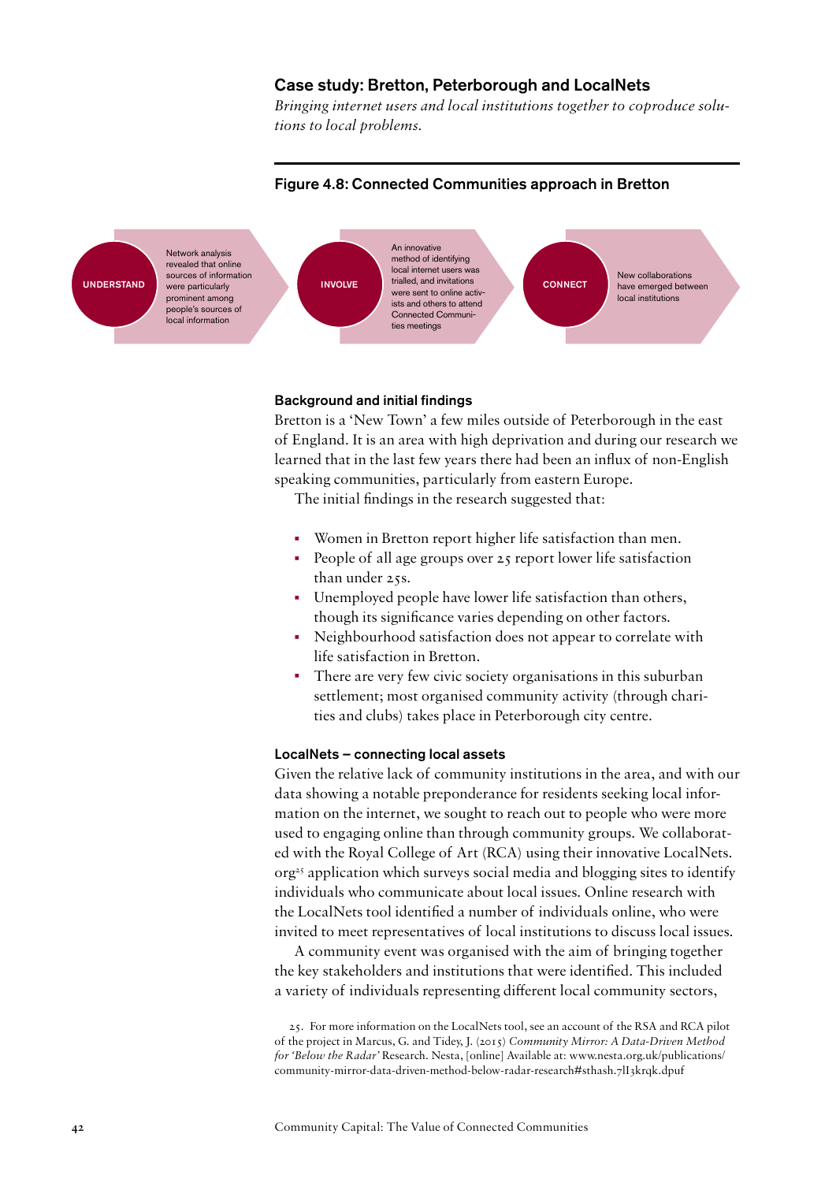## Case study: Bretton, Peterborough and LocalNets

*Bringing internet users and local institutions together to coproduce solutions to local problems.*

### Figure 4.8: Connected Communities approach in Bretton

**UNDERSTAND** — Network analysis revealed that online sources of information were particularly prominent among people's sources of local information

**INVOLVE** — An innovative method of identifying local internet users was trialled, and invitations were sent to online activists and others to attend Connected Communities meetings

**CONNECT** — New collaborations have emerged between local institutions

#### Background and initial findings

Bretton is a 'New Town' a few miles outside of Peterborough in the east of England. It is an area with high deprivation and during our research we learned that in the last few years there had been an influx of non-English speaking communities, particularly from eastern Europe.

The initial findings in the research suggested that:

- Women in Bretton report higher life satisfaction than men.
- People of all age groups over 25 report lower life satisfaction than under 25s.
- Unemployed people have lower life satisfaction than others, though its significance varies depending on other factors.
- Neighbourhood satisfaction does not appear to correlate with life satisfaction in Bretton.
- There are very few civic society organisations in this suburban settlement; most organised community activity (through charities and clubs) takes place in Peterborough city centre.

#### LocalNets – connecting local assets

Given the relative lack of community institutions in the area, and with our data showing a notable preponderance for residents seeking local information on the internet, we sought to reach out to people who were more used to engaging online than through community groups. We collaborated with the Royal College of Art (RCA) using their innovative LocalNets.org[25] application which surveys social media and blogging sites to identify individuals who communicate about local issues. Online research with the LocalNets tool identified a number of individuals online, who were invited to meet representatives of local institutions to discuss local issues.

A community event was organised with the aim of bringing together the key stakeholders and institutions that were identified. This included a variety of individuals representing different local community sectors,

25. For more information on the LocalNets tool, see an account of the RSA and RCA pilot of the project in Marcus, G. and Tidey, J. (2015) *Community Mirror: A Data-Driven Method for 'Below the Radar'* Research. Nesta, [online] Available at: www.nesta.org.uk/publications/community-mirror-data-driven-method-below-radar-research#sthash.7lI3krqk.dpuf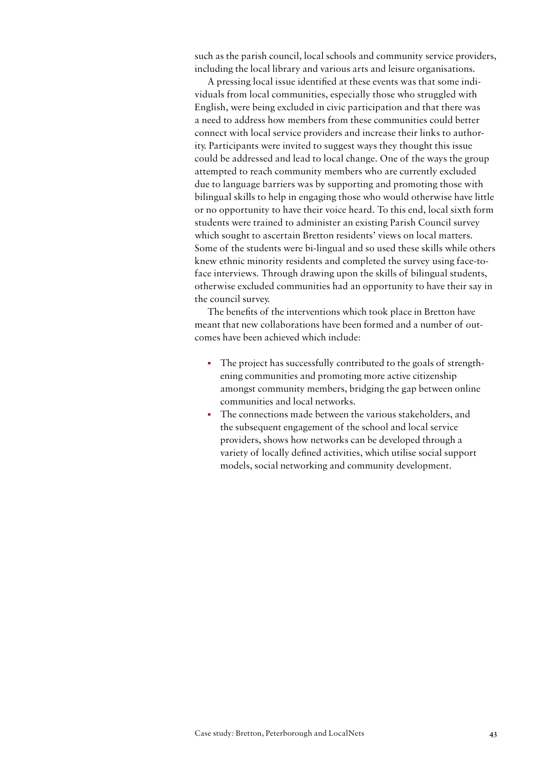such as the parish council, local schools and community service providers, including the local library and various arts and leisure organisations.

A pressing local issue identified at these events was that some individuals from local communities, especially those who struggled with English, were being excluded in civic participation and that there was a need to address how members from these communities could better connect with local service providers and increase their links to authority. Participants were invited to suggest ways they thought this issue could be addressed and lead to local change. One of the ways the group attempted to reach community members who are currently excluded due to language barriers was by supporting and promoting those with bilingual skills to help in engaging those who would otherwise have little or no opportunity to have their voice heard. To this end, local sixth form students were trained to administer an existing Parish Council survey which sought to ascertain Bretton residents' views on local matters. Some of the students were bi-lingual and so used these skills while others knew ethnic minority residents and completed the survey using face-to-face interviews. Through drawing upon the skills of bilingual students, otherwise excluded communities had an opportunity to have their say in the council survey.

The benefits of the interventions which took place in Bretton have meant that new collaborations have been formed and a number of outcomes have been achieved which include:

- The project has successfully contributed to the goals of strengthening communities and promoting more active citizenship amongst community members, bridging the gap between online communities and local networks.
- The connections made between the various stakeholders, and the subsequent engagement of the school and local service providers, shows how networks can be developed through a variety of locally defined activities, which utilise social support models, social networking and community development.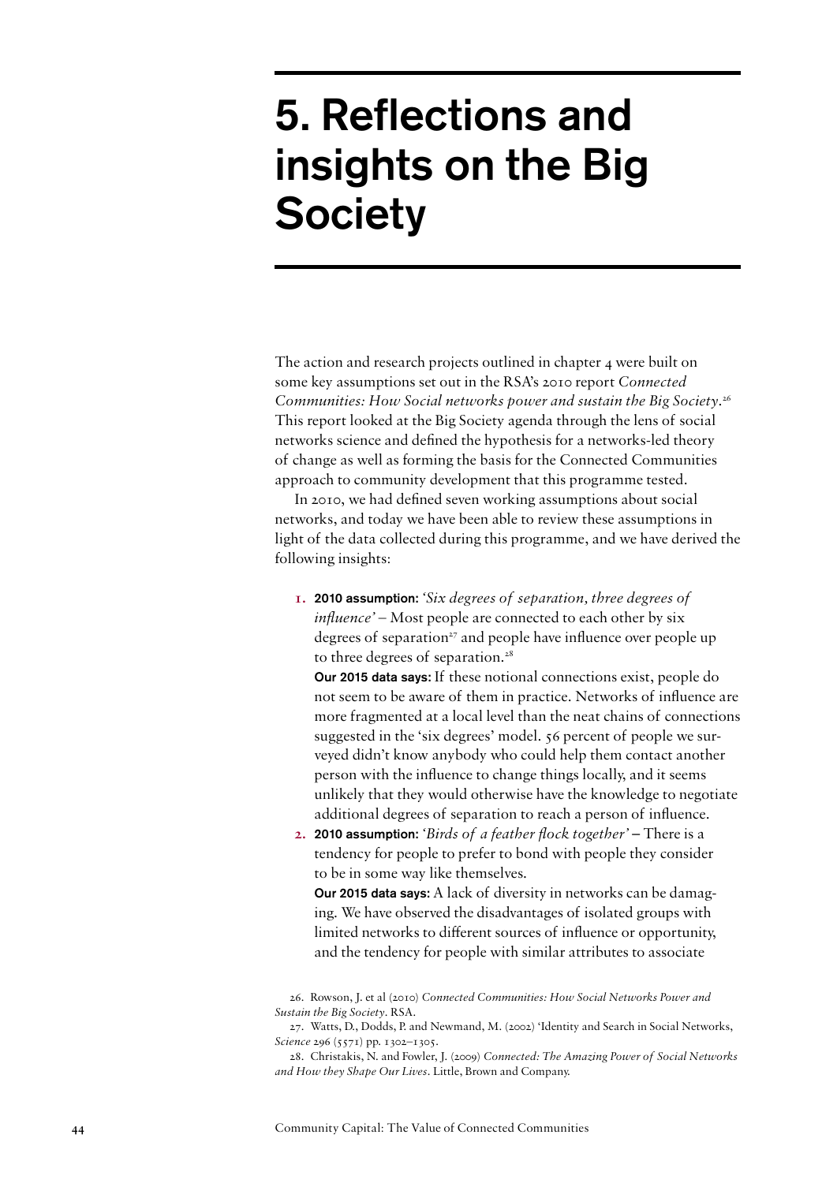# 5. Reflections and insights on the Big Society

The action and research projects outlined in chapter 4 were built on some key assumptions set out in the RSA's 2010 report *Connected Communities: How Social networks power and sustain the Big Society*.[26] This report looked at the Big Society agenda through the lens of social networks science and defined the hypothesis for a networks-led theory of change as well as forming the basis for the Connected Communities approach to community development that this programme tested.

In 2010, we had defined seven working assumptions about social networks, and today we have been able to review these assumptions in light of the data collected during this programme, and we have derived the following insights:

1. **2010 assumption:** *'Six degrees of separation, three degrees of influence'* – Most people are connected to each other by six degrees of separation[27] and people have influence over people up to three degrees of separation.[28]

   **Our 2015 data says:** If these notional connections exist, people do not seem to be aware of them in practice. Networks of influence are more fragmented at a local level than the neat chains of connections suggested in the 'six degrees' model. 56 percent of people we surveyed didn't know anybody who could help them contact another person with the influence to change things locally, and it seems unlikely that they would otherwise have the knowledge to negotiate additional degrees of separation to reach a person of influence.
2. **2010 assumption:** *'Birds of a feather flock together'* – There is a tendency for people to prefer to bond with people they consider to be in some way like themselves.

   **Our 2015 data says:** A lack of diversity in networks can be damaging. We have observed the disadvantages of isolated groups with limited networks to different sources of influence or opportunity, and the tendency for people with similar attributes to associate

26. Rowson, J. et al (2010) *Connected Communities: How Social Networks Power and Sustain the Big Society*. RSA.

27. Watts, D., Dodds, P. and Newmand, M. (2002) 'Identity and Search in Social Networks, *Science* 296 (5571) pp. 1302–1305.

28. Christakis, N. and Fowler, J. (2009) *Connected: The Amazing Power of Social Networks and How they Shape Our Lives*. Little, Brown and Company.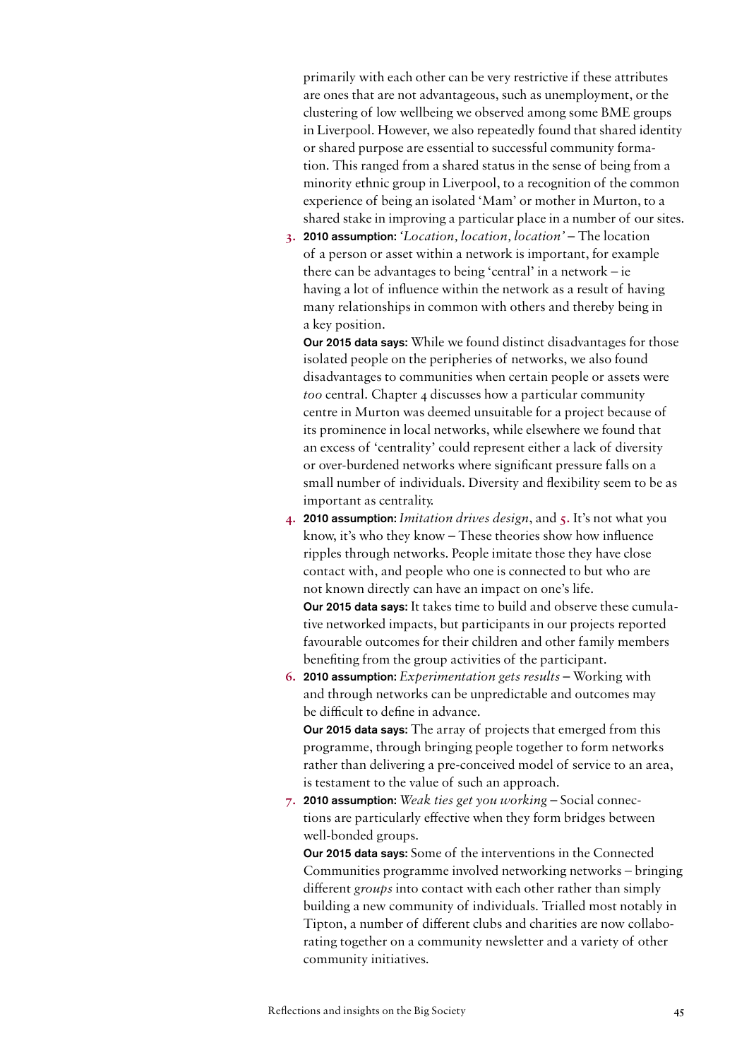primarily with each other can be very restrictive if these attributes are ones that are not advantageous, such as unemployment, or the clustering of low wellbeing we observed among some BME groups in Liverpool. However, we also repeatedly found that shared identity or shared purpose are essential to successful community formation. This ranged from a shared status in the sense of being from a minority ethnic group in Liverpool, to a recognition of the common experience of being an isolated 'Mam' or mother in Murton, to a shared stake in improving a particular place in a number of our sites.

3. **2010 assumption:** *'Location, location, location'* – The location of a person or asset within a network is important, for example there can be advantages to being 'central' in a network – ie having a lot of influence within the network as a result of having many relationships in common with others and thereby being in a key position.

   **Our 2015 data says:** While we found distinct disadvantages for those isolated people on the peripheries of networks, we also found disadvantages to communities when certain people or assets were *too* central. Chapter 4 discusses how a particular community centre in Murton was deemed unsuitable for a project because of its prominence in local networks, while elsewhere we found that an excess of 'centrality' could represent either a lack of diversity or over-burdened networks where significant pressure falls on a small number of individuals. Diversity and flexibility seem to be as important as centrality.

4. **2010 assumption:** *Imitation drives design*, and **5.** It's not what you know, it's who they know – These theories show how influence ripples through networks. People imitate those they have close contact with, and people who one is connected to but who are not known directly can have an impact on one's life.

   **Our 2015 data says:** It takes time to build and observe these cumulative networked impacts, but participants in our projects reported favourable outcomes for their children and other family members benefiting from the group activities of the participant.

6. **2010 assumption:** *Experimentation gets results* – Working with and through networks can be unpredictable and outcomes may be difficult to define in advance.

   **Our 2015 data says:** The array of projects that emerged from this programme, through bringing people together to form networks rather than delivering a pre-conceived model of service to an area, is testament to the value of such an approach.

7. **2010 assumption:** *Weak ties get you working* – Social connections are particularly effective when they form bridges between well-bonded groups.

   **Our 2015 data says:** Some of the interventions in the Connected Communities programme involved networking networks – bringing different *groups* into contact with each other rather than simply building a new community of individuals. Trialled most notably in Tipton, a number of different clubs and charities are now collaborating together on a community newsletter and a variety of other community initiatives.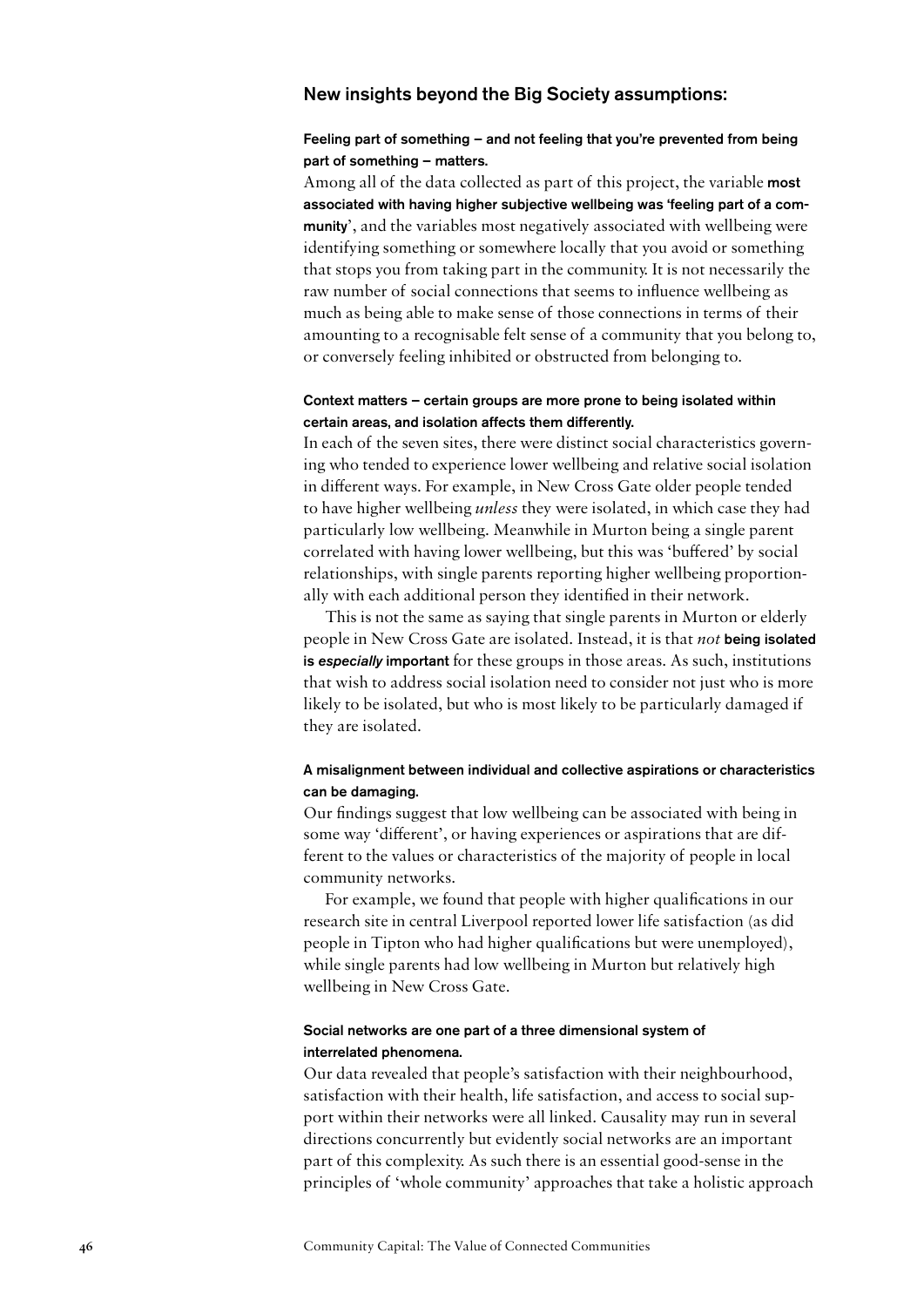## New insights beyond the Big Society assumptions:

### Feeling part of something – and not feeling that you're prevented from being part of something – matters.

Among all of the data collected as part of this project, the variable **most associated with having higher subjective wellbeing was 'feeling part of a community'**, and the variables most negatively associated with wellbeing were identifying something or somewhere locally that you avoid or something that stops you from taking part in the community. It is not necessarily the raw number of social connections that seems to influence wellbeing as much as being able to make sense of those connections in terms of their amounting to a recognisable felt sense of a community that you belong to, or conversely feeling inhibited or obstructed from belonging to.

### Context matters – certain groups are more prone to being isolated within certain areas, and isolation affects them differently.

In each of the seven sites, there were distinct social characteristics governing who tended to experience lower wellbeing and relative social isolation in different ways. For example, in New Cross Gate older people tended to have higher wellbeing *unless* they were isolated, in which case they had particularly low wellbeing. Meanwhile in Murton being a single parent correlated with having lower wellbeing, but this was 'buffered' by social relationships, with single parents reporting higher wellbeing proportionally with each additional person they identified in their network.

This is not the same as saying that single parents in Murton or elderly people in New Cross Gate are isolated. Instead, it is that *not* **being isolated is *especially* important** for these groups in those areas. As such, institutions that wish to address social isolation need to consider not just who is more likely to be isolated, but who is most likely to be particularly damaged if they are isolated.

### A misalignment between individual and collective aspirations or characteristics can be damaging.

Our findings suggest that low wellbeing can be associated with being in some way 'different', or having experiences or aspirations that are different to the values or characteristics of the majority of people in local community networks.

For example, we found that people with higher qualifications in our research site in central Liverpool reported lower life satisfaction (as did people in Tipton who had higher qualifications but were unemployed), while single parents had low wellbeing in Murton but relatively high wellbeing in New Cross Gate.

### Social networks are one part of a three dimensional system of interrelated phenomena.

Our data revealed that people's satisfaction with their neighbourhood, satisfaction with their health, life satisfaction, and access to social support within their networks were all linked. Causality may run in several directions concurrently but evidently social networks are an important part of this complexity. As such there is an essential good-sense in the principles of 'whole community' approaches that take a holistic approach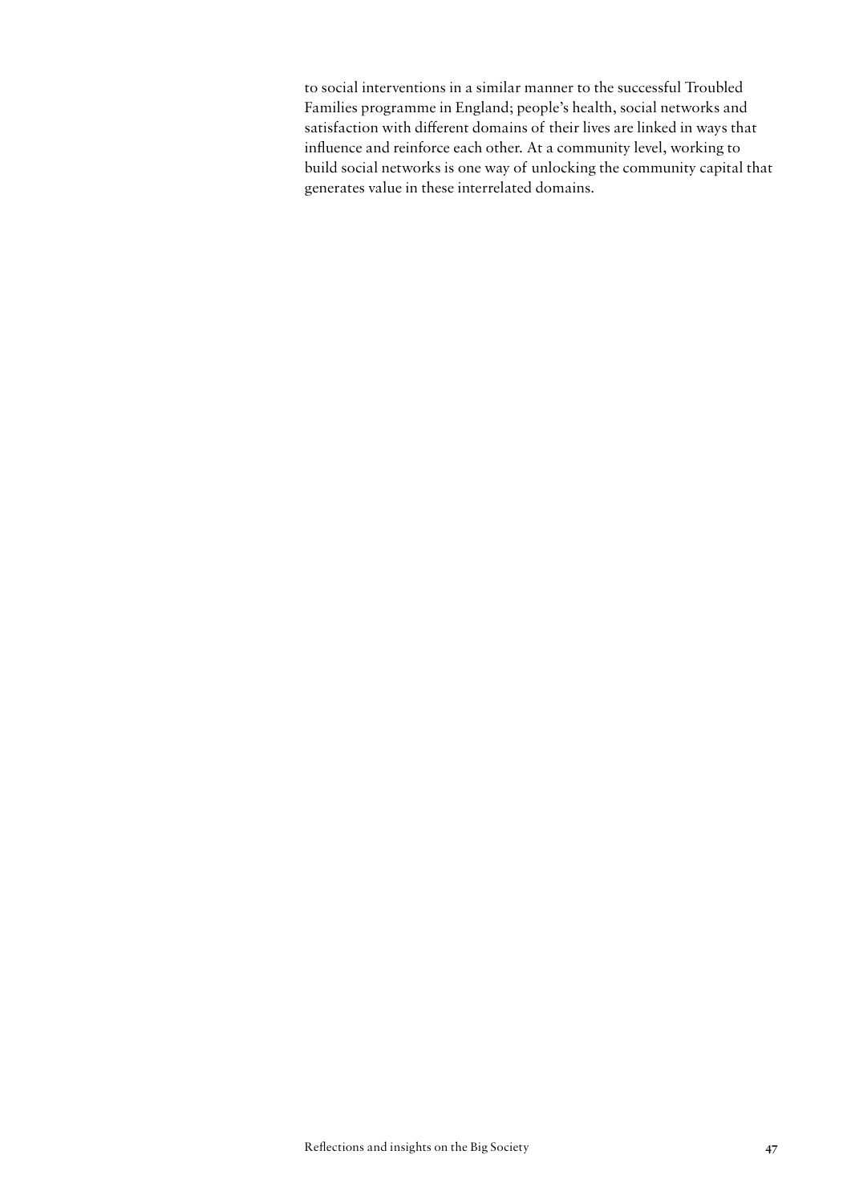to social interventions in a similar manner to the successful Troubled Families programme in England; people's health, social networks and satisfaction with different domains of their lives are linked in ways that influence and reinforce each other. At a community level, working to build social networks is one way of unlocking the community capital that generates value in these interrelated domains.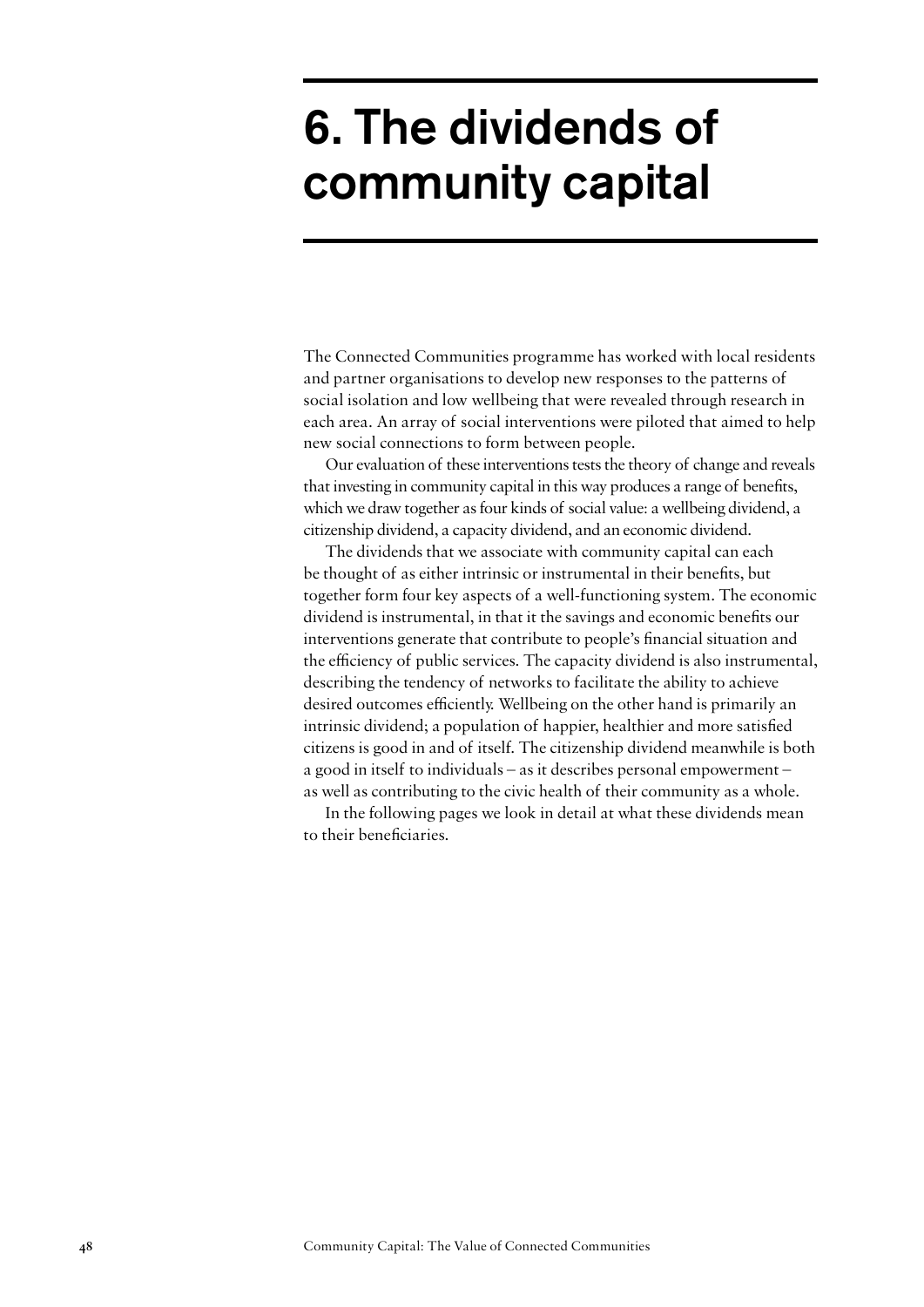# 6. The dividends of community capital

The Connected Communities programme has worked with local residents and partner organisations to develop new responses to the patterns of social isolation and low wellbeing that were revealed through research in each area. An array of social interventions were piloted that aimed to help new social connections to form between people.

Our evaluation of these interventions tests the theory of change and reveals that investing in community capital in this way produces a range of benefits, which we draw together as four kinds of social value: a wellbeing dividend, a citizenship dividend, a capacity dividend, and an economic dividend.

The dividends that we associate with community capital can each be thought of as either intrinsic or instrumental in their benefits, but together form four key aspects of a well-functioning system. The economic dividend is instrumental, in that it the savings and economic benefits our interventions generate that contribute to people's financial situation and the efficiency of public services. The capacity dividend is also instrumental, describing the tendency of networks to facilitate the ability to achieve desired outcomes efficiently. Wellbeing on the other hand is primarily an intrinsic dividend; a population of happier, healthier and more satisfied citizens is good in and of itself. The citizenship dividend meanwhile is both a good in itself to individuals – as it describes personal empowerment – as well as contributing to the civic health of their community as a whole.

In the following pages we look in detail at what these dividends mean to their beneficiaries.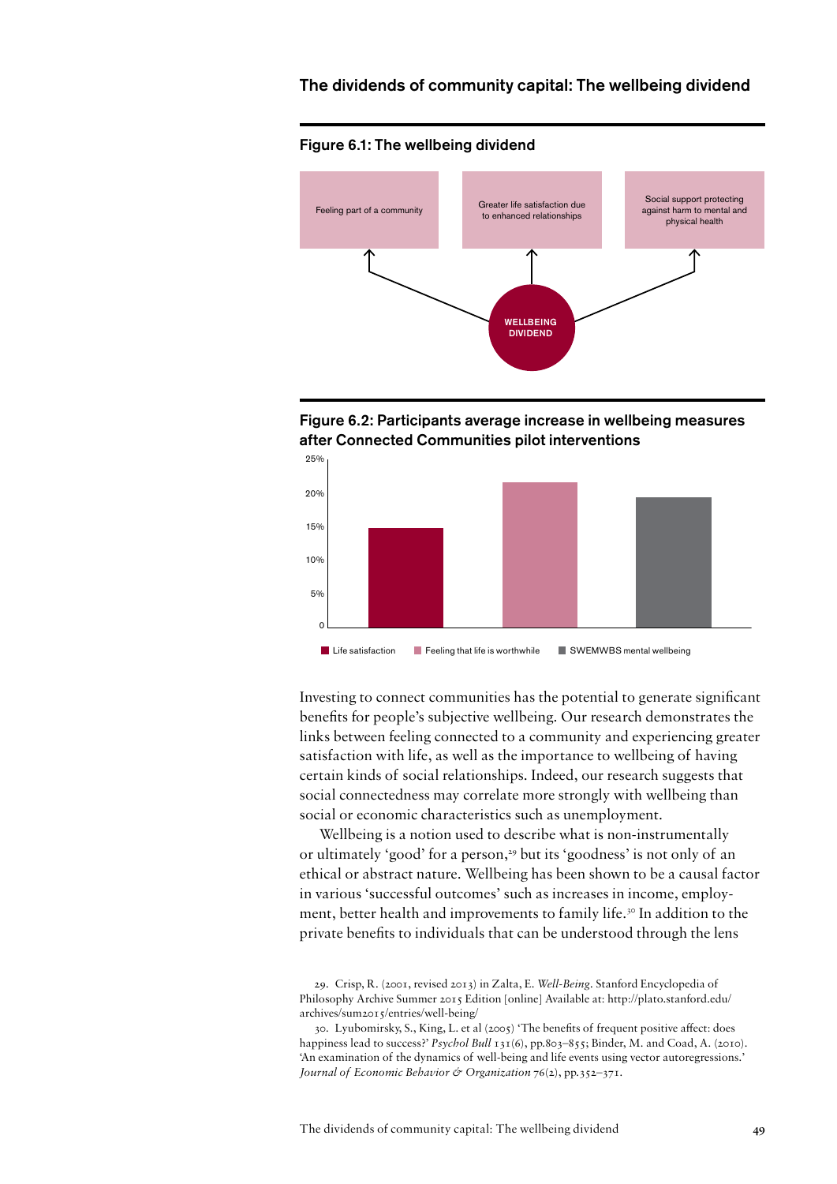## The dividends of community capital: The wellbeing dividend

### Figure 6.1: The wellbeing dividend

WELLBEING DIVIDEND

- Feeling part of a community
- Greater life satisfaction due to enhanced relationships
- Social support protecting against harm to mental and physical health

### Figure 6.2: Participants average increase in wellbeing measures after Connected Communities pilot interventions

Life satisfaction · Feeling that life is worthwhile · SWEMWBS mental wellbeing

Investing to connect communities has the potential to generate significant benefits for people's subjective wellbeing. Our research demonstrates the links between feeling connected to a community and experiencing greater satisfaction with life, as well as the importance to wellbeing of having certain kinds of social relationships. Indeed, our research suggests that social connectedness may correlate more strongly with wellbeing than social or economic characteristics such as unemployment.

Wellbeing is a notion used to describe what is non-instrumentally or ultimately 'good' for a person,[29] but its 'goodness' is not only of an ethical or abstract nature. Wellbeing has been shown to be a causal factor in various 'successful outcomes' such as increases in income, employment, better health and improvements to family life.[30] In addition to the private benefits to individuals that can be understood through the lens

29. Crisp, R. (2001, revised 2013) in Zalta, E. *Well-Being*. Stanford Encyclopedia of Philosophy Archive Summer 2015 Edition [online] Available at: http://plato.stanford.edu/archives/sum2015/entries/well-being/

30. Lyubomirsky, S., King, L. et al (2005) 'The benefits of frequent positive affect: does happiness lead to success?' *Psychol Bull* 131(6), pp.803–855; Binder, M. and Coad, A. (2010). 'An examination of the dynamics of well-being and life events using vector autoregressions.' *Journal of Economic Behavior & Organization* 76(2), pp.352–371.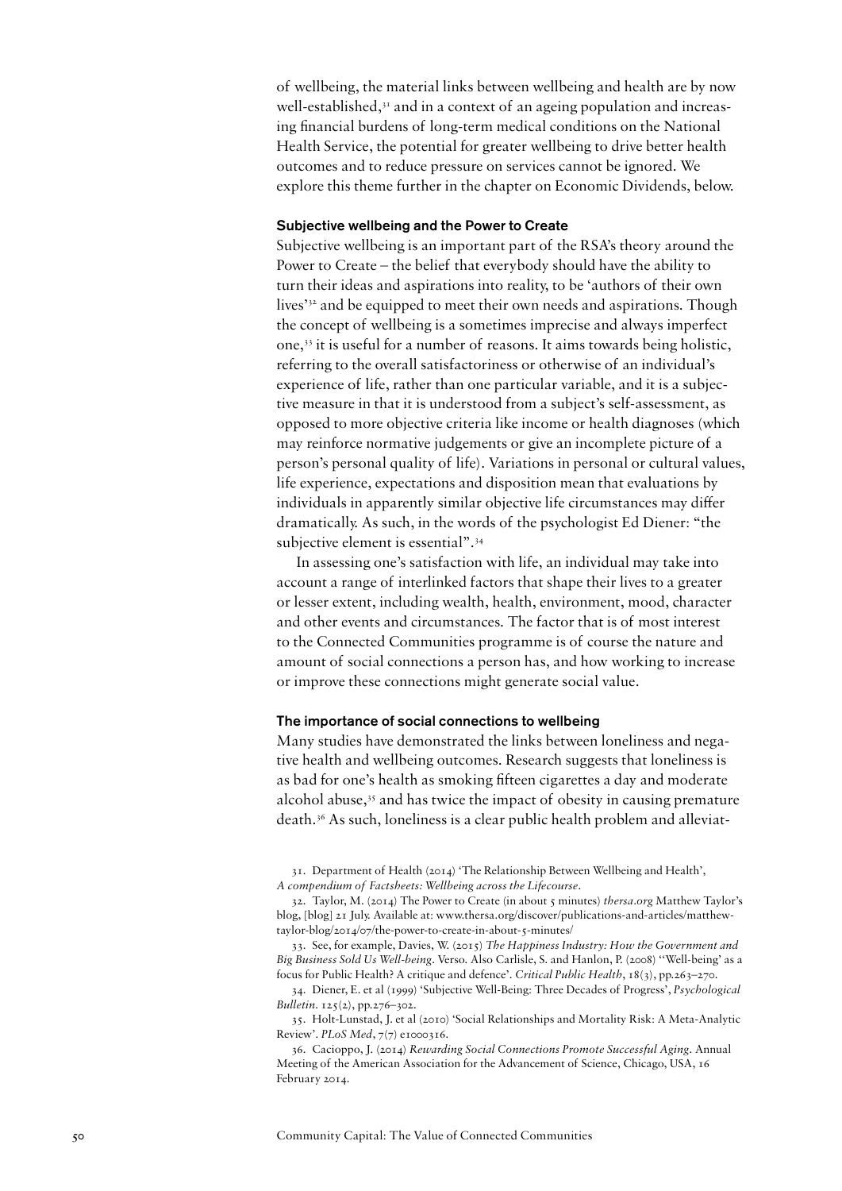of wellbeing, the material links between wellbeing and health are by now well-established,[31] and in a context of an ageing population and increasing financial burdens of long-term medical conditions on the National Health Service, the potential for greater wellbeing to drive better health outcomes and to reduce pressure on services cannot be ignored. We explore this theme further in the chapter on Economic Dividends, below.

### Subjective wellbeing and the Power to Create

Subjective wellbeing is an important part of the RSA's theory around the Power to Create – the belief that everybody should have the ability to turn their ideas and aspirations into reality, to be 'authors of their own lives'[32] and be equipped to meet their own needs and aspirations. Though the concept of wellbeing is a sometimes imprecise and always imperfect one,[33] it is useful for a number of reasons. It aims towards being holistic, referring to the overall satisfactoriness or otherwise of an individual's experience of life, rather than one particular variable, and it is a subjective measure in that it is understood from a subject's self-assessment, as opposed to more objective criteria like income or health diagnoses (which may reinforce normative judgements or give an incomplete picture of a person's personal quality of life). Variations in personal or cultural values, life experience, expectations and disposition mean that evaluations by individuals in apparently similar objective life circumstances may differ dramatically. As such, in the words of the psychologist Ed Diener: "the subjective element is essential".[34]

In assessing one's satisfaction with life, an individual may take into account a range of interlinked factors that shape their lives to a greater or lesser extent, including wealth, health, environment, mood, character and other events and circumstances. The factor that is of most interest to the Connected Communities programme is of course the nature and amount of social connections a person has, and how working to increase or improve these connections might generate social value.

### The importance of social connections to wellbeing

Many studies have demonstrated the links between loneliness and negative health and wellbeing outcomes. Research suggests that loneliness is as bad for one's health as smoking fifteen cigarettes a day and moderate alcohol abuse,[35] and has twice the impact of obesity in causing premature death.[36] As such, loneliness is a clear public health problem and alleviat-

31. Department of Health (2014) 'The Relationship Between Wellbeing and Health', *A compendium of Factsheets: Wellbeing across the Lifecourse*.

32. Taylor, M. (2014) The Power to Create (in about 5 minutes) *thersa.org* Matthew Taylor's blog, [blog] 21 July. Available at: www.thersa.org/discover/publications-and-articles/matthew-taylor-blog/2014/07/the-power-to-create-in-about-5-minutes/

33. See, for example, Davies, W. (2015) *The Happiness Industry: How the Government and Big Business Sold Us Well-being*. Verso. Also Carlisle, S. and Hanlon, P. (2008) ''Well-being' as a focus for Public Health? A critique and defence'. *Critical Public Health*, 18(3), pp.263–270.

34. Diener, E. et al (1999) 'Subjective Well-Being: Three Decades of Progress', *Psychological Bulletin*. 125(2), pp.276–302.

35. Holt-Lunstad, J. et al (2010) 'Social Relationships and Mortality Risk: A Meta-Analytic Review'. *PLoS Med*, 7(7) e1000316.

36. Cacioppo, J. (2014) *Rewarding Social Connections Promote Successful Aging*. Annual Meeting of the American Association for the Advancement of Science, Chicago, USA, 16 February 2014.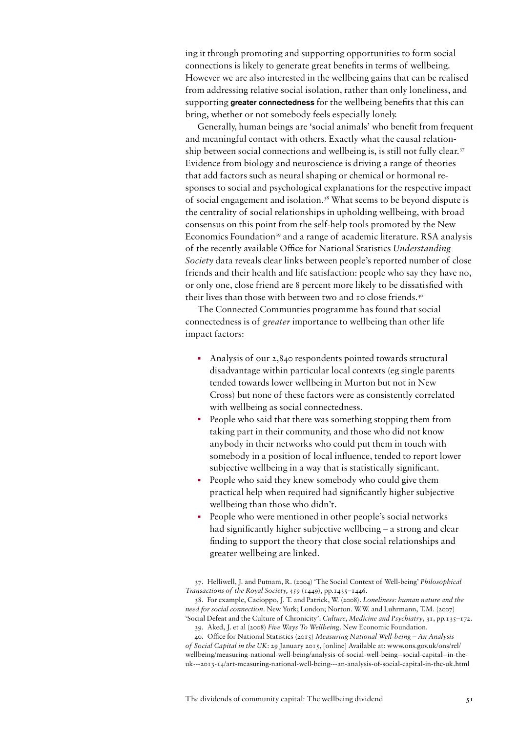ing it through promoting and supporting opportunities to form social connections is likely to generate great benefits in terms of wellbeing. However we are also interested in the wellbeing gains that can be realised from addressing relative social isolation, rather than only loneliness, and supporting **greater connectedness** for the wellbeing benefits that this can bring, whether or not somebody feels especially lonely.

Generally, human beings are 'social animals' who benefit from frequent and meaningful contact with others. Exactly what the causal relationship between social connections and wellbeing is, is still not fully clear.[37] Evidence from biology and neuroscience is driving a range of theories that add factors such as neural shaping or chemical or hormonal responses to social and psychological explanations for the respective impact of social engagement and isolation.[38] What seems to be beyond dispute is the centrality of social relationships in upholding wellbeing, with broad consensus on this point from the self-help tools promoted by the New Economics Foundation[39] and a range of academic literature. RSA analysis of the recently available Office for National Statistics *Understanding Society* data reveals clear links between people's reported number of close friends and their health and life satisfaction: people who say they have no, or only one, close friend are 8 percent more likely to be dissatisfied with their lives than those with between two and 10 close friends.[40]

The Connected Communties programme has found that social connectedness is of *greater* importance to wellbeing than other life impact factors:

- Analysis of our 2,840 respondents pointed towards structural disadvantage within particular local contexts (eg single parents tended towards lower wellbeing in Murton but not in New Cross) but none of these factors were as consistently correlated with wellbeing as social connectedness.
- People who said that there was something stopping them from taking part in their community, and those who did not know anybody in their networks who could put them in touch with somebody in a position of local influence, tended to report lower subjective wellbeing in a way that is statistically significant.
- People who said they knew somebody who could give them practical help when required had significantly higher subjective wellbeing than those who didn't.
- People who were mentioned in other people's social networks had significantly higher subjective wellbeing – a strong and clear finding to support the theory that close social relationships and greater wellbeing are linked.

37. Helliwell, J. and Putnam, R. (2004) 'The Social Context of Well-being' *Philosophical Transactions of the Royal Society, 359* (1449), pp.1435–1446.

38. For example, Cacioppo, J. T. and Patrick, W. (2008). *Loneliness: human nature and the need for social connection*. New York; London; Norton. W.W. and Luhrmann, T.M. (2007) 'Social Defeat and the Culture of Chronicity'. *Culture, Medicine and Psychiatry*, 31, pp.135–172.

39. Aked, J. et al (2008) *Five Ways To Wellbeing*. New Economic Foundation.

40. Office for National Statistics (2015) *Measuring National Well-being – An Analysis of Social Capital in the UK*: 29 January 2015, [online] Available at: www.ons.gov.uk/ons/rel/wellbeing/measuring-national-well-being/analysis-of-social-well-being--social-capital--in-the-uk---2013-14/art-measuring-national-well-being---an-analysis-of-social-capital-in-the-uk.html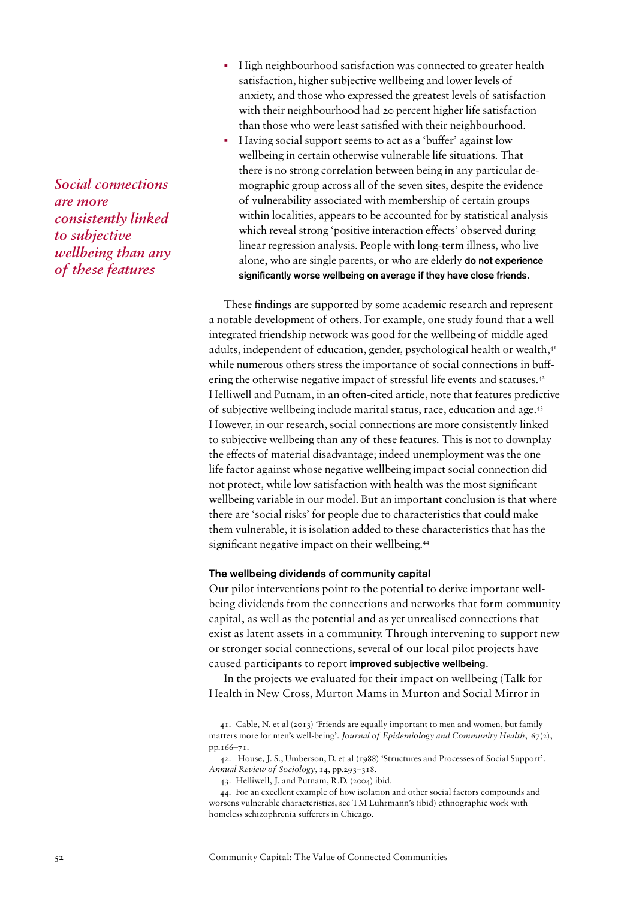- High neighbourhood satisfaction was connected to greater health satisfaction, higher subjective wellbeing and lower levels of anxiety, and those who expressed the greatest levels of satisfaction with their neighbourhood had 20 percent higher life satisfaction than those who were least satisfied with their neighbourhood.
- Having social support seems to act as a 'buffer' against low wellbeing in certain otherwise vulnerable life situations. That there is no strong correlation between being in any particular demographic group across all of the seven sites, despite the evidence of vulnerability associated with membership of certain groups within localities, appears to be accounted for by statistical analysis which reveal strong 'positive interaction effects' observed during linear regression analysis. People with long-term illness, who live alone, who are single parents, or who are elderly **do not experience significantly worse wellbeing on average if they have close friends**.

*Social connections are more consistently linked to subjective wellbeing than any of these features*

These findings are supported by some academic research and represent a notable development of others. For example, one study found that a well integrated friendship network was good for the wellbeing of middle aged adults, independent of education, gender, psychological health or wealth,[41] while numerous others stress the importance of social connections in buffering the otherwise negative impact of stressful life events and statuses.[42] Helliwell and Putnam, in an often-cited article, note that features predictive of subjective wellbeing include marital status, race, education and age.[43] However, in our research, social connections are more consistently linked to subjective wellbeing than any of these features. This is not to downplay the effects of material disadvantage; indeed unemployment was the one life factor against whose negative wellbeing impact social connection did not protect, while low satisfaction with health was the most significant wellbeing variable in our model. But an important conclusion is that where there are 'social risks' for people due to characteristics that could make them vulnerable, it is isolation added to these characteristics that has the significant negative impact on their wellbeing.[44]

### The wellbeing dividends of community capital

Our pilot interventions point to the potential to derive important wellbeing dividends from the connections and networks that form community capital, as well as the potential and as yet unrealised connections that exist as latent assets in a community. Through intervening to support new or stronger social connections, several of our local pilot projects have caused participants to report **improved subjective wellbeing**.

In the projects we evaluated for their impact on wellbeing (Talk for Health in New Cross, Murton Mams in Murton and Social Mirror in

41. Cable, N. et al (2013) 'Friends are equally important to men and women, but family matters more for men's well-being'. *Journal of Epidemiology and Community Health*, 67(2), pp.166–71.

42. House, J. S., Umberson, D. et al (1988) 'Structures and Processes of Social Support'. *Annual Review of Sociology*, 14, pp.293–318.

43. Helliwell, J. and Putnam, R.D. (2004) ibid.

44. For an excellent example of how isolation and other social factors compounds and worsens vulnerable characteristics, see TM Luhrmann's (ibid) ethnographic work with homeless schizophrenia sufferers in Chicago.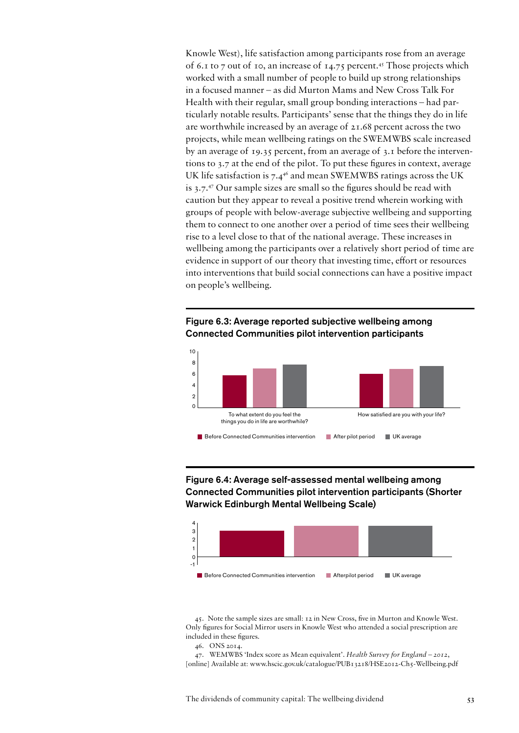Knowle West), life satisfaction among participants rose from an average of 6.1 to 7 out of 10, an increase of 14.75 percent.[45] Those projects which worked with a small number of people to build up strong relationships in a focused manner – as did Murton Mams and New Cross Talk For Health with their regular, small group bonding interactions – had particularly notable results. Participants' sense that the things they do in life are worthwhile increased by an average of 21.68 percent across the two projects, while mean wellbeing ratings on the SWEMWBS scale increased by an average of 19.35 percent, from an average of 3.1 before the interventions to 3.7 at the end of the pilot. To put these figures in context, average UK life satisfaction is 7.4[46] and mean SWEMWBS ratings across the UK is 3.7.[47] Our sample sizes are small so the figures should be read with caution but they appear to reveal a positive trend wherein working with groups of people with below-average subjective wellbeing and supporting them to connect to one another over a period of time sees their wellbeing rise to a level close to that of the national average. These increases in wellbeing among the participants over a relatively short period of time are evidence in support of our theory that investing time, effort or resources into interventions that build social connections can have a positive impact on people's wellbeing.

**Figure 6.3: Average reported subjective wellbeing among Connected Communities pilot intervention participants**

Chart categories: To what extent do you feel the things you do in life are worthwhile? / How satisfied are you with your life?

Legend: Before Connected Communities intervention | After pilot period | UK average

**Figure 6.4: Average self-assessed mental wellbeing among Connected Communities pilot intervention participants (Shorter Warwick Edinburgh Mental Wellbeing Scale)**

Legend: Before Connected Communities intervention | Afterpilot period | UK average

45. Note the sample sizes are small: 12 in New Cross, five in Murton and Knowle West. Only figures for Social Mirror users in Knowle West who attended a social prescription are included in these figures.

46. ONS 2014.

47. WEMWBS 'Index score as Mean equivalent'. *Health Survey for England – 2012*, [online] Available at: www.hscic.gov.uk/catalogue/PUB13218/HSE2012-Ch5-Wellbeing.pdf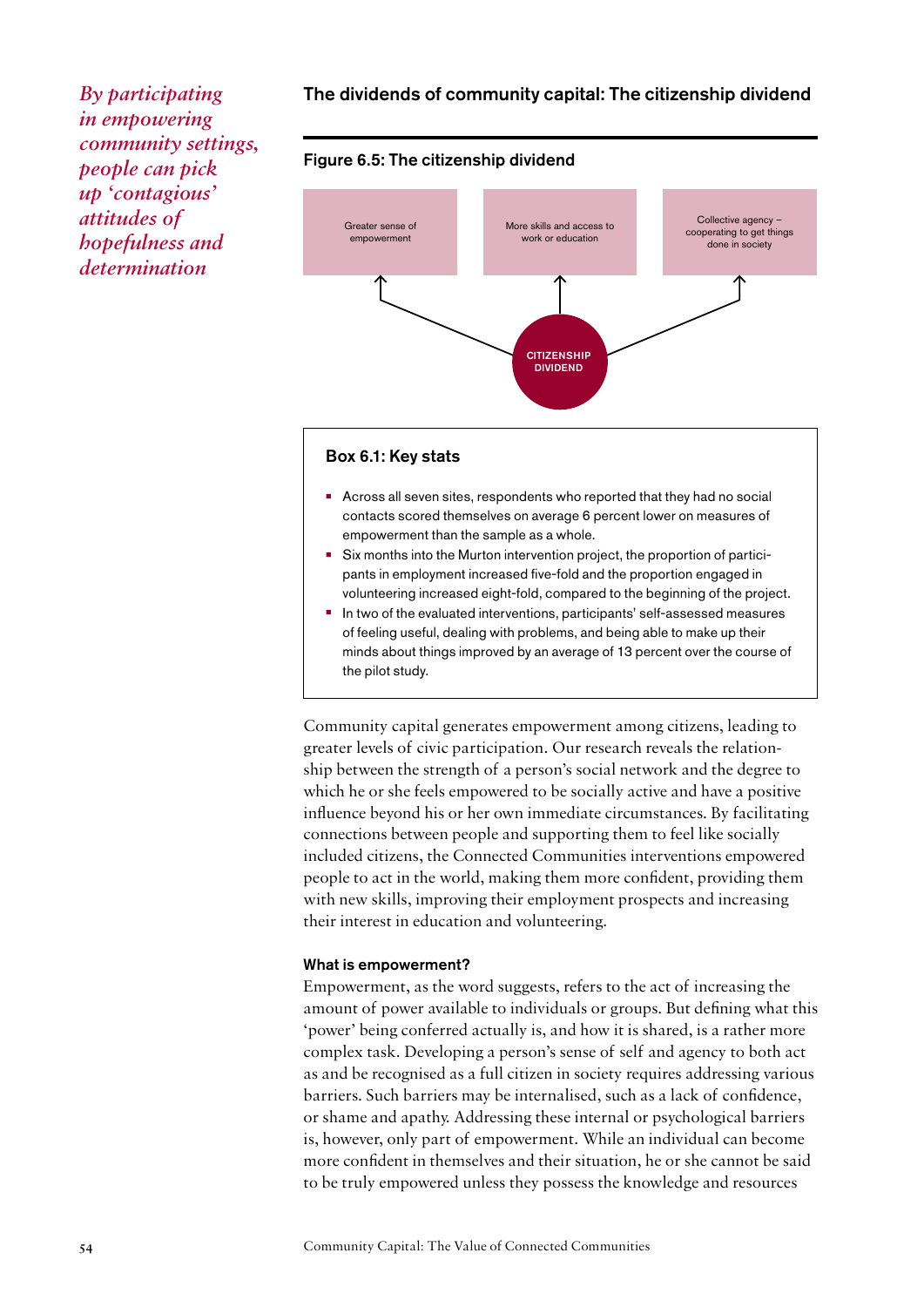*By participating in empowering community settings, people can pick up 'contagious' attitudes of hopefulness and determination*

## The dividends of community capital: The citizenship dividend

Figure 6.5: The citizenship dividend

- Greater sense of empowerment
- More skills and access to work or education
- Collective agency – cooperating to get things done in society

CITIZENSHIP DIVIDEND

### Box 6.1: Key stats

- Across all seven sites, respondents who reported that they had no social contacts scored themselves on average 6 percent lower on measures of empowerment than the sample as a whole.
- Six months into the Murton intervention project, the proportion of participants in employment increased five-fold and the proportion engaged in volunteering increased eight-fold, compared to the beginning of the project.
- In two of the evaluated interventions, participants' self-assessed measures of feeling useful, dealing with problems, and being able to make up their minds about things improved by an average of 13 percent over the course of the pilot study.

Community capital generates empowerment among citizens, leading to greater levels of civic participation. Our research reveals the relationship between the strength of a person's social network and the degree to which he or she feels empowered to be socially active and have a positive influence beyond his or her own immediate circumstances. By facilitating connections between people and supporting them to feel like socially included citizens, the Connected Communities interventions empowered people to act in the world, making them more confident, providing them with new skills, improving their employment prospects and increasing their interest in education and volunteering.

### What is empowerment?

Empowerment, as the word suggests, refers to the act of increasing the amount of power available to individuals or groups. But defining what this 'power' being conferred actually is, and how it is shared, is a rather more complex task. Developing a person's sense of self and agency to both act as and be recognised as a full citizen in society requires addressing various barriers. Such barriers may be internalised, such as a lack of confidence, or shame and apathy. Addressing these internal or psychological barriers is, however, only part of empowerment. While an individual can become more confident in themselves and their situation, he or she cannot be said to be truly empowered unless they possess the knowledge and resources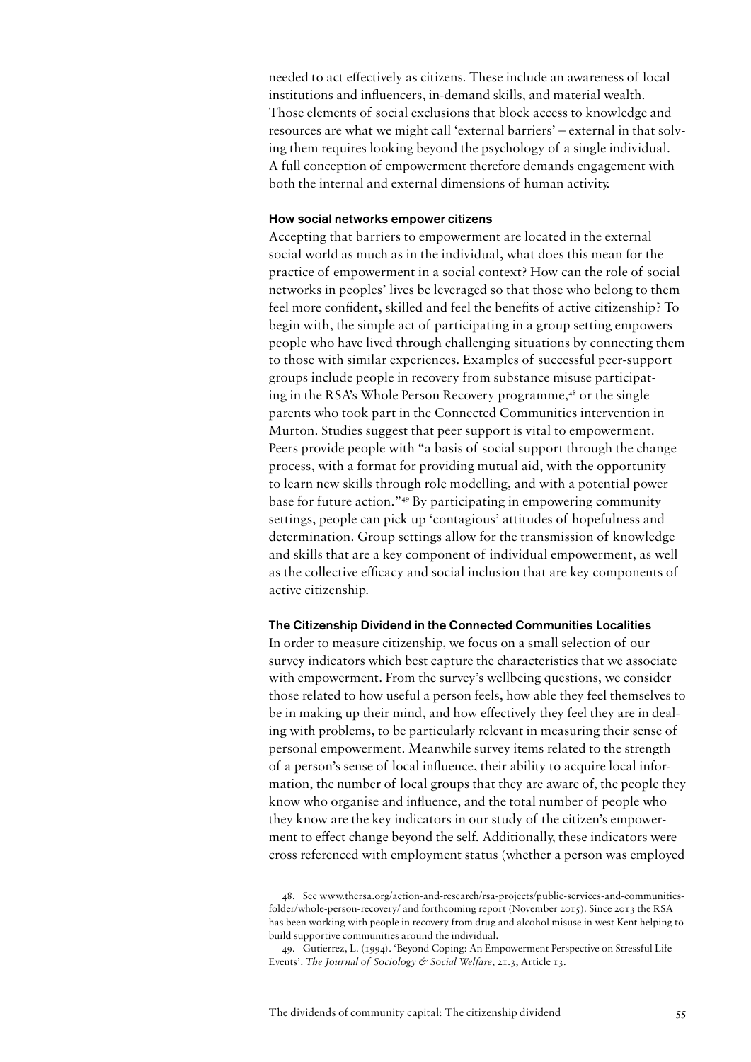needed to act effectively as citizens. These include an awareness of local institutions and influencers, in-demand skills, and material wealth. Those elements of social exclusions that block access to knowledge and resources are what we might call 'external barriers' – external in that solving them requires looking beyond the psychology of a single individual. A full conception of empowerment therefore demands engagement with both the internal and external dimensions of human activity.

### How social networks empower citizens

Accepting that barriers to empowerment are located in the external social world as much as in the individual, what does this mean for the practice of empowerment in a social context? How can the role of social networks in peoples' lives be leveraged so that those who belong to them feel more confident, skilled and feel the benefits of active citizenship? To begin with, the simple act of participating in a group setting empowers people who have lived through challenging situations by connecting them to those with similar experiences. Examples of successful peer-support groups include people in recovery from substance misuse participating in the RSA's Whole Person Recovery programme,[48] or the single parents who took part in the Connected Communities intervention in Murton. Studies suggest that peer support is vital to empowerment. Peers provide people with "a basis of social support through the change process, with a format for providing mutual aid, with the opportunity to learn new skills through role modelling, and with a potential power base for future action."[49] By participating in empowering community settings, people can pick up 'contagious' attitudes of hopefulness and determination. Group settings allow for the transmission of knowledge and skills that are a key component of individual empowerment, as well as the collective efficacy and social inclusion that are key components of active citizenship.

### The Citizenship Dividend in the Connected Communities Localities

In order to measure citizenship, we focus on a small selection of our survey indicators which best capture the characteristics that we associate with empowerment. From the survey's wellbeing questions, we consider those related to how useful a person feels, how able they feel themselves to be in making up their mind, and how effectively they feel they are in dealing with problems, to be particularly relevant in measuring their sense of personal empowerment. Meanwhile survey items related to the strength of a person's sense of local influence, their ability to acquire local information, the number of local groups that they are aware of, the people they know who organise and influence, and the total number of people who they know are the key indicators in our study of the citizen's empowerment to effect change beyond the self. Additionally, these indicators were cross referenced with employment status (whether a person was employed

48. See www.thersa.org/action-and-research/rsa-projects/public-services-and-communities-folder/whole-person-recovery/ and forthcoming report (November 2015). Since 2013 the RSA has been working with people in recovery from drug and alcohol misuse in west Kent helping to build supportive communities around the individual.

49. Gutierrez, L. (1994). 'Beyond Coping: An Empowerment Perspective on Stressful Life Events'. *The Journal of Sociology & Social Welfare*, 21.3, Article 13.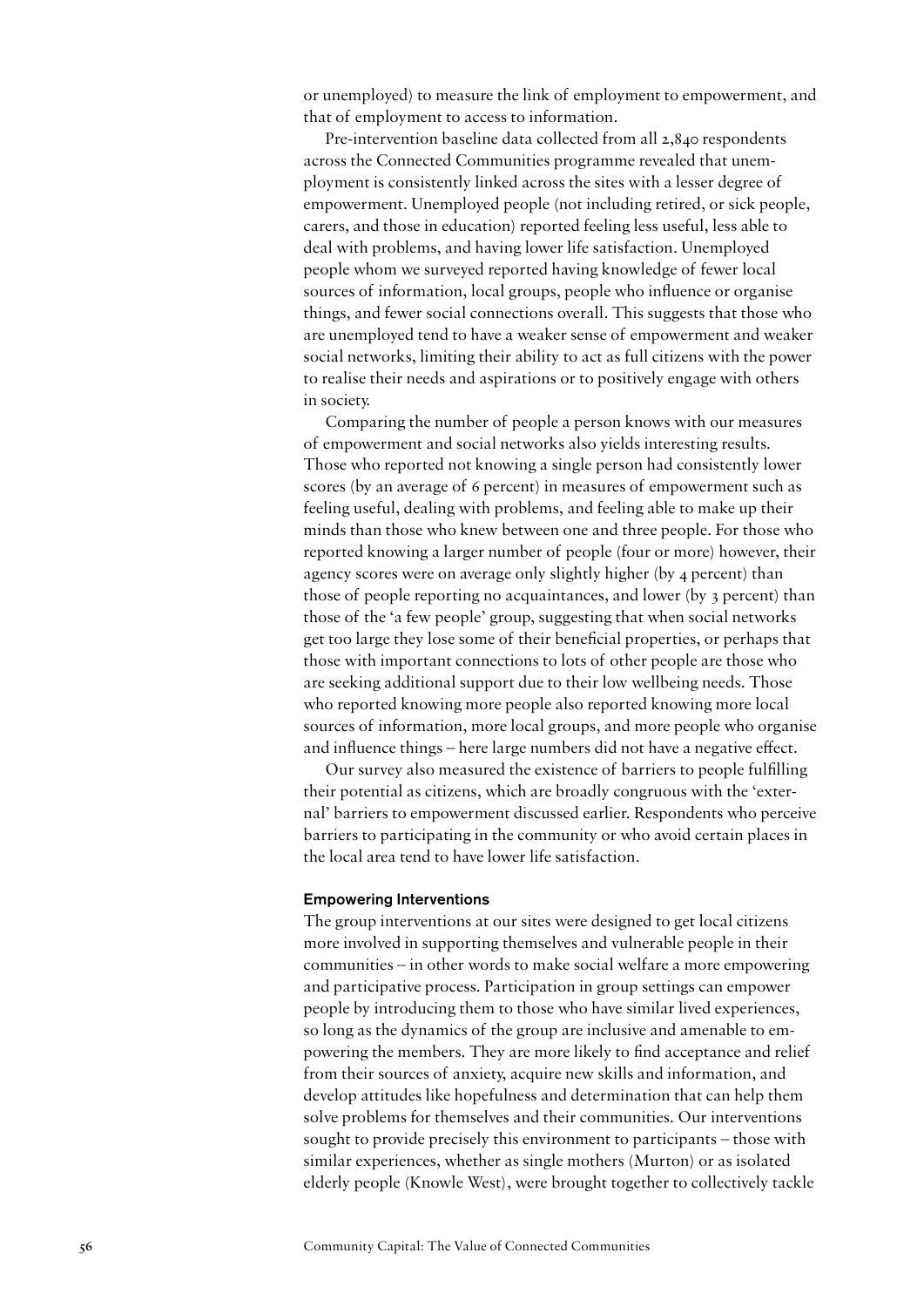or unemployed) to measure the link of employment to empowerment, and that of employment to access to information.

Pre-intervention baseline data collected from all 2,840 respondents across the Connected Communities programme revealed that unemployment is consistently linked across the sites with a lesser degree of empowerment. Unemployed people (not including retired, or sick people, carers, and those in education) reported feeling less useful, less able to deal with problems, and having lower life satisfaction. Unemployed people whom we surveyed reported having knowledge of fewer local sources of information, local groups, people who influence or organise things, and fewer social connections overall. This suggests that those who are unemployed tend to have a weaker sense of empowerment and weaker social networks, limiting their ability to act as full citizens with the power to realise their needs and aspirations or to positively engage with others in society.

Comparing the number of people a person knows with our measures of empowerment and social networks also yields interesting results. Those who reported not knowing a single person had consistently lower scores (by an average of 6 percent) in measures of empowerment such as feeling useful, dealing with problems, and feeling able to make up their minds than those who knew between one and three people. For those who reported knowing a larger number of people (four or more) however, their agency scores were on average only slightly higher (by 4 percent) than those of people reporting no acquaintances, and lower (by 3 percent) than those of the 'a few people' group, suggesting that when social networks get too large they lose some of their beneficial properties, or perhaps that those with important connections to lots of other people are those who are seeking additional support due to their low wellbeing needs. Those who reported knowing more people also reported knowing more local sources of information, more local groups, and more people who organise and influence things – here large numbers did not have a negative effect.

Our survey also measured the existence of barriers to people fulfilling their potential as citizens, which are broadly congruous with the 'external' barriers to empowerment discussed earlier. Respondents who perceive barriers to participating in the community or who avoid certain places in the local area tend to have lower life satisfaction.

### Empowering Interventions

The group interventions at our sites were designed to get local citizens more involved in supporting themselves and vulnerable people in their communities – in other words to make social welfare a more empowering and participative process. Participation in group settings can empower people by introducing them to those who have similar lived experiences, so long as the dynamics of the group are inclusive and amenable to empowering the members. They are more likely to find acceptance and relief from their sources of anxiety, acquire new skills and information, and develop attitudes like hopefulness and determination that can help them solve problems for themselves and their communities. Our interventions sought to provide precisely this environment to participants – those with similar experiences, whether as single mothers (Murton) or as isolated elderly people (Knowle West), were brought together to collectively tackle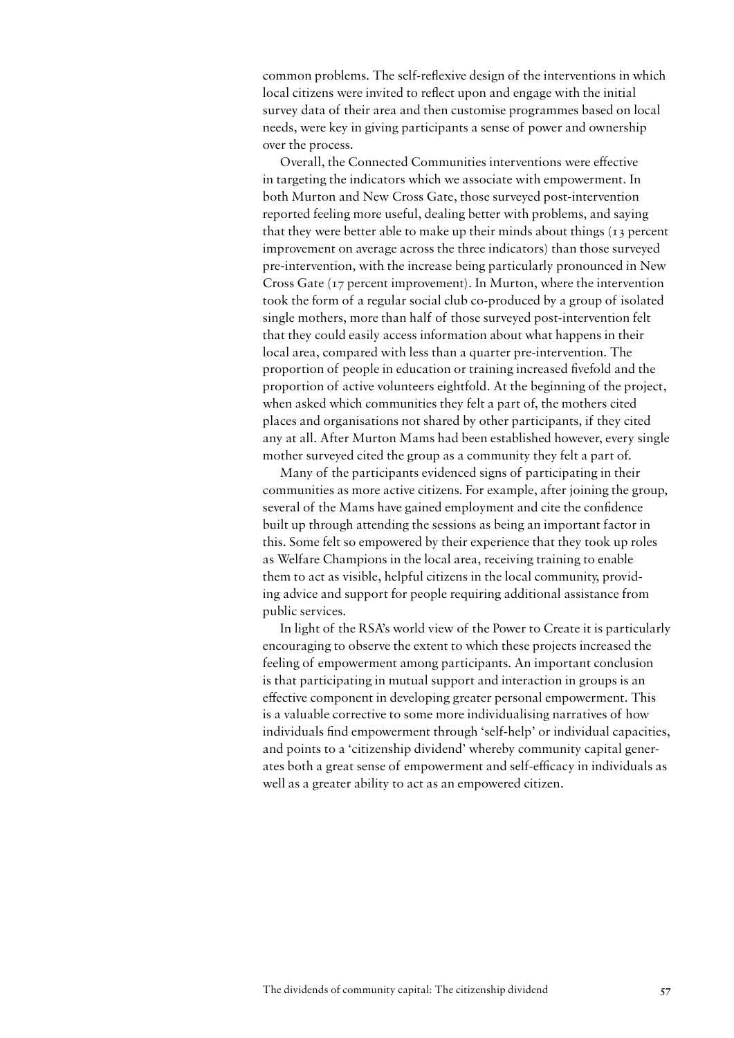common problems. The self-reflexive design of the interventions in which local citizens were invited to reflect upon and engage with the initial survey data of their area and then customise programmes based on local needs, were key in giving participants a sense of power and ownership over the process.

Overall, the Connected Communities interventions were effective in targeting the indicators which we associate with empowerment. In both Murton and New Cross Gate, those surveyed post-intervention reported feeling more useful, dealing better with problems, and saying that they were better able to make up their minds about things (13 percent improvement on average across the three indicators) than those surveyed pre-intervention, with the increase being particularly pronounced in New Cross Gate (17 percent improvement). In Murton, where the intervention took the form of a regular social club co-produced by a group of isolated single mothers, more than half of those surveyed post-intervention felt that they could easily access information about what happens in their local area, compared with less than a quarter pre-intervention. The proportion of people in education or training increased fivefold and the proportion of active volunteers eightfold. At the beginning of the project, when asked which communities they felt a part of, the mothers cited places and organisations not shared by other participants, if they cited any at all. After Murton Mams had been established however, every single mother surveyed cited the group as a community they felt a part of.

Many of the participants evidenced signs of participating in their communities as more active citizens. For example, after joining the group, several of the Mams have gained employment and cite the confidence built up through attending the sessions as being an important factor in this. Some felt so empowered by their experience that they took up roles as Welfare Champions in the local area, receiving training to enable them to act as visible, helpful citizens in the local community, providing advice and support for people requiring additional assistance from public services.

In light of the RSA's world view of the Power to Create it is particularly encouraging to observe the extent to which these projects increased the feeling of empowerment among participants. An important conclusion is that participating in mutual support and interaction in groups is an effective component in developing greater personal empowerment. This is a valuable corrective to some more individualising narratives of how individuals find empowerment through 'self-help' or individual capacities, and points to a 'citizenship dividend' whereby community capital generates both a great sense of empowerment and self-efficacy in individuals as well as a greater ability to act as an empowered citizen.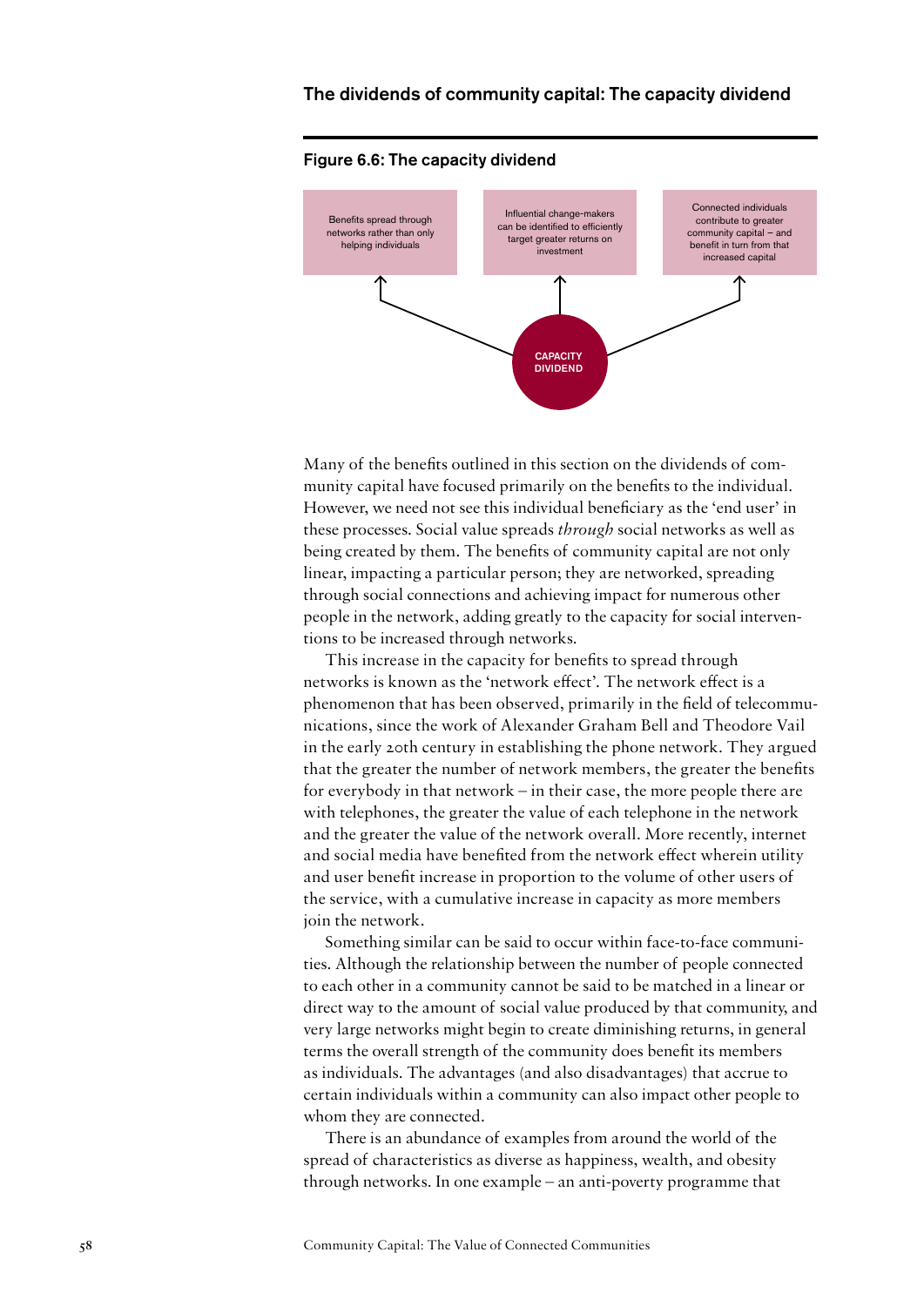## The dividends of community capital: The capacity dividend

### Figure 6.6: The capacity dividend

CAPACITY DIVIDEND

- Benefits spread through networks rather than only helping individuals
- Influential change-makers can be identified to efficiently target greater returns on investment
- Connected individuals contribute to greater community capital – and benefit in turn from that increased capital

Many of the benefits outlined in this section on the dividends of community capital have focused primarily on the benefits to the individual. However, we need not see this individual beneficiary as the 'end user' in these processes. Social value spreads *through* social networks as well as being created by them. The benefits of community capital are not only linear, impacting a particular person; they are networked, spreading through social connections and achieving impact for numerous other people in the network, adding greatly to the capacity for social interventions to be increased through networks.

This increase in the capacity for benefits to spread through networks is known as the 'network effect'. The network effect is a phenomenon that has been observed, primarily in the field of telecommunications, since the work of Alexander Graham Bell and Theodore Vail in the early 20th century in establishing the phone network. They argued that the greater the number of network members, the greater the benefits for everybody in that network – in their case, the more people there are with telephones, the greater the value of each telephone in the network and the greater the value of the network overall. More recently, internet and social media have benefited from the network effect wherein utility and user benefit increase in proportion to the volume of other users of the service, with a cumulative increase in capacity as more members join the network.

Something similar can be said to occur within face-to-face communities. Although the relationship between the number of people connected to each other in a community cannot be said to be matched in a linear or direct way to the amount of social value produced by that community, and very large networks might begin to create diminishing returns, in general terms the overall strength of the community does benefit its members as individuals. The advantages (and also disadvantages) that accrue to certain individuals within a community can also impact other people to whom they are connected.

There is an abundance of examples from around the world of the spread of characteristics as diverse as happiness, wealth, and obesity through networks. In one example – an anti-poverty programme that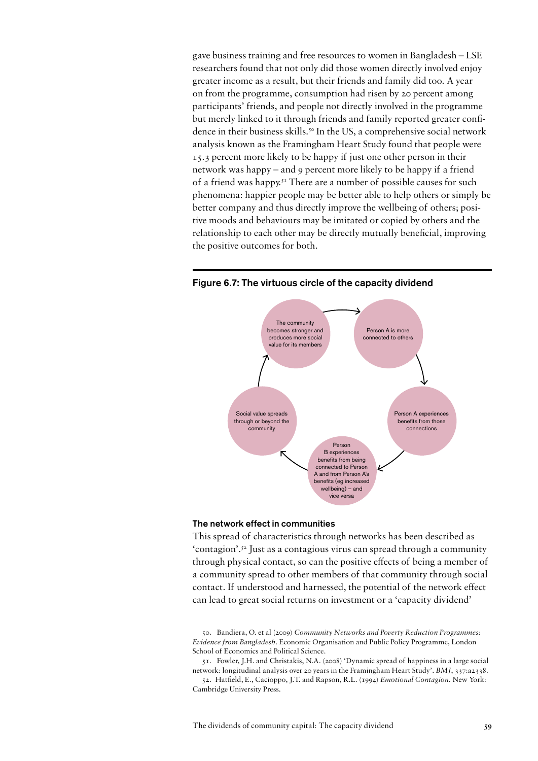gave business training and free resources to women in Bangladesh – LSE researchers found that not only did those women directly involved enjoy greater income as a result, but their friends and family did too. A year on from the programme, consumption had risen by 20 percent among participants' friends, and people not directly involved in the programme but merely linked to it through friends and family reported greater confidence in their business skills.[50] In the US, a comprehensive social network analysis known as the Framingham Heart Study found that people were 15.3 percent more likely to be happy if just one other person in their network was happy – and 9 percent more likely to be happy if a friend of a friend was happy.[51] There are a number of possible causes for such phenomena: happier people may be better able to help others or simply be better company and thus directly improve the wellbeing of others; positive moods and behaviours may be imitated or copied by others and the relationship to each other may be directly mutually beneficial, improving the positive outcomes for both.

### Figure 6.7: The virtuous circle of the capacity dividend

The community becomes stronger and produces more social value for its members → Person A is more connected to others → Person A experiences benefits from those connections → Person B experiences benefits from being connected to Person A and from Person A's benefits (eg increased wellbeing) – and vice versa → Social value spreads through or beyond the community → The community becomes stronger and produces more social value for its members

### The network effect in communities

This spread of characteristics through networks has been described as 'contagion'.[52] Just as a contagious virus can spread through a community through physical contact, so can the positive effects of being a member of a community spread to other members of that community through social contact. If understood and harnessed, the potential of the network effect can lead to great social returns on investment or a 'capacity dividend'

50. Bandiera, O. et al (2009) *Community Networks and Poverty Reduction Programmes: Evidence from Bangladesh*. Economic Organisation and Public Policy Programme, London School of Economics and Political Science.

51. Fowler, J.H. and Christakis, N.A. (2008) 'Dynamic spread of happiness in a large social network: longitudinal analysis over 20 years in the Framingham Heart Study'. *BMJ*, 337:a2338.

52. Hatfield, E., Cacioppo, J.T. and Rapson, R.L. (1994) *Emotional Contagion*. New York: Cambridge University Press.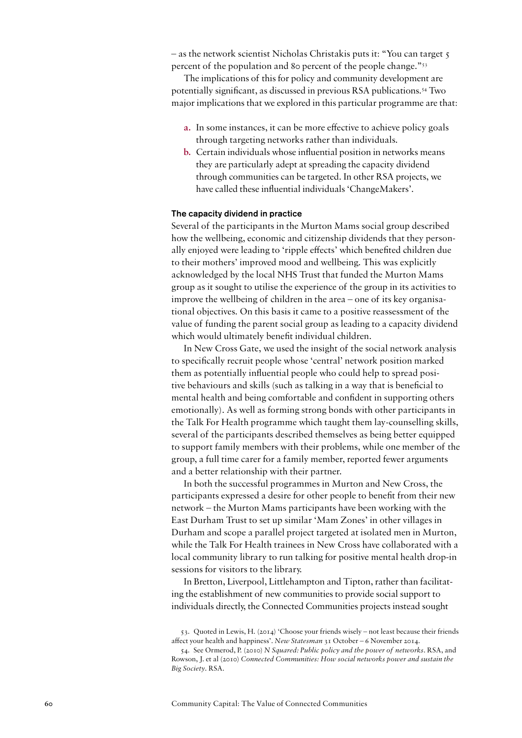– as the network scientist Nicholas Christakis puts it: "You can target 5 percent of the population and 80 percent of the people change."[53]

The implications of this for policy and community development are potentially significant, as discussed in previous RSA publications.[54] Two major implications that we explored in this particular programme are that:

a. In some instances, it can be more effective to achieve policy goals through targeting networks rather than individuals.
b. Certain individuals whose influential position in networks means they are particularly adept at spreading the capacity dividend through communities can be targeted. In other RSA projects, we have called these influential individuals 'ChangeMakers'.

### The capacity dividend in practice

Several of the participants in the Murton Mams social group described how the wellbeing, economic and citizenship dividends that they personally enjoyed were leading to 'ripple effects' which benefited children due to their mothers' improved mood and wellbeing. This was explicitly acknowledged by the local NHS Trust that funded the Murton Mams group as it sought to utilise the experience of the group in its activities to improve the wellbeing of children in the area – one of its key organisational objectives. On this basis it came to a positive reassessment of the value of funding the parent social group as leading to a capacity dividend which would ultimately benefit individual children.

In New Cross Gate, we used the insight of the social network analysis to specifically recruit people whose 'central' network position marked them as potentially influential people who could help to spread positive behaviours and skills (such as talking in a way that is beneficial to mental health and being comfortable and confident in supporting others emotionally). As well as forming strong bonds with other participants in the Talk For Health programme which taught them lay-counselling skills, several of the participants described themselves as being better equipped to support family members with their problems, while one member of the group, a full time carer for a family member, reported fewer arguments and a better relationship with their partner.

In both the successful programmes in Murton and New Cross, the participants expressed a desire for other people to benefit from their new network – the Murton Mams participants have been working with the East Durham Trust to set up similar 'Mam Zones' in other villages in Durham and scope a parallel project targeted at isolated men in Murton, while the Talk For Health trainees in New Cross have collaborated with a local community library to run talking for positive mental health drop-in sessions for visitors to the library.

In Bretton, Liverpool, Littlehampton and Tipton, rather than facilitating the establishment of new communities to provide social support to individuals directly, the Connected Communities projects instead sought

53. Quoted in Lewis, H. (2014) 'Choose your friends wisely – not least because their friends affect your health and happiness'. *New Statesman* 31 October – 6 November 2014.

54. See Ormerod, P. (2010) *N Squared: Public policy and the power of networks*. RSA, and Rowson, J. et al (2010) *Connected Communities: How social networks power and sustain the Big Society*. RSA.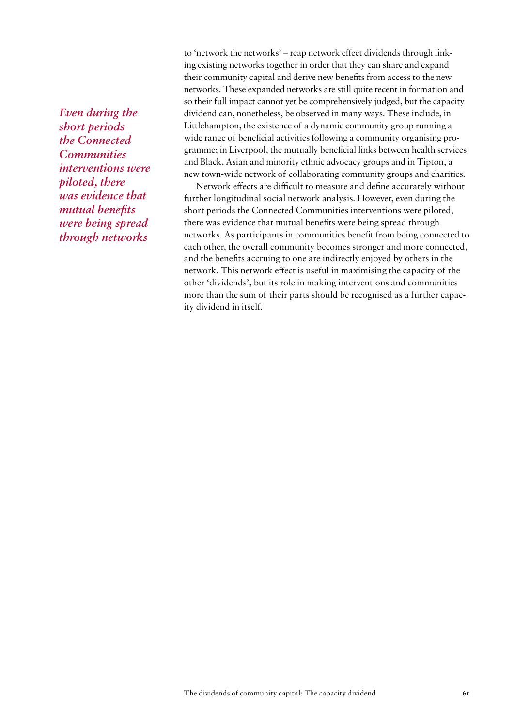to 'network the networks' – reap network effect dividends through linking existing networks together in order that they can share and expand their community capital and derive new benefits from access to the new networks. These expanded networks are still quite recent in formation and so their full impact cannot yet be comprehensively judged, but the capacity dividend can, nonetheless, be observed in many ways. These include, in Littlehampton, the existence of a dynamic community group running a wide range of beneficial activities following a community organising programme; in Liverpool, the mutually beneficial links between health services and Black, Asian and minority ethnic advocacy groups and in Tipton, a new town-wide network of collaborating community groups and charities.

*Even during the short periods the Connected Communities interventions were piloted, there was evidence that mutual benefits were being spread through networks*

Network effects are difficult to measure and define accurately without further longitudinal social network analysis. However, even during the short periods the Connected Communities interventions were piloted, there was evidence that mutual benefits were being spread through networks. As participants in communities benefit from being connected to each other, the overall community becomes stronger and more connected, and the benefits accruing to one are indirectly enjoyed by others in the network. This network effect is useful in maximising the capacity of the other 'dividends', but its role in making interventions and communities more than the sum of their parts should be recognised as a further capacity dividend in itself.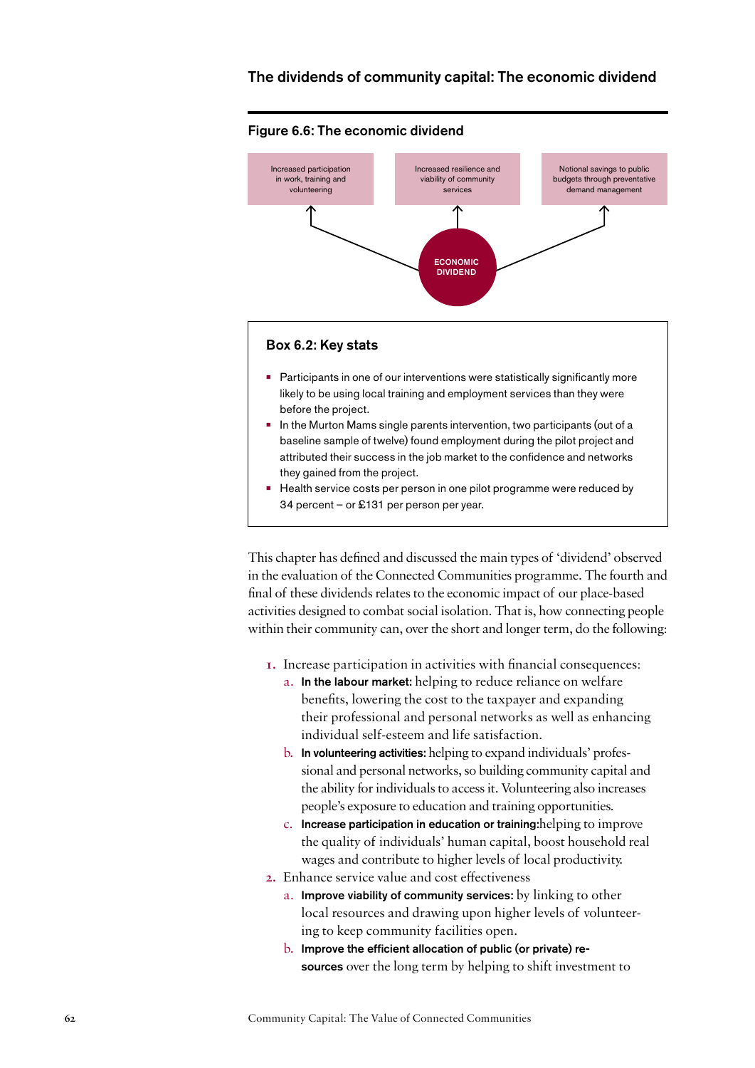## The dividends of community capital: The economic dividend

### Figure 6.6: The economic dividend

- Increased participation in work, training and volunteering
- Increased resilience and viability of community services
- Notional savings to public budgets through preventative demand management

ECONOMIC DIVIDEND

### Box 6.2: Key stats

- Participants in one of our interventions were statistically significantly more likely to be using local training and employment services than they were before the project.
- In the Murton Mams single parents intervention, two participants (out of a baseline sample of twelve) found employment during the pilot project and attributed their success in the job market to the confidence and networks they gained from the project.
- Health service costs per person in one pilot programme were reduced by 34 percent – or £131 per person per year.

This chapter has defined and discussed the main types of 'dividend' observed in the evaluation of the Connected Communities programme. The fourth and final of these dividends relates to the economic impact of our place-based activities designed to combat social isolation. That is, how connecting people within their community can, over the short and longer term, do the following:

1. Increase participation in activities with financial consequences:
   a. **In the labour market:** helping to reduce reliance on welfare benefits, lowering the cost to the taxpayer and expanding their professional and personal networks as well as enhancing individual self-esteem and life satisfaction.
   b. **In volunteering activities:** helping to expand individuals' professional and personal networks, so building community capital and the ability for individuals to access it. Volunteering also increases people's exposure to education and training opportunities.
   c. **Increase participation in education or training:**helping to improve the quality of individuals' human capital, boost household real wages and contribute to higher levels of local productivity.
2. Enhance service value and cost effectiveness
   a. **Improve viability of community services:** by linking to other local resources and drawing upon higher levels of volunteering to keep community facilities open.
   b. **Improve the efficient allocation of public (or private) resources** over the long term by helping to shift investment to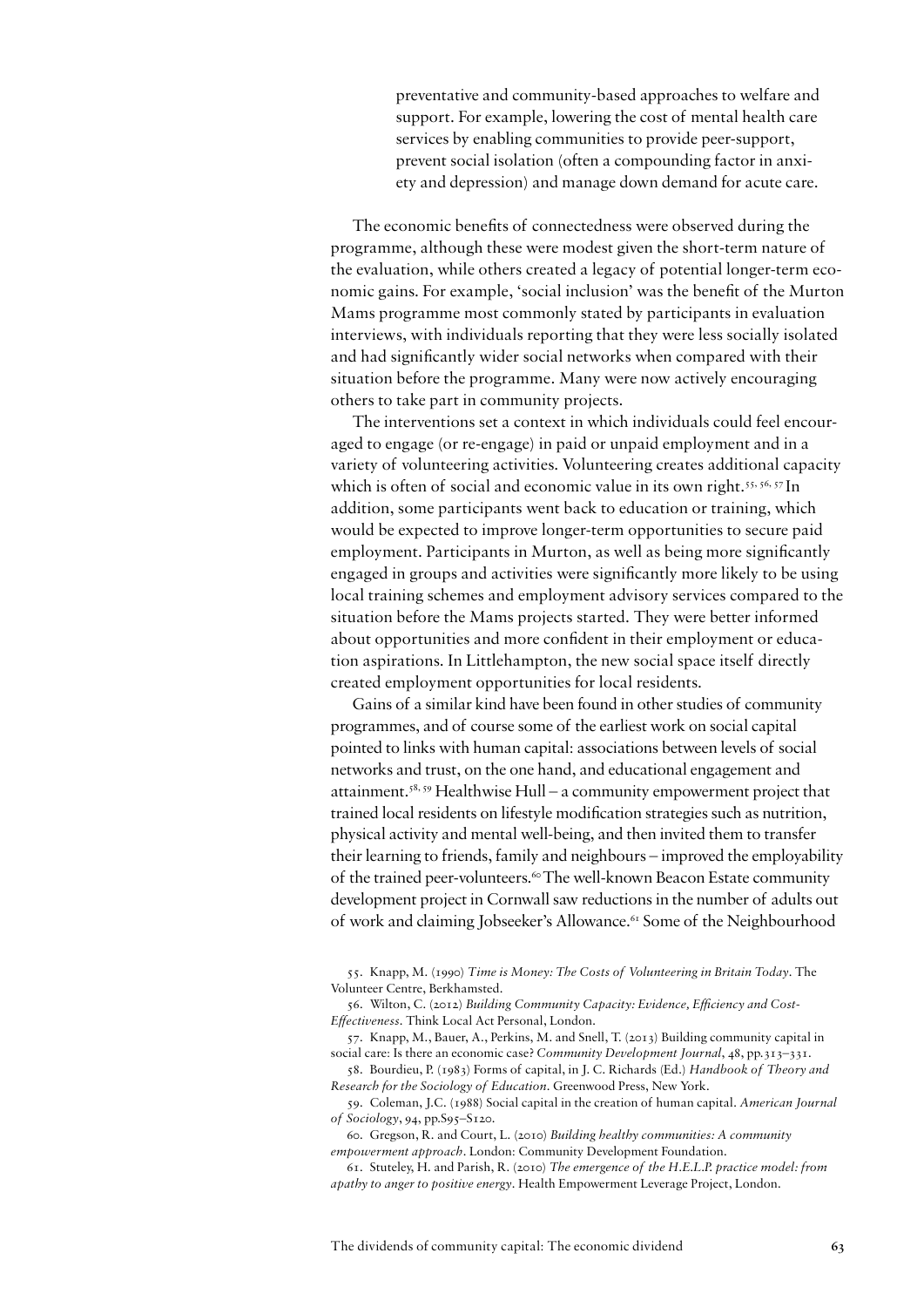preventative and community-based approaches to welfare and support. For example, lowering the cost of mental health care services by enabling communities to provide peer-support, prevent social isolation (often a compounding factor in anxiety and depression) and manage down demand for acute care.

The economic benefits of connectedness were observed during the programme, although these were modest given the short-term nature of the evaluation, while others created a legacy of potential longer-term economic gains. For example, 'social inclusion' was the benefit of the Murton Mams programme most commonly stated by participants in evaluation interviews, with individuals reporting that they were less socially isolated and had significantly wider social networks when compared with their situation before the programme. Many were now actively encouraging others to take part in community projects.

The interventions set a context in which individuals could feel encouraged to engage (or re-engage) in paid or unpaid employment and in a variety of volunteering activities. Volunteering creates additional capacity which is often of social and economic value in its own right.[55, 56, 57] In addition, some participants went back to education or training, which would be expected to improve longer-term opportunities to secure paid employment. Participants in Murton, as well as being more significantly engaged in groups and activities were significantly more likely to be using local training schemes and employment advisory services compared to the situation before the Mams projects started. They were better informed about opportunities and more confident in their employment or education aspirations. In Littlehampton, the new social space itself directly created employment opportunities for local residents.

Gains of a similar kind have been found in other studies of community programmes, and of course some of the earliest work on social capital pointed to links with human capital: associations between levels of social networks and trust, on the one hand, and educational engagement and attainment.[58, 59] Healthwise Hull – a community empowerment project that trained local residents on lifestyle modification strategies such as nutrition, physical activity and mental well-being, and then invited them to transfer their learning to friends, family and neighbours – improved the employability of the trained peer-volunteers.[60] The well-known Beacon Estate community development project in Cornwall saw reductions in the number of adults out of work and claiming Jobseeker's Allowance.[61] Some of the Neighbourhood

55. Knapp, M. (1990) *Time is Money: The Costs of Volunteering in Britain Today*. The Volunteer Centre, Berkhamsted.

56. Wilton, C. (2012) *Building Community Capacity: Evidence, Efficiency and Cost-Effectiveness*. Think Local Act Personal, London.

57. Knapp, M., Bauer, A., Perkins, M. and Snell, T. (2013) Building community capital in social care: Is there an economic case? *Community Development Journal*, 48, pp.313–331.

58. Bourdieu, P. (1983) Forms of capital, in J. C. Richards (Ed.) *Handbook of Theory and Research for the Sociology of Education*. Greenwood Press, New York.

59. Coleman, J.C. (1988) Social capital in the creation of human capital. *American Journal of Sociology*, 94, pp.S95–S120.

60. Gregson, R. and Court, L. (2010) *Building healthy communities: A community empowerment approach*. London: Community Development Foundation.

61. Stuteley, H. and Parish, R. (2010) *The emergence of the H.E.L.P. practice model: from apathy to anger to positive energy*. Health Empowerment Leverage Project, London.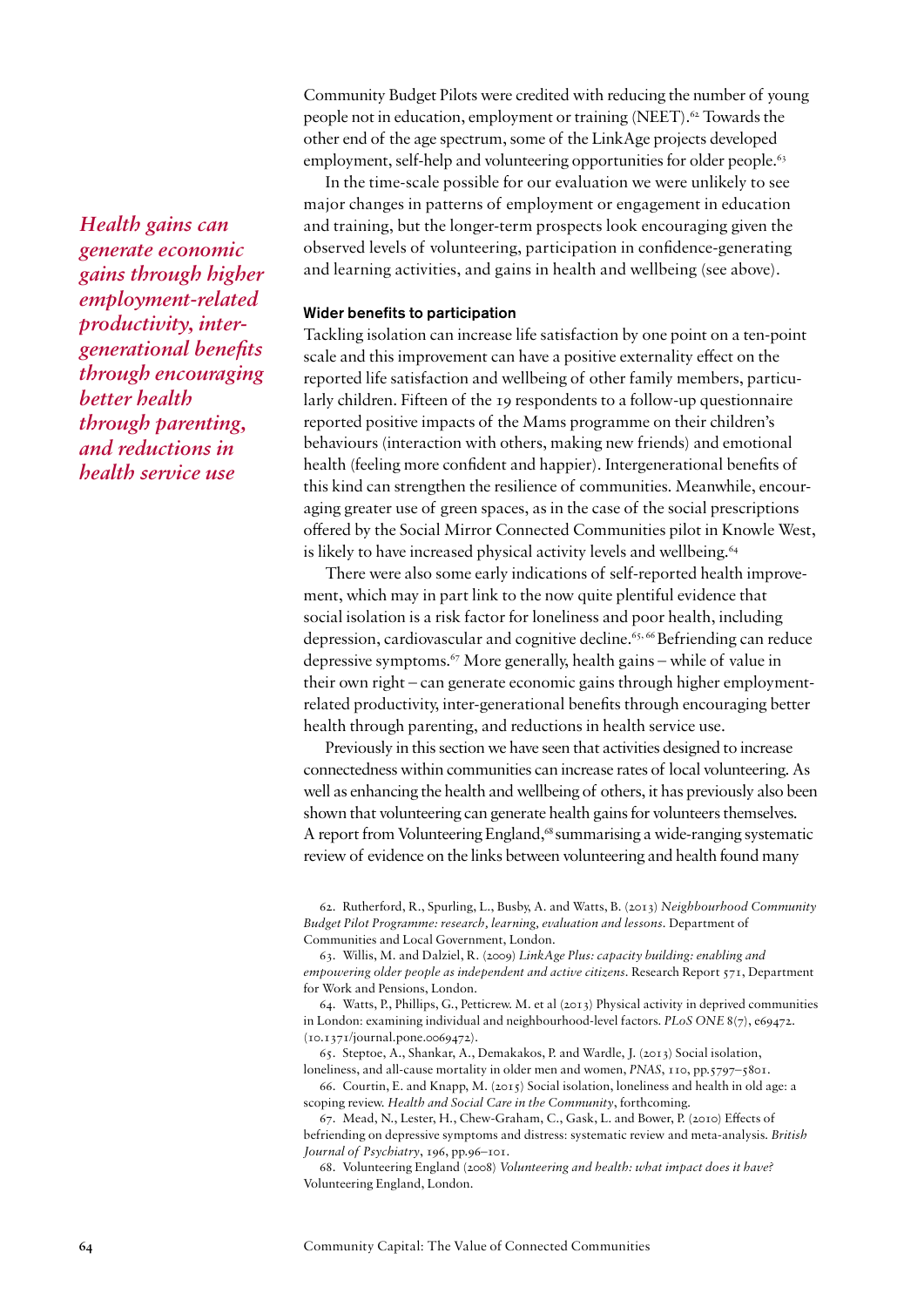Community Budget Pilots were credited with reducing the number of young people not in education, employment or training (NEET).[62] Towards the other end of the age spectrum, some of the LinkAge projects developed employment, self-help and volunteering opportunities for older people.[63]

In the time-scale possible for our evaluation we were unlikely to see major changes in patterns of employment or engagement in education and training, but the longer-term prospects look encouraging given the observed levels of volunteering, participation in confidence-generating and learning activities, and gains in health and wellbeing (see above).

*Health gains can generate economic gains through higher employment-related productivity, inter-generational benefits through encouraging better health through parenting, and reductions in health service use*

#### Wider benefits to participation

Tackling isolation can increase life satisfaction by one point on a ten-point scale and this improvement can have a positive externality effect on the reported life satisfaction and wellbeing of other family members, particularly children. Fifteen of the 19 respondents to a follow-up questionnaire reported positive impacts of the Mams programme on their children's behaviours (interaction with others, making new friends) and emotional health (feeling more confident and happier). Intergenerational benefits of this kind can strengthen the resilience of communities. Meanwhile, encouraging greater use of green spaces, as in the case of the social prescriptions offered by the Social Mirror Connected Communities pilot in Knowle West, is likely to have increased physical activity levels and wellbeing.[64]

There were also some early indications of self-reported health improvement, which may in part link to the now quite plentiful evidence that social isolation is a risk factor for loneliness and poor health, including depression, cardiovascular and cognitive decline.[65, 66] Befriending can reduce depressive symptoms.[67] More generally, health gains – while of value in their own right – can generate economic gains through higher employment-related productivity, inter-generational benefits through encouraging better health through parenting, and reductions in health service use.

Previously in this section we have seen that activities designed to increase connectedness within communities can increase rates of local volunteering. As well as enhancing the health and wellbeing of others, it has previously also been shown that volunteering can generate health gains for volunteers themselves. A report from Volunteering England,[68] summarising a wide-ranging systematic review of evidence on the links between volunteering and health found many

62. Rutherford, R., Spurling, L., Busby, A. and Watts, B. (2013) *Neighbourhood Community Budget Pilot Programme: research, learning, evaluation and lessons*. Department of Communities and Local Government, London.

63. Willis, M. and Dalziel, R. (2009) *LinkAge Plus: capacity building: enabling and empowering older people as independent and active citizens*. Research Report 571, Department for Work and Pensions, London.

64. Watts, P., Phillips, G., Petticrew. M. et al (2013) Physical activity in deprived communities in London: examining individual and neighbourhood-level factors. *PLoS ONE* 8(7), e69472. (10.1371/journal.pone.0069472).

65. Steptoe, A., Shankar, A., Demakakos, P. and Wardle, J. (2013) Social isolation, loneliness, and all-cause mortality in older men and women, *PNAS*, 110, pp.5797–5801.

66. Courtin, E. and Knapp, M. (2015) Social isolation, loneliness and health in old age: a scoping review. *Health and Social Care in the Community*, forthcoming.

67. Mead, N., Lester, H., Chew-Graham, C., Gask, L. and Bower, P. (2010) Effects of befriending on depressive symptoms and distress: systematic review and meta-analysis. *British Journal of Psychiatry*, 196, pp.96–101.

68. Volunteering England (2008) *Volunteering and health: what impact does it have?* Volunteering England, London.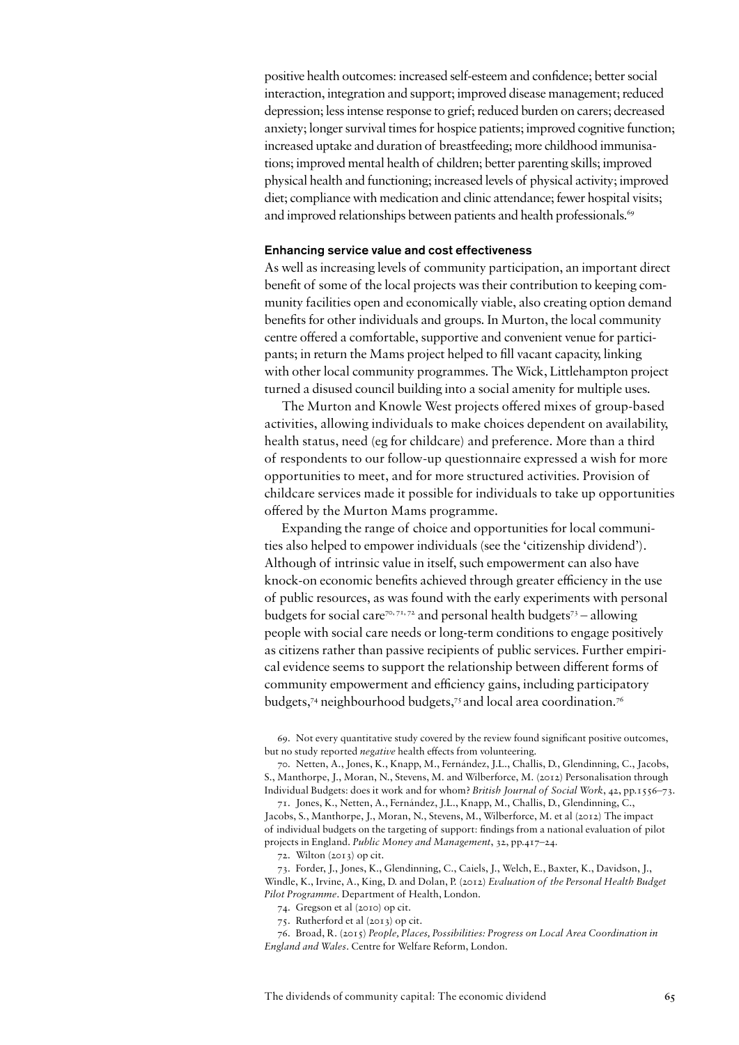positive health outcomes: increased self-esteem and confidence; better social interaction, integration and support; improved disease management; reduced depression; less intense response to grief; reduced burden on carers; decreased anxiety; longer survival times for hospice patients; improved cognitive function; increased uptake and duration of breastfeeding; more childhood immunisations; improved mental health of children; better parenting skills; improved physical health and functioning; increased levels of physical activity; improved diet; compliance with medication and clinic attendance; fewer hospital visits; and improved relationships between patients and health professionals.[69]

### Enhancing service value and cost effectiveness

As well as increasing levels of community participation, an important direct benefit of some of the local projects was their contribution to keeping community facilities open and economically viable, also creating option demand benefits for other individuals and groups. In Murton, the local community centre offered a comfortable, supportive and convenient venue for participants; in return the Mams project helped to fill vacant capacity, linking with other local community programmes. The Wick, Littlehampton project turned a disused council building into a social amenity for multiple uses.

The Murton and Knowle West projects offered mixes of group-based activities, allowing individuals to make choices dependent on availability, health status, need (eg for childcare) and preference. More than a third of respondents to our follow-up questionnaire expressed a wish for more opportunities to meet, and for more structured activities. Provision of childcare services made it possible for individuals to take up opportunities offered by the Murton Mams programme.

Expanding the range of choice and opportunities for local communities also helped to empower individuals (see the 'citizenship dividend'). Although of intrinsic value in itself, such empowerment can also have knock-on economic benefits achieved through greater efficiency in the use of public resources, as was found with the early experiments with personal budgets for social care[70, 71, 72] and personal health budgets[73] – allowing people with social care needs or long-term conditions to engage positively as citizens rather than passive recipients of public services. Further empirical evidence seems to support the relationship between different forms of community empowerment and efficiency gains, including participatory budgets,[74] neighbourhood budgets,[75] and local area coordination.[76]

69. Not every quantitative study covered by the review found significant positive outcomes, but no study reported *negative* health effects from volunteering.

70. Netten, A., Jones, K., Knapp, M., Fernández, J.L., Challis, D., Glendinning, C., Jacobs, S., Manthorpe, J., Moran, N., Stevens, M. and Wilberforce, M. (2012) Personalisation through Individual Budgets: does it work and for whom? *British Journal of Social Work*, 42, pp.1556–73.

71. Jones, K., Netten, A., Fernández, J.L., Knapp, M., Challis, D., Glendinning, C., Jacobs, S., Manthorpe, J., Moran, N., Stevens, M., Wilberforce, M. et al (2012) The impact of individual budgets on the targeting of support: findings from a national evaluation of pilot projects in England. *Public Money and Management*, 32, pp.417–24.

72. Wilton (2013) op cit.

73. Forder, J., Jones, K., Glendinning, C., Caiels, J., Welch, E., Baxter, K., Davidson, J., Windle, K., Irvine, A., King, D. and Dolan, P. (2012) *Evaluation of the Personal Health Budget Pilot Programme*. Department of Health, London.

74. Gregson et al (2010) op cit.

75. Rutherford et al (2013) op cit.

76. Broad, R. (2015) *People, Places, Possibilities: Progress on Local Area Coordination in England and Wales*. Centre for Welfare Reform, London.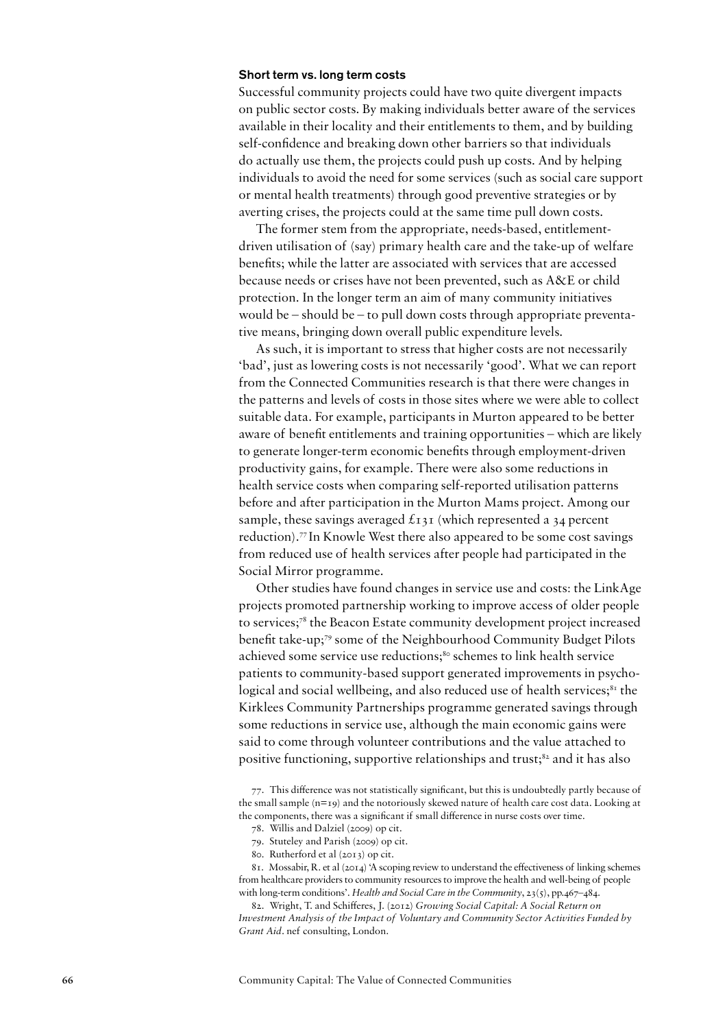### Short term vs. long term costs

Successful community projects could have two quite divergent impacts on public sector costs. By making individuals better aware of the services available in their locality and their entitlements to them, and by building self-confidence and breaking down other barriers so that individuals do actually use them, the projects could push up costs. And by helping individuals to avoid the need for some services (such as social care support or mental health treatments) through good preventive strategies or by averting crises, the projects could at the same time pull down costs.

The former stem from the appropriate, needs-based, entitlement-driven utilisation of (say) primary health care and the take-up of welfare benefits; while the latter are associated with services that are accessed because needs or crises have not been prevented, such as A&E or child protection. In the longer term an aim of many community initiatives would be – should be – to pull down costs through appropriate preventative means, bringing down overall public expenditure levels.

As such, it is important to stress that higher costs are not necessarily 'bad', just as lowering costs is not necessarily 'good'. What we can report from the Connected Communities research is that there were changes in the patterns and levels of costs in those sites where we were able to collect suitable data. For example, participants in Murton appeared to be better aware of benefit entitlements and training opportunities – which are likely to generate longer-term economic benefits through employment-driven productivity gains, for example. There were also some reductions in health service costs when comparing self-reported utilisation patterns before and after participation in the Murton Mams project. Among our sample, these savings averaged £131 (which represented a 34 percent reduction).[77] In Knowle West there also appeared to be some cost savings from reduced use of health services after people had participated in the Social Mirror programme.

Other studies have found changes in service use and costs: the LinkAge projects promoted partnership working to improve access of older people to services;[78] the Beacon Estate community development project increased benefit take-up;[79] some of the Neighbourhood Community Budget Pilots achieved some service use reductions;[80] schemes to link health service patients to community-based support generated improvements in psychological and social wellbeing, and also reduced use of health services;[81] the Kirklees Community Partnerships programme generated savings through some reductions in service use, although the main economic gains were said to come through volunteer contributions and the value attached to positive functioning, supportive relationships and trust;[82] and it has also

77. This difference was not statistically significant, but this is undoubtedly partly because of the small sample (n=19) and the notoriously skewed nature of health care cost data. Looking at the components, there was a significant if small difference in nurse costs over time.

78. Willis and Dalziel (2009) op cit.

79. Stuteley and Parish (2009) op cit.

80. Rutherford et al (2013) op cit.

81. Mossabir, R. et al (2014) 'A scoping review to understand the effectiveness of linking schemes from healthcare providers to community resources to improve the health and well-being of people with long-term conditions'. *Health and Social Care in the Community*, 23(5), pp.467–484.

82. Wright, T. and Schifferes, J. (2012) *Growing Social Capital: A Social Return on Investment Analysis of the Impact of Voluntary and Community Sector Activities Funded by Grant Aid*. nef consulting, London.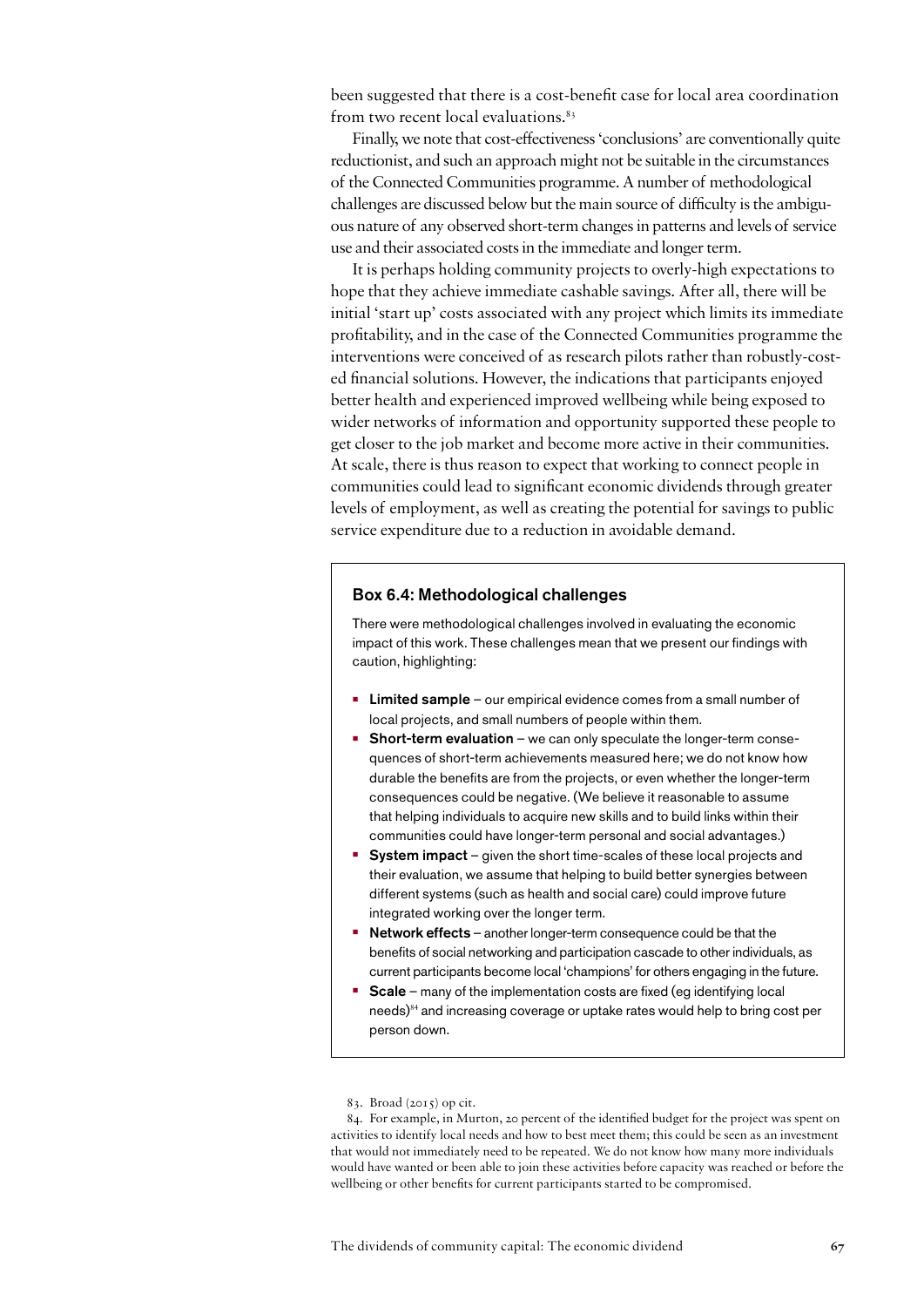been suggested that there is a cost-benefit case for local area coordination from two recent local evaluations.[83]

Finally, we note that cost-effectiveness 'conclusions' are conventionally quite reductionist, and such an approach might not be suitable in the circumstances of the Connected Communities programme. A number of methodological challenges are discussed below but the main source of difficulty is the ambiguous nature of any observed short-term changes in patterns and levels of service use and their associated costs in the immediate and longer term.

It is perhaps holding community projects to overly-high expectations to hope that they achieve immediate cashable savings. After all, there will be initial 'start up' costs associated with any project which limits its immediate profitability, and in the case of the Connected Communities programme the interventions were conceived of as research pilots rather than robustly-costed financial solutions. However, the indications that participants enjoyed better health and experienced improved wellbeing while being exposed to wider networks of information and opportunity supported these people to get closer to the job market and become more active in their communities. At scale, there is thus reason to expect that working to connect people in communities could lead to significant economic dividends through greater levels of employment, as well as creating the potential for savings to public service expenditure due to a reduction in avoidable demand.

### Box 6.4: Methodological challenges

There were methodological challenges involved in evaluating the economic impact of this work. These challenges mean that we present our findings with caution, highlighting:

- **Limited sample** – our empirical evidence comes from a small number of local projects, and small numbers of people within them.
- **Short-term evaluation** – we can only speculate the longer-term consequences of short-term achievements measured here; we do not know how durable the benefits are from the projects, or even whether the longer-term consequences could be negative. (We believe it reasonable to assume that helping individuals to acquire new skills and to build links within their communities could have longer-term personal and social advantages.)
- **System impact** – given the short time-scales of these local projects and their evaluation, we assume that helping to build better synergies between different systems (such as health and social care) could improve future integrated working over the longer term.
- **Network effects** – another longer-term consequence could be that the benefits of social networking and participation cascade to other individuals, as current participants become local 'champions' for others engaging in the future.
- **Scale** – many of the implementation costs are fixed (eg identifying local needs)[84] and increasing coverage or uptake rates would help to bring cost per person down.

83. Broad (2015) op cit.

84. For example, in Murton, 20 percent of the identified budget for the project was spent on activities to identify local needs and how to best meet them; this could be seen as an investment that would not immediately need to be repeated. We do not know how many more individuals would have wanted or been able to join these activities before capacity was reached or before the wellbeing or other benefits for current participants started to be compromised.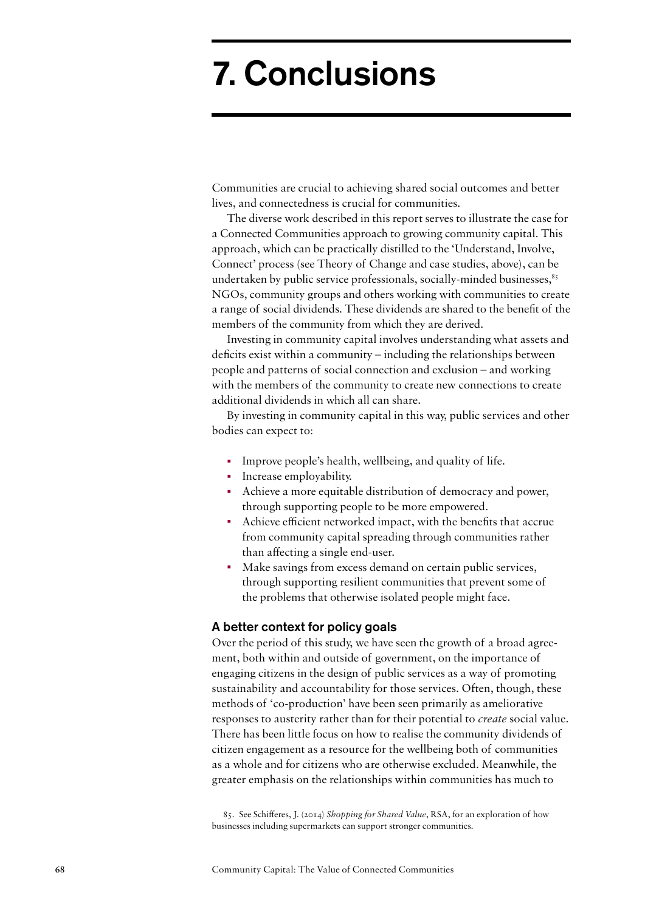# 7. Conclusions

Communities are crucial to achieving shared social outcomes and better lives, and connectedness is crucial for communities.

The diverse work described in this report serves to illustrate the case for a Connected Communities approach to growing community capital. This approach, which can be practically distilled to the 'Understand, Involve, Connect' process (see Theory of Change and case studies, above), can be undertaken by public service professionals, socially-minded businesses,[85] NGOs, community groups and others working with communities to create a range of social dividends. These dividends are shared to the benefit of the members of the community from which they are derived.

Investing in community capital involves understanding what assets and deficits exist within a community – including the relationships between people and patterns of social connection and exclusion – and working with the members of the community to create new connections to create additional dividends in which all can share.

By investing in community capital in this way, public services and other bodies can expect to:

- Improve people's health, wellbeing, and quality of life.
- Increase employability.
- Achieve a more equitable distribution of democracy and power, through supporting people to be more empowered.
- Achieve efficient networked impact, with the benefits that accrue from community capital spreading through communities rather than affecting a single end-user.
- Make savings from excess demand on certain public services, through supporting resilient communities that prevent some of the problems that otherwise isolated people might face.

## A better context for policy goals

Over the period of this study, we have seen the growth of a broad agreement, both within and outside of government, on the importance of engaging citizens in the design of public services as a way of promoting sustainability and accountability for those services. Often, though, these methods of 'co-production' have been seen primarily as ameliorative responses to austerity rather than for their potential to *create* social value. There has been little focus on how to realise the community dividends of citizen engagement as a resource for the wellbeing both of communities as a whole and for citizens who are otherwise excluded. Meanwhile, the greater emphasis on the relationships within communities has much to

85. See Schifferes, J. (2014) *Shopping for Shared Value*, RSA, for an exploration of how businesses including supermarkets can support stronger communities.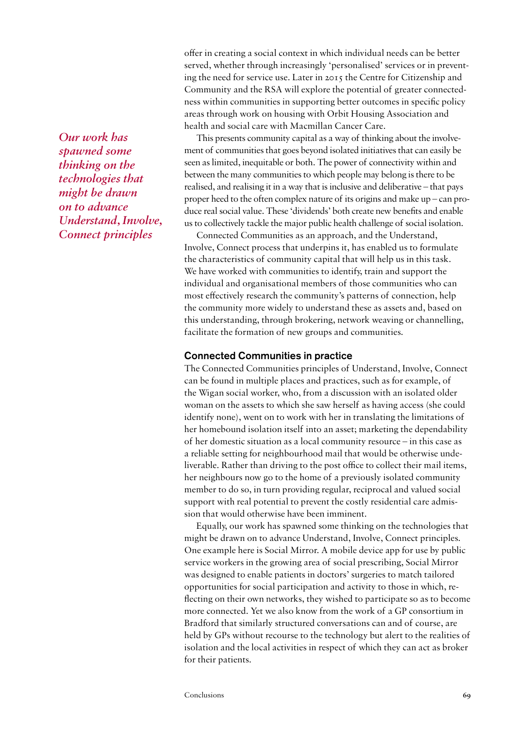offer in creating a social context in which individual needs can be better served, whether through increasingly 'personalised' services or in preventing the need for service use. Later in 2015 the Centre for Citizenship and Community and the RSA will explore the potential of greater connectedness within communities in supporting better outcomes in specific policy areas through work on housing with Orbit Housing Association and health and social care with Macmillan Cancer Care.

*Our work has spawned some thinking on the technologies that might be drawn on to advance Understand, Involve, Connect principles*

This presents community capital as a way of thinking about the involvement of communities that goes beyond isolated initiatives that can easily be seen as limited, inequitable or both. The power of connectivity within and between the many communities to which people may belong is there to be realised, and realising it in a way that is inclusive and deliberative – that pays proper heed to the often complex nature of its origins and make up – can produce real social value. These 'dividends' both create new benefits and enable us to collectively tackle the major public health challenge of social isolation.

Connected Communities as an approach, and the Understand, Involve, Connect process that underpins it, has enabled us to formulate the characteristics of community capital that will help us in this task. We have worked with communities to identify, train and support the individual and organisational members of those communities who can most effectively research the community's patterns of connection, help the community more widely to understand these as assets and, based on this understanding, through brokering, network weaving or channelling, facilitate the formation of new groups and communities.

## Connected Communities in practice

The Connected Communities principles of Understand, Involve, Connect can be found in multiple places and practices, such as for example, of the Wigan social worker, who, from a discussion with an isolated older woman on the assets to which she saw herself as having access (she could identify none), went on to work with her in translating the limitations of her homebound isolation itself into an asset; marketing the dependability of her domestic situation as a local community resource – in this case as a reliable setting for neighbourhood mail that would be otherwise undeliverable. Rather than driving to the post office to collect their mail items, her neighbours now go to the home of a previously isolated community member to do so, in turn providing regular, reciprocal and valued social support with real potential to prevent the costly residential care admission that would otherwise have been imminent.

Equally, our work has spawned some thinking on the technologies that might be drawn on to advance Understand, Involve, Connect principles. One example here is Social Mirror. A mobile device app for use by public service workers in the growing area of social prescribing, Social Mirror was designed to enable patients in doctors' surgeries to match tailored opportunities for social participation and activity to those in which, reflecting on their own networks, they wished to participate so as to become more connected. Yet we also know from the work of a GP consortium in Bradford that similarly structured conversations can and of course, are held by GPs without recourse to the technology but alert to the realities of isolation and the local activities in respect of which they can act as broker for their patients.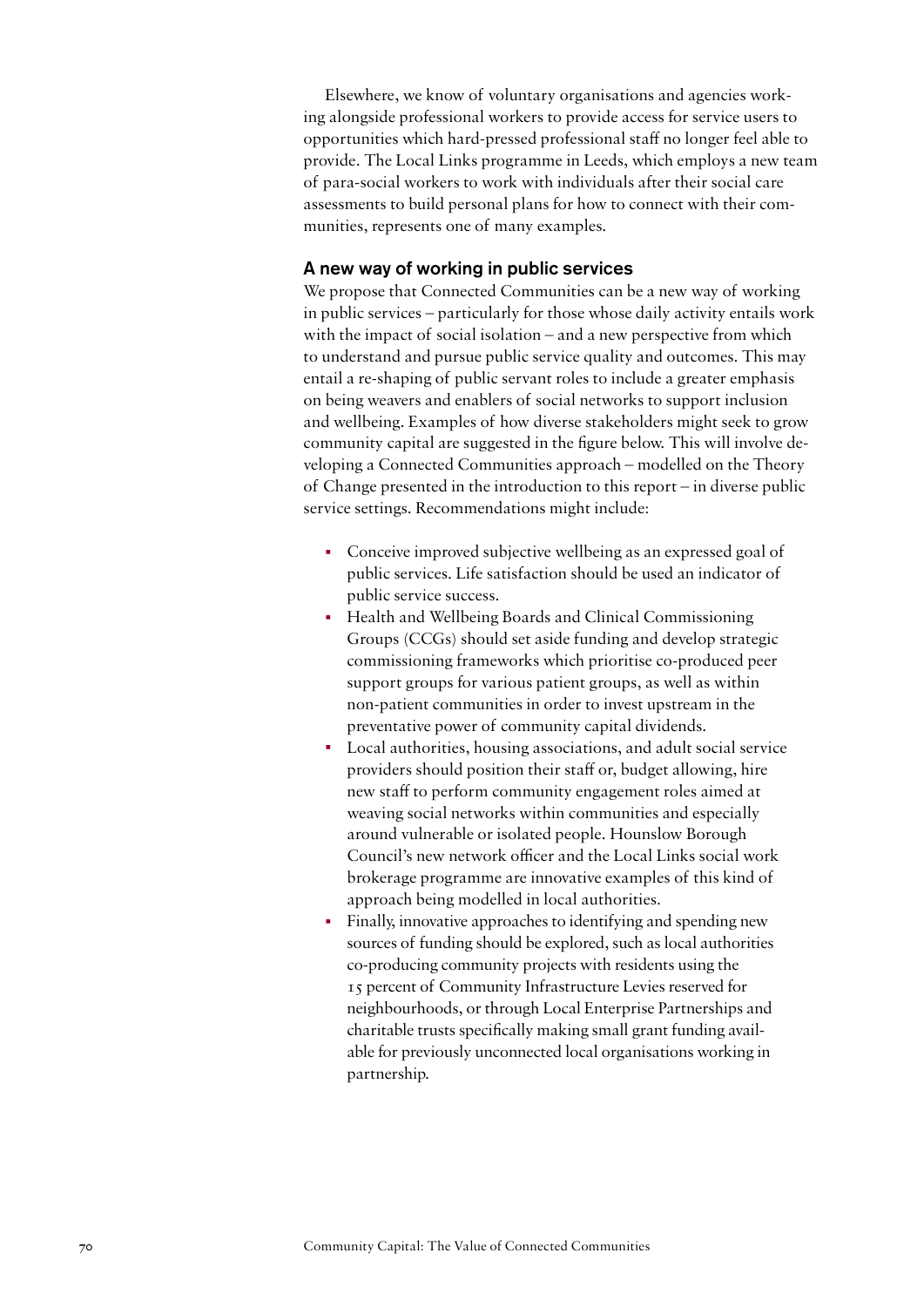Elsewhere, we know of voluntary organisations and agencies working alongside professional workers to provide access for service users to opportunities which hard-pressed professional staff no longer feel able to provide. The Local Links programme in Leeds, which employs a new team of para-social workers to work with individuals after their social care assessments to build personal plans for how to connect with their communities, represents one of many examples.

### A new way of working in public services

We propose that Connected Communities can be a new way of working in public services – particularly for those whose daily activity entails work with the impact of social isolation – and a new perspective from which to understand and pursue public service quality and outcomes. This may entail a re-shaping of public servant roles to include a greater emphasis on being weavers and enablers of social networks to support inclusion and wellbeing. Examples of how diverse stakeholders might seek to grow community capital are suggested in the figure below. This will involve developing a Connected Communities approach – modelled on the Theory of Change presented in the introduction to this report – in diverse public service settings. Recommendations might include:

- Conceive improved subjective wellbeing as an expressed goal of public services. Life satisfaction should be used an indicator of public service success.
- Health and Wellbeing Boards and Clinical Commissioning Groups (CCGs) should set aside funding and develop strategic commissioning frameworks which prioritise co-produced peer support groups for various patient groups, as well as within non-patient communities in order to invest upstream in the preventative power of community capital dividends.
- Local authorities, housing associations, and adult social service providers should position their staff or, budget allowing, hire new staff to perform community engagement roles aimed at weaving social networks within communities and especially around vulnerable or isolated people. Hounslow Borough Council's new network officer and the Local Links social work brokerage programme are innovative examples of this kind of approach being modelled in local authorities.
- Finally, innovative approaches to identifying and spending new sources of funding should be explored, such as local authorities co-producing community projects with residents using the 15 percent of Community Infrastructure Levies reserved for neighbourhoods, or through Local Enterprise Partnerships and charitable trusts specifically making small grant funding available for previously unconnected local organisations working in partnership.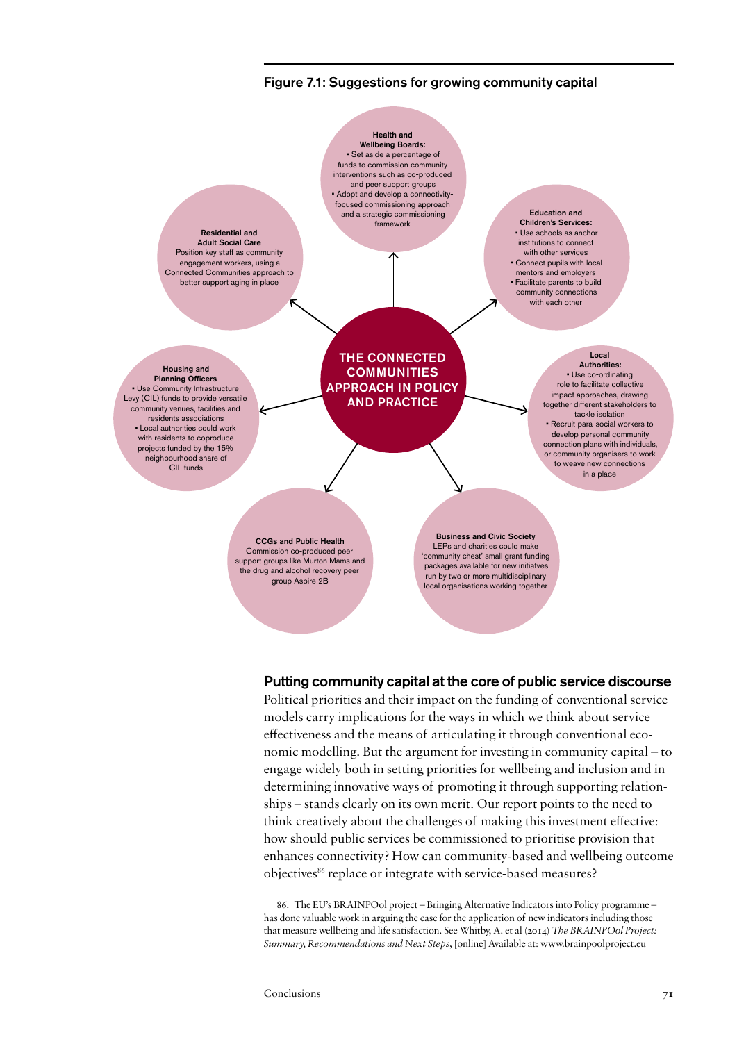### Figure 7.1: Suggestions for growing community capital

**THE CONNECTED COMMUNITIES APPROACH IN POLICY AND PRACTICE**

**Health and Wellbeing Boards:**
- Set aside a percentage of funds to commission community interventions such as co-produced and peer support groups
- Adopt and develop a connectivity-focused commissioning approach and a strategic commissioning framework

**Education and Children's Services:**
- Use schools as anchor institutions to connect with other services
- Connect pupils with local mentors and employers
- Facilitate parents to build community connections with each other

**Local Authorities:**
- Use co-ordinating role to facilitate collective impact approaches, drawing together different stakeholders to tackle isolation
- Recruit para-social workers to develop personal community connection plans with individuals, or community organisers to work to weave new connections in a place

**Business and Civic Society**
LEPs and charities could make 'community chest' small grant funding packages available for new initiatves run by two or more multidisciplinary local organisations working together

**CCGs and Public Health**
Commission co-produced peer support groups like Murton Mams and the drug and alcohol recovery peer group Aspire 2B

**Housing and Planning Officers**
- Use Community Infrastructure Levy (CIL) funds to provide versatile community venues, facilities and residents associations
- Local authorities could work with residents to coproduce projects funded by the 15% neighbourhood share of CIL funds

**Residential and Adult Social Care**
Position key staff as community engagement workers, using a Connected Communities approach to better support aging in place

## Putting community capital at the core of public service discourse

Political priorities and their impact on the funding of conventional service models carry implications for the ways in which we think about service effectiveness and the means of articulating it through conventional economic modelling. But the argument for investing in community capital – to engage widely both in setting priorities for wellbeing and inclusion and in determining innovative ways of promoting it through supporting relationships – stands clearly on its own merit. Our report points to the need to think creatively about the challenges of making this investment effective: how should public services be commissioned to prioritise provision that enhances connectivity? How can community-based and wellbeing outcome objectives[86] replace or integrate with service-based measures?

86. The EU's BRAINPOol project – Bringing Alternative Indicators into Policy programme – has done valuable work in arguing the case for the application of new indicators including those that measure wellbeing and life satisfaction. See Whitby, A. et al (2014) *The BRAINPOol Project: Summary, Recommendations and Next Steps*, [online] Available at: www.brainpoolproject.eu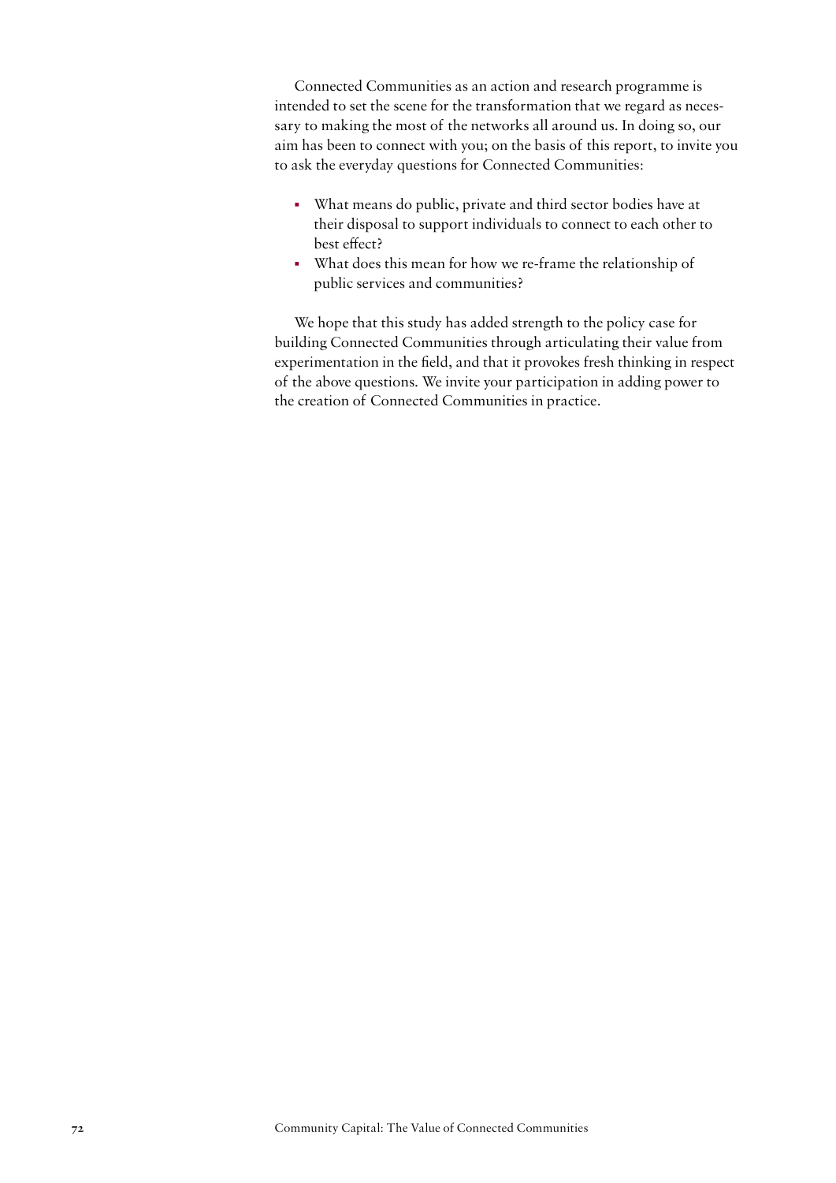Connected Communities as an action and research programme is intended to set the scene for the transformation that we regard as necessary to making the most of the networks all around us. In doing so, our aim has been to connect with you; on the basis of this report, to invite you to ask the everyday questions for Connected Communities:

- What means do public, private and third sector bodies have at their disposal to support individuals to connect to each other to best effect?
- What does this mean for how we re-frame the relationship of public services and communities?

We hope that this study has added strength to the policy case for building Connected Communities through articulating their value from experimentation in the field, and that it provokes fresh thinking in respect of the above questions. We invite your participation in adding power to the creation of Connected Communities in practice.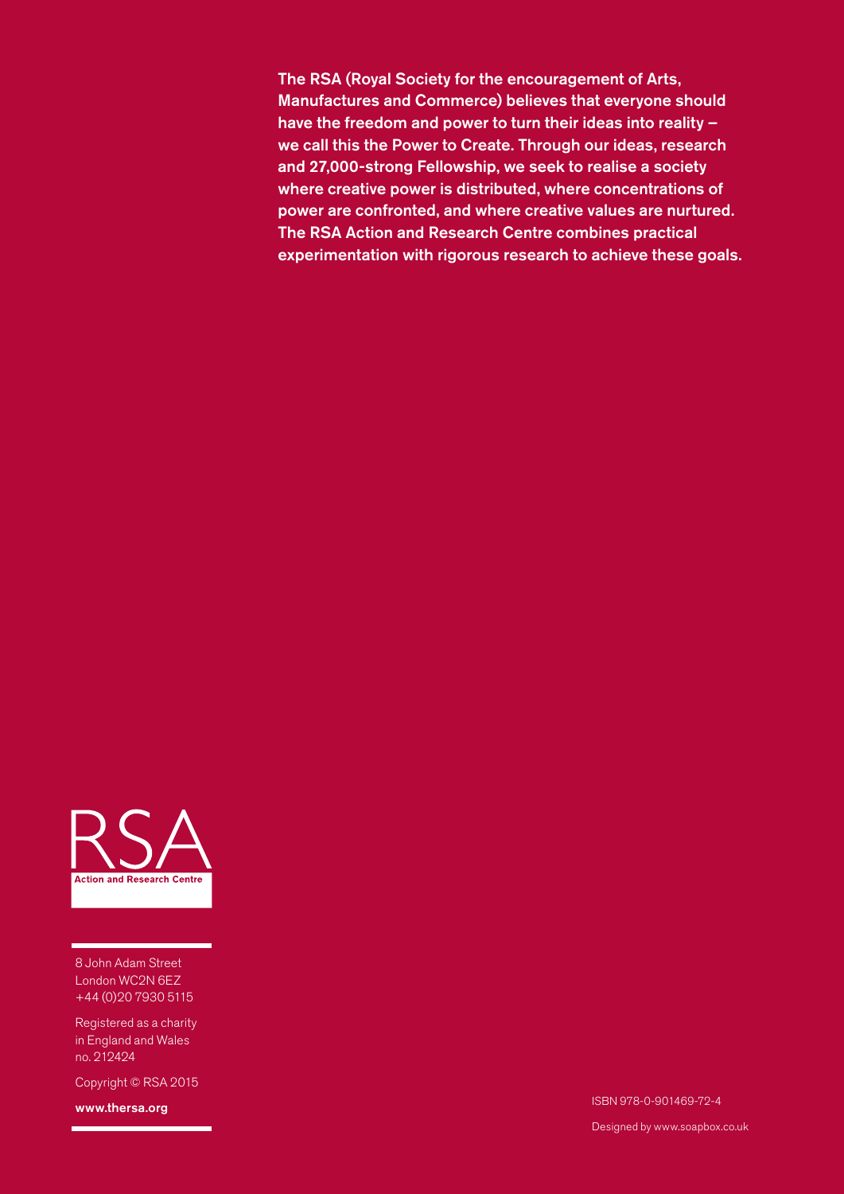**The RSA (Royal Society for the encouragement of Arts, Manufactures and Commerce) believes that everyone should have the freedom and power to turn their ideas into reality – we call this the Power to Create. Through our ideas, research and 27,000-strong Fellowship, we seek to realise a society where creative power is distributed, where concentrations of power are confronted, and where creative values are nurtured. The RSA Action and Research Centre combines practical experimentation with rigorous research to achieve these goals.**

RSA
Action and Research Centre

8 John Adam Street
London WC2N 6EZ
+44 (0)20 7930 5115

Registered as a charity in England and Wales no. 212424

Copyright © RSA 2015

**www.thersa.org**

ISBN 978-0-901469-72-4

Designed by www.soapbox.co.uk